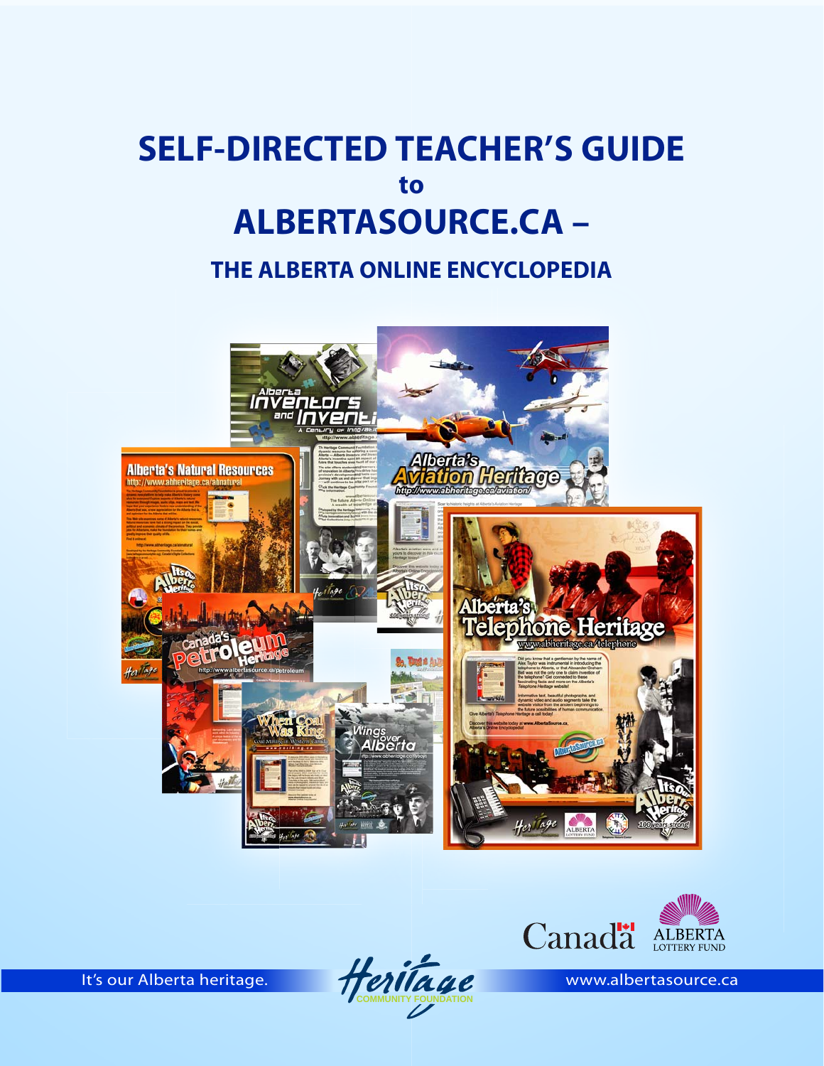# SELF-DIRECTED TEACHER'S GUIDE
## to
# ALBERTASOURCE.CA –
## THE ALBERTA ONLINE ENCYCLOPEDIA

It's our Alberta heritage.

Heritage Community Foundation

www.albertasource.ca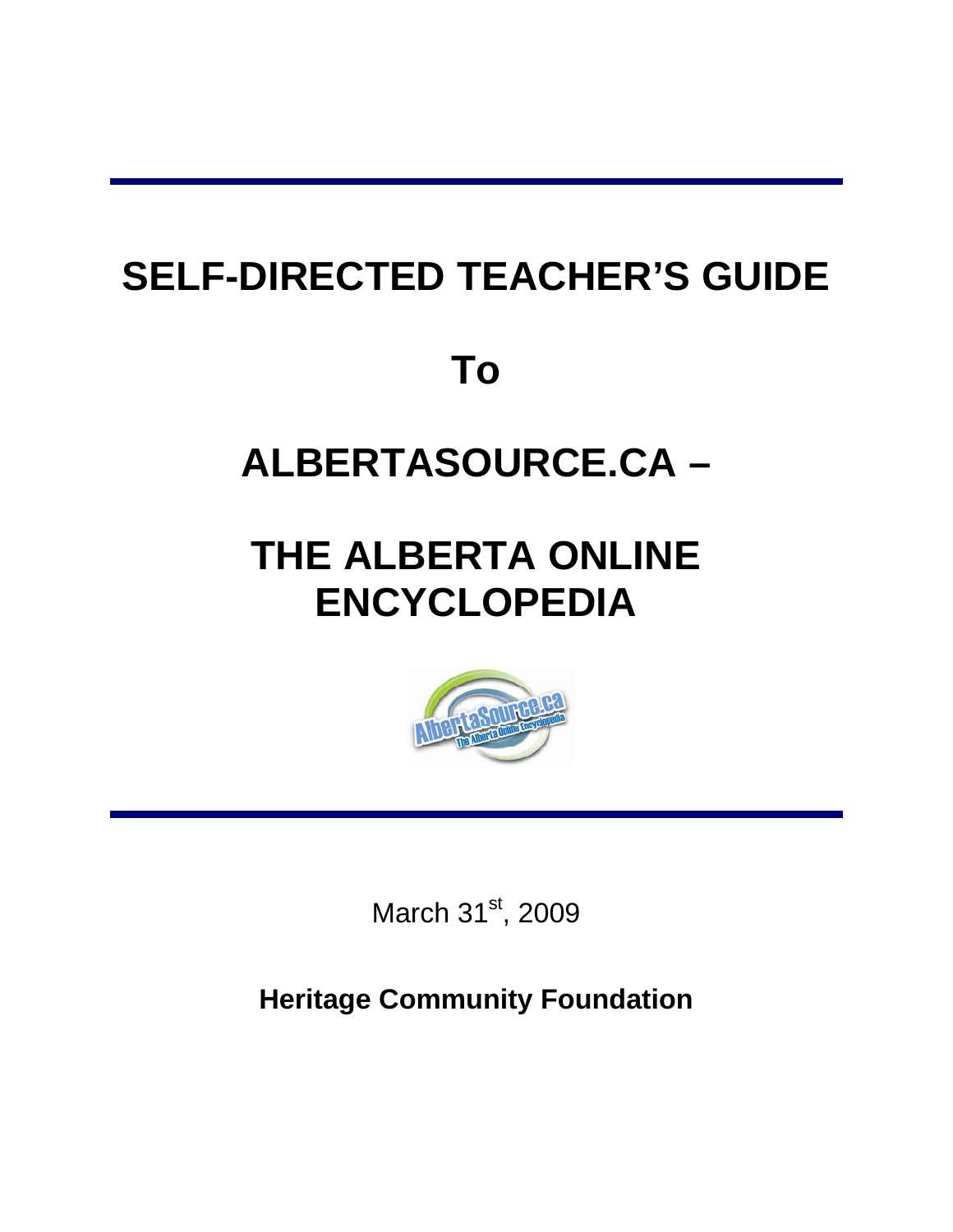# SELF-DIRECTED TEACHER'S GUIDE

# To

# ALBERTASOURCE.CA –

# THE ALBERTA ONLINE ENCYCLOPEDIA

March 31st, 2009

**Heritage Community Foundation**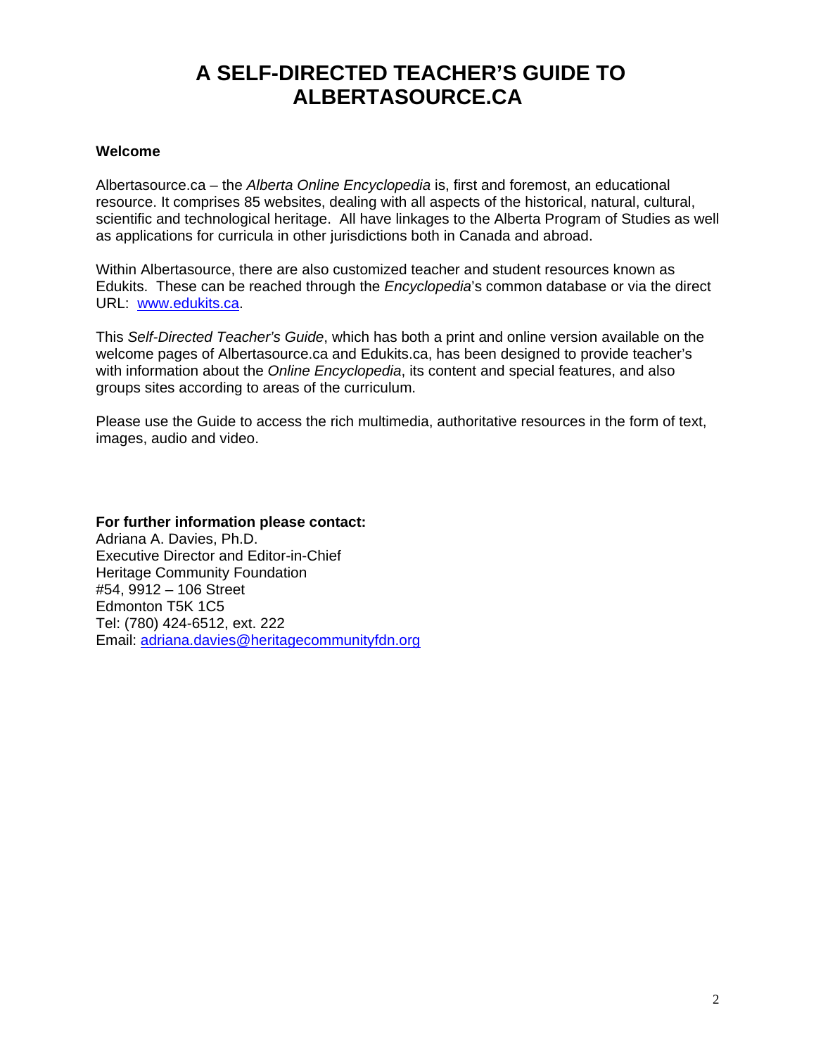# A SELF-DIRECTED TEACHER'S GUIDE TO ALBERTASOURCE.CA

**Welcome**

Albertasource.ca – the *Alberta Online Encyclopedia* is, first and foremost, an educational resource. It comprises 85 websites, dealing with all aspects of the historical, natural, cultural, scientific and technological heritage. All have linkages to the Alberta Program of Studies as well as applications for curricula in other jurisdictions both in Canada and abroad.

Within Albertasource, there are also customized teacher and student resources known as Edukits. These can be reached through the *Encyclopedia*'s common database or via the direct URL: www.edukits.ca.

This *Self-Directed Teacher's Guide*, which has both a print and online version available on the welcome pages of Albertasource.ca and Edukits.ca, has been designed to provide teacher's with information about the *Online Encyclopedia*, its content and special features, and also groups sites according to areas of the curriculum.

Please use the Guide to access the rich multimedia, authoritative resources in the form of text, images, audio and video.

**For further information please contact:**
Adriana A. Davies, Ph.D.
Executive Director and Editor-in-Chief
Heritage Community Foundation
#54, 9912 – 106 Street
Edmonton T5K 1C5
Tel: (780) 424-6512, ext. 222
Email: adriana.davies@heritagecommunityfdn.org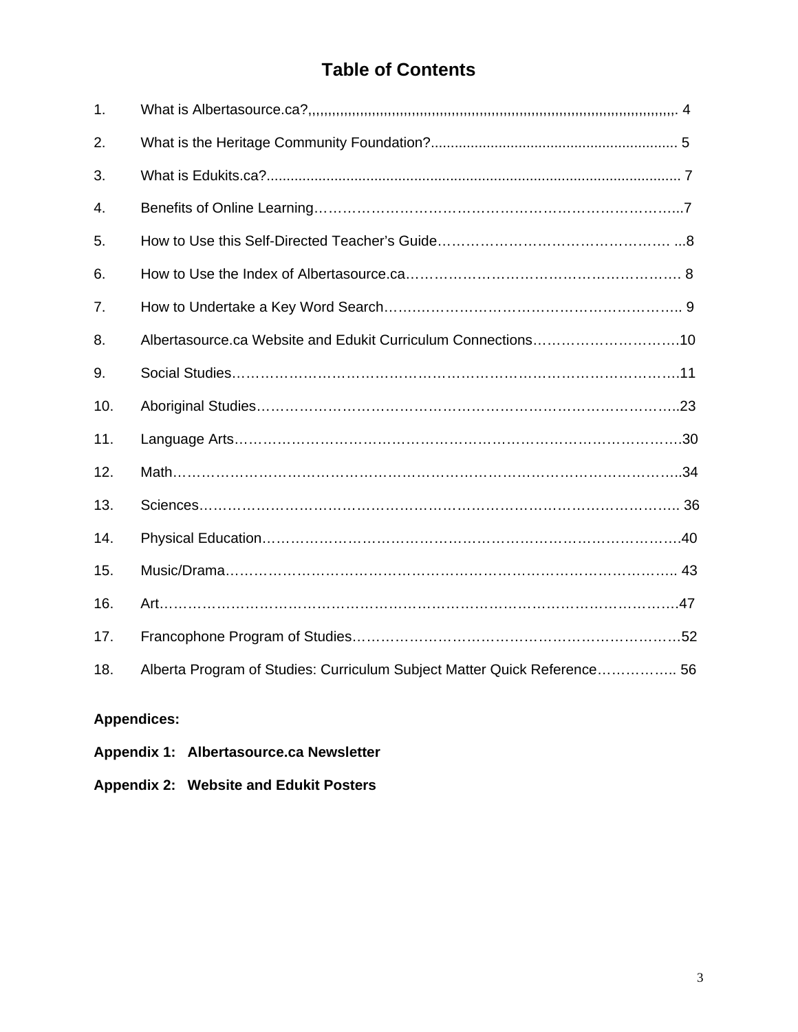# Table of Contents

1. What is Albertasource.ca?,,,,,,,,,,,,,,,,,,,,,,,,,,,,,,,,,,,,,,,,,,,,,,,,,,,,,,,,,,,,,,,,,,,,,,,,,,,,,,,,,,,,,,,,,,,,,,,,,,,,,,,. 4
2. What is the Heritage Community Foundation?............................................................ 5
3. What is Edukits.ca?...................................................................................................... 7
4. Benefits of Online Learning…………………………………………………………………...7
5. How to Use this Self-Directed Teacher's Guide………………………………………… ...8
6. How to Use the Index of Albertasource.ca………………………………………………. 8
7. How to Undertake a Key Word Search……………………………………………………. 9
8. Albertasource.ca Website and Edukit Curriculum Connections………………………….10
9. Social Studies……………………………………………………………………………….11
10. Aboriginal Studies…………………………………………………………………………..23
11. Language Arts………………………………………………………………………………30
12. Math…………………………………………………………………………………………..34
13. Sciences…………………………………………………………………………………….. 36
14. Physical Education…………………………………………………………………………40
15. Music/Drama……………………………………………………………………………….. 43
16. Art……………………………………………………………………………………………47
17. Francophone Program of Studies…………………………………………………………52
18. Alberta Program of Studies: Curriculum Subject Matter Quick Reference…………….. 56

**Appendices:**

**Appendix 1: Albertasource.ca Newsletter**

**Appendix 2: Website and Edukit Posters**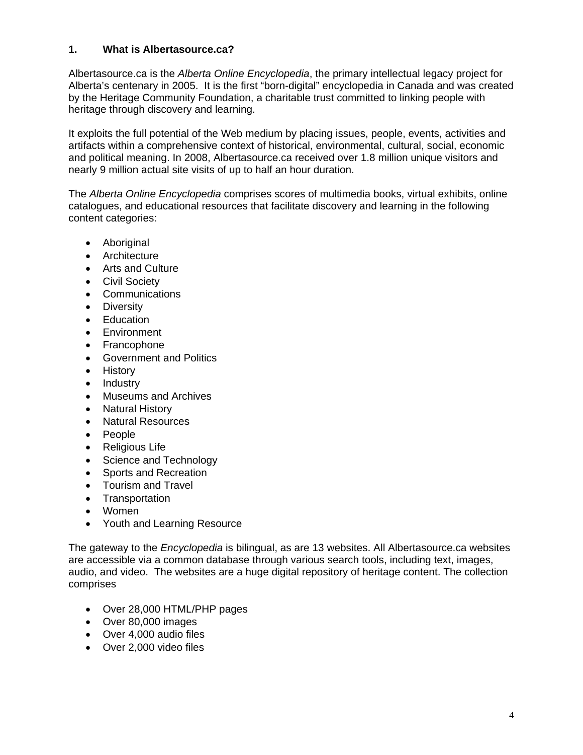## 1. What is Albertasource.ca?

Albertasource.ca is the *Alberta Online Encyclopedia*, the primary intellectual legacy project for Alberta's centenary in 2005. It is the first "born-digital" encyclopedia in Canada and was created by the Heritage Community Foundation, a charitable trust committed to linking people with heritage through discovery and learning.

It exploits the full potential of the Web medium by placing issues, people, events, activities and artifacts within a comprehensive context of historical, environmental, cultural, social, economic and political meaning. In 2008, Albertasource.ca received over 1.8 million unique visitors and nearly 9 million actual site visits of up to half an hour duration.

The *Alberta Online Encyclopedia* comprises scores of multimedia books, virtual exhibits, online catalogues, and educational resources that facilitate discovery and learning in the following content categories:

- Aboriginal
- Architecture
- Arts and Culture
- Civil Society
- Communications
- Diversity
- Education
- Environment
- Francophone
- Government and Politics
- History
- Industry
- Museums and Archives
- Natural History
- Natural Resources
- People
- Religious Life
- Science and Technology
- Sports and Recreation
- Tourism and Travel
- Transportation
- Women
- Youth and Learning Resource

The gateway to the *Encyclopedia* is bilingual, as are 13 websites. All Albertasource.ca websites are accessible via a common database through various search tools, including text, images, audio, and video. The websites are a huge digital repository of heritage content. The collection comprises

- Over 28,000 HTML/PHP pages
- Over 80,000 images
- Over 4,000 audio files
- Over 2,000 video files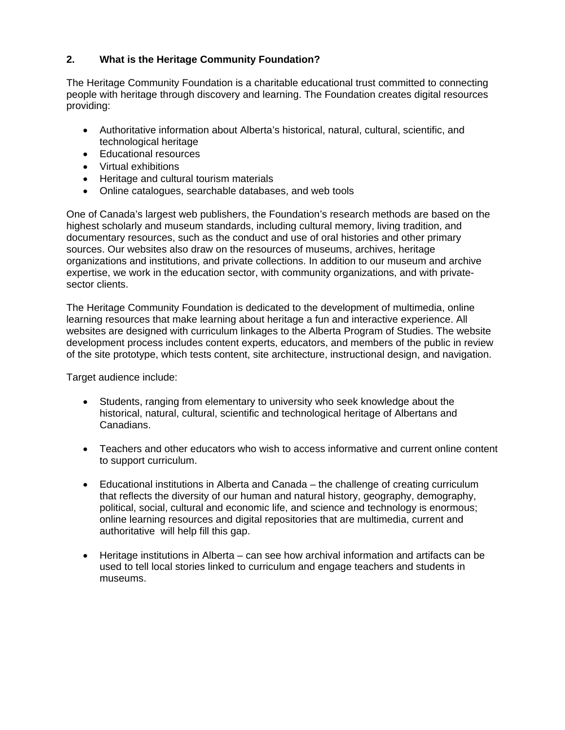## 2. What is the Heritage Community Foundation?

The Heritage Community Foundation is a charitable educational trust committed to connecting people with heritage through discovery and learning. The Foundation creates digital resources providing:

- Authoritative information about Alberta's historical, natural, cultural, scientific, and technological heritage
- Educational resources
- Virtual exhibitions
- Heritage and cultural tourism materials
- Online catalogues, searchable databases, and web tools

One of Canada's largest web publishers, the Foundation's research methods are based on the highest scholarly and museum standards, including cultural memory, living tradition, and documentary resources, such as the conduct and use of oral histories and other primary sources. Our websites also draw on the resources of museums, archives, heritage organizations and institutions, and private collections. In addition to our museum and archive expertise, we work in the education sector, with community organizations, and with private-sector clients.

The Heritage Community Foundation is dedicated to the development of multimedia, online learning resources that make learning about heritage a fun and interactive experience. All websites are designed with curriculum linkages to the Alberta Program of Studies. The website development process includes content experts, educators, and members of the public in review of the site prototype, which tests content, site architecture, instructional design, and navigation.

Target audience include:

- Students, ranging from elementary to university who seek knowledge about the historical, natural, cultural, scientific and technological heritage of Albertans and Canadians.

- Teachers and other educators who wish to access informative and current online content to support curriculum.

- Educational institutions in Alberta and Canada – the challenge of creating curriculum that reflects the diversity of our human and natural history, geography, demography, political, social, cultural and economic life, and science and technology is enormous; online learning resources and digital repositories that are multimedia, current and authoritative will help fill this gap.

- Heritage institutions in Alberta – can see how archival information and artifacts can be used to tell local stories linked to curriculum and engage teachers and students in museums.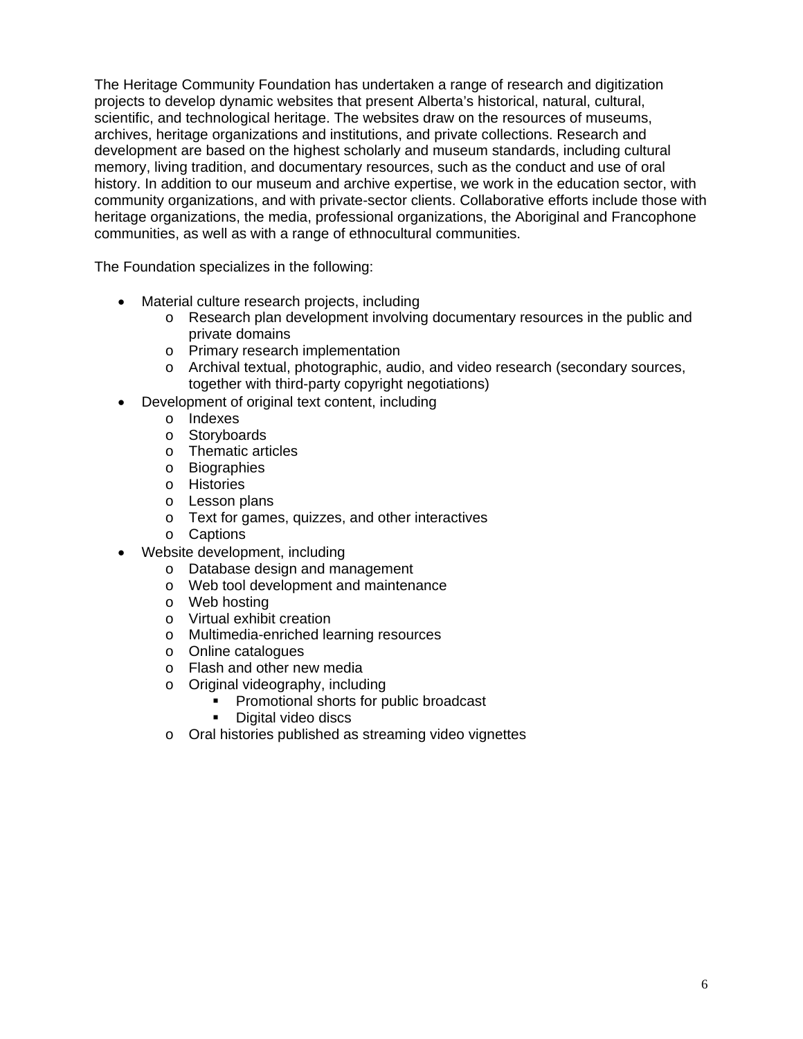The Heritage Community Foundation has undertaken a range of research and digitization projects to develop dynamic websites that present Alberta's historical, natural, cultural, scientific, and technological heritage. The websites draw on the resources of museums, archives, heritage organizations and institutions, and private collections. Research and development are based on the highest scholarly and museum standards, including cultural memory, living tradition, and documentary resources, such as the conduct and use of oral history. In addition to our museum and archive expertise, we work in the education sector, with community organizations, and with private-sector clients. Collaborative efforts include those with heritage organizations, the media, professional organizations, the Aboriginal and Francophone communities, as well as with a range of ethnocultural communities.

The Foundation specializes in the following:

- Material culture research projects, including
  - Research plan development involving documentary resources in the public and private domains
  - Primary research implementation
  - Archival textual, photographic, audio, and video research (secondary sources, together with third-party copyright negotiations)
- Development of original text content, including
  - Indexes
  - Storyboards
  - Thematic articles
  - Biographies
  - Histories
  - Lesson plans
  - Text for games, quizzes, and other interactives
  - Captions
- Website development, including
  - Database design and management
  - Web tool development and maintenance
  - Web hosting
  - Virtual exhibit creation
  - Multimedia-enriched learning resources
  - Online catalogues
  - Flash and other new media
  - Original videography, including
    - Promotional shorts for public broadcast
    - Digital video discs
  - Oral histories published as streaming video vignettes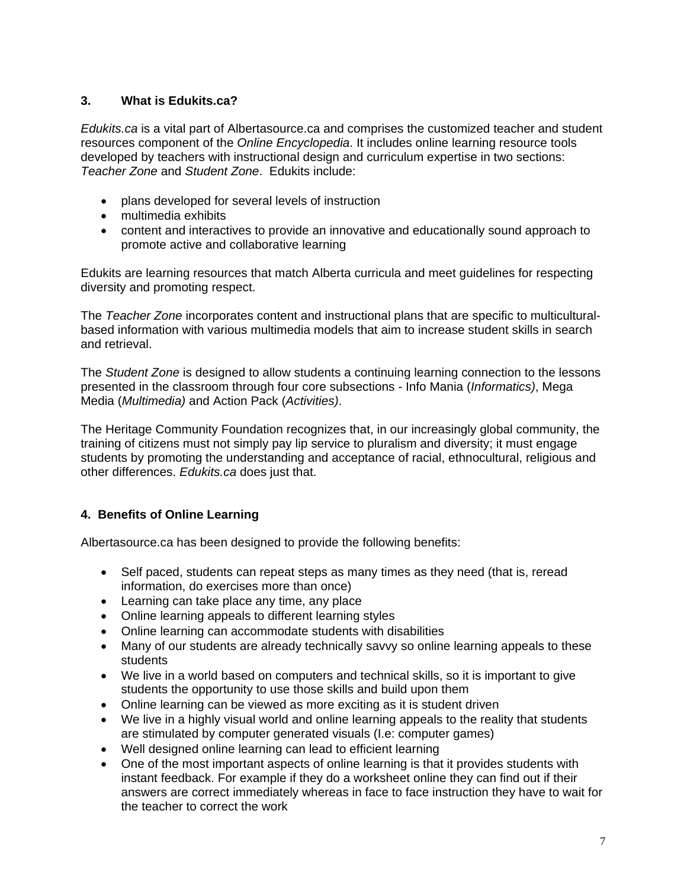## 3. What is Edukits.ca?

*Edukits.ca* is a vital part of Albertasource.ca and comprises the customized teacher and student resources component of the *Online Encyclopedia*. It includes online learning resource tools developed by teachers with instructional design and curriculum expertise in two sections: *Teacher Zone* and *Student Zone*. Edukits include:

- plans developed for several levels of instruction
- multimedia exhibits
- content and interactives to provide an innovative and educationally sound approach to promote active and collaborative learning

Edukits are learning resources that match Alberta curricula and meet guidelines for respecting diversity and promoting respect.

The *Teacher Zone* incorporates content and instructional plans that are specific to multicultural-based information with various multimedia models that aim to increase student skills in search and retrieval.

The *Student Zone* is designed to allow students a continuing learning connection to the lessons presented in the classroom through four core subsections - Info Mania (*Informatics)*, Mega Media (*Multimedia)* and Action Pack (*Activities)*.

The Heritage Community Foundation recognizes that, in our increasingly global community, the training of citizens must not simply pay lip service to pluralism and diversity; it must engage students by promoting the understanding and acceptance of racial, ethnocultural, religious and other differences. *Edukits.ca* does just that.

## 4. Benefits of Online Learning

Albertasource.ca has been designed to provide the following benefits:

- Self paced, students can repeat steps as many times as they need (that is, reread information, do exercises more than once)
- Learning can take place any time, any place
- Online learning appeals to different learning styles
- Online learning can accommodate students with disabilities
- Many of our students are already technically savvy so online learning appeals to these students
- We live in a world based on computers and technical skills, so it is important to give students the opportunity to use those skills and build upon them
- Online learning can be viewed as more exciting as it is student driven
- We live in a highly visual world and online learning appeals to the reality that students are stimulated by computer generated visuals (I.e: computer games)
- Well designed online learning can lead to efficient learning
- One of the most important aspects of online learning is that it provides students with instant feedback. For example if they do a worksheet online they can find out if their answers are correct immediately whereas in face to face instruction they have to wait for the teacher to correct the work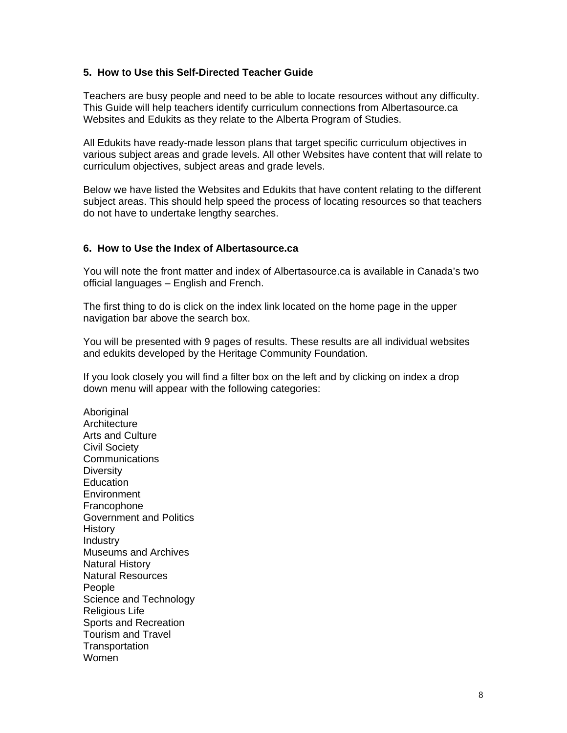## 5. How to Use this Self-Directed Teacher Guide

Teachers are busy people and need to be able to locate resources without any difficulty. This Guide will help teachers identify curriculum connections from Albertasource.ca Websites and Edukits as they relate to the Alberta Program of Studies.

All Edukits have ready-made lesson plans that target specific curriculum objectives in various subject areas and grade levels. All other Websites have content that will relate to curriculum objectives, subject areas and grade levels.

Below we have listed the Websites and Edukits that have content relating to the different subject areas. This should help speed the process of locating resources so that teachers do not have to undertake lengthy searches.

## 6. How to Use the Index of Albertasource.ca

You will note the front matter and index of Albertasource.ca is available in Canada's two official languages – English and French.

The first thing to do is click on the index link located on the home page in the upper navigation bar above the search box.

You will be presented with 9 pages of results. These results are all individual websites and edukits developed by the Heritage Community Foundation.

If you look closely you will find a filter box on the left and by clicking on index a drop down menu will appear with the following categories:

Aboriginal
Architecture
Arts and Culture
Civil Society
Communications
Diversity
Education
Environment
Francophone
Government and Politics
History
Industry
Museums and Archives
Natural History
Natural Resources
People
Science and Technology
Religious Life
Sports and Recreation
Tourism and Travel
Transportation
Women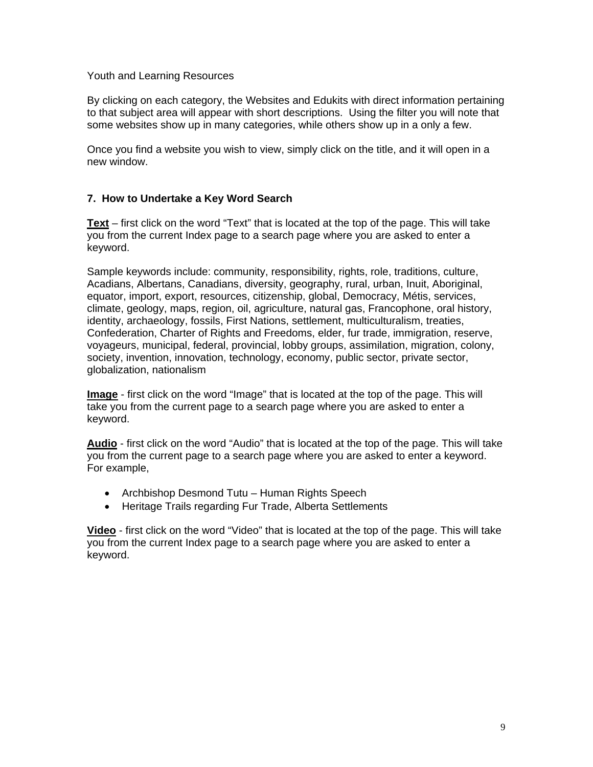Youth and Learning Resources

By clicking on each category, the Websites and Edukits with direct information pertaining to that subject area will appear with short descriptions. Using the filter you will note that some websites show up in many categories, while others show up in a only a few.

Once you find a website you wish to view, simply click on the title, and it will open in a new window.

### 7. How to Undertake a Key Word Search

**Text** – first click on the word "Text" that is located at the top of the page. This will take you from the current Index page to a search page where you are asked to enter a keyword.

Sample keywords include: community, responsibility, rights, role, traditions, culture, Acadians, Albertans, Canadians, diversity, geography, rural, urban, Inuit, Aboriginal, equator, import, export, resources, citizenship, global, Democracy, Métis, services, climate, geology, maps, region, oil, agriculture, natural gas, Francophone, oral history, identity, archaeology, fossils, First Nations, settlement, multiculturalism, treaties, Confederation, Charter of Rights and Freedoms, elder, fur trade, immigration, reserve, voyageurs, municipal, federal, provincial, lobby groups, assimilation, migration, colony, society, invention, innovation, technology, economy, public sector, private sector, globalization, nationalism

**Image** - first click on the word "Image" that is located at the top of the page. This will take you from the current page to a search page where you are asked to enter a keyword.

**Audio** - first click on the word "Audio" that is located at the top of the page. This will take you from the current page to a search page where you are asked to enter a keyword. For example,

- Archbishop Desmond Tutu – Human Rights Speech
- Heritage Trails regarding Fur Trade, Alberta Settlements

**Video** - first click on the word "Video" that is located at the top of the page. This will take you from the current Index page to a search page where you are asked to enter a keyword.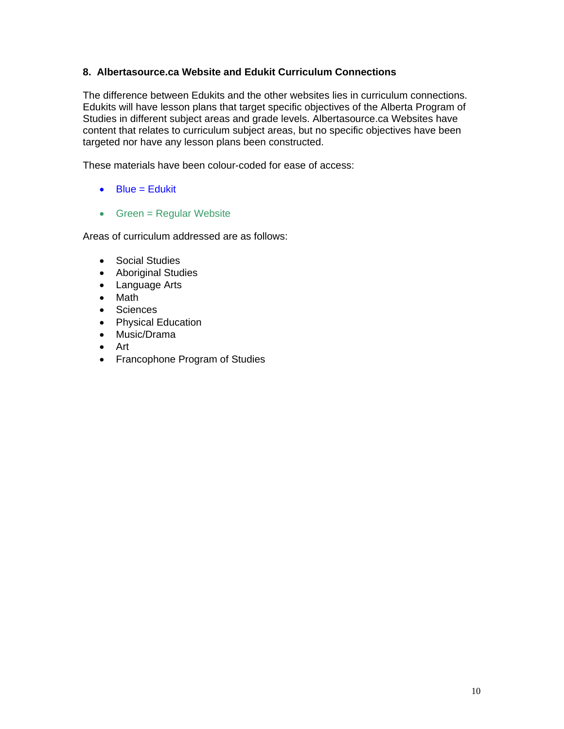### 8. Albertasource.ca Website and Edukit Curriculum Connections

The difference between Edukits and the other websites lies in curriculum connections. Edukits will have lesson plans that target specific objectives of the Alberta Program of Studies in different subject areas and grade levels. Albertasource.ca Websites have content that relates to curriculum subject areas, but no specific objectives have been targeted nor have any lesson plans been constructed.

These materials have been colour-coded for ease of access:

- Blue = Edukit
- Green = Regular Website

Areas of curriculum addressed are as follows:

- Social Studies
- Aboriginal Studies
- Language Arts
- Math
- Sciences
- Physical Education
- Music/Drama
- Art
- Francophone Program of Studies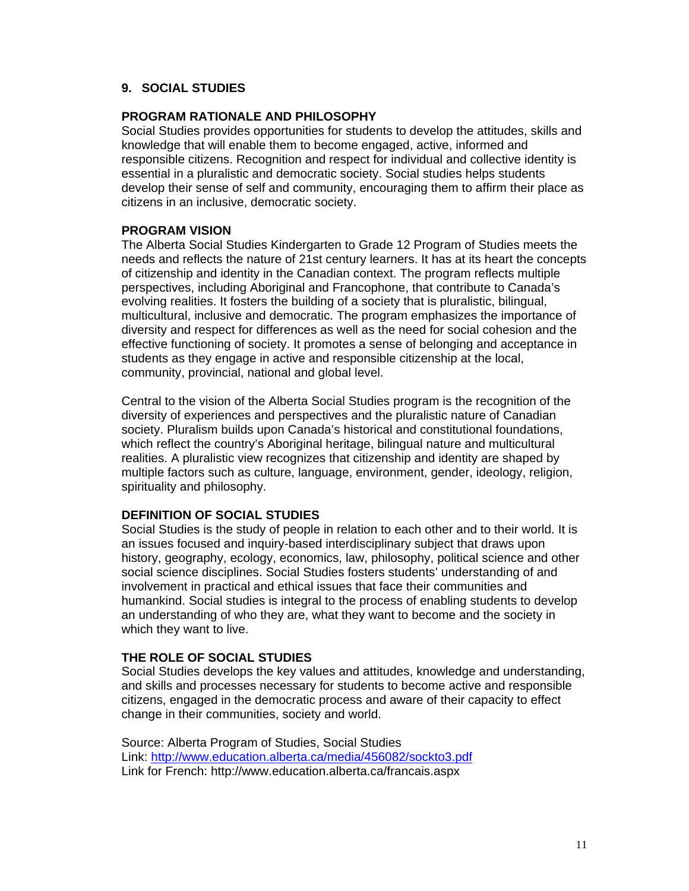## 9. SOCIAL STUDIES

### PROGRAM RATIONALE AND PHILOSOPHY

Social Studies provides opportunities for students to develop the attitudes, skills and knowledge that will enable them to become engaged, active, informed and responsible citizens. Recognition and respect for individual and collective identity is essential in a pluralistic and democratic society. Social studies helps students develop their sense of self and community, encouraging them to affirm their place as citizens in an inclusive, democratic society.

### PROGRAM VISION

The Alberta Social Studies Kindergarten to Grade 12 Program of Studies meets the needs and reflects the nature of 21st century learners. It has at its heart the concepts of citizenship and identity in the Canadian context. The program reflects multiple perspectives, including Aboriginal and Francophone, that contribute to Canada's evolving realities. It fosters the building of a society that is pluralistic, bilingual, multicultural, inclusive and democratic. The program emphasizes the importance of diversity and respect for differences as well as the need for social cohesion and the effective functioning of society. It promotes a sense of belonging and acceptance in students as they engage in active and responsible citizenship at the local, community, provincial, national and global level.

Central to the vision of the Alberta Social Studies program is the recognition of the diversity of experiences and perspectives and the pluralistic nature of Canadian society. Pluralism builds upon Canada's historical and constitutional foundations, which reflect the country's Aboriginal heritage, bilingual nature and multicultural realities. A pluralistic view recognizes that citizenship and identity are shaped by multiple factors such as culture, language, environment, gender, ideology, religion, spirituality and philosophy.

### DEFINITION OF SOCIAL STUDIES

Social Studies is the study of people in relation to each other and to their world. It is an issues focused and inquiry-based interdisciplinary subject that draws upon history, geography, ecology, economics, law, philosophy, political science and other social science disciplines. Social Studies fosters students' understanding of and involvement in practical and ethical issues that face their communities and humankind. Social studies is integral to the process of enabling students to develop an understanding of who they are, what they want to become and the society in which they want to live.

### THE ROLE OF SOCIAL STUDIES

Social Studies develops the key values and attitudes, knowledge and understanding, and skills and processes necessary for students to become active and responsible citizens, engaged in the democratic process and aware of their capacity to effect change in their communities, society and world.

Source: Alberta Program of Studies, Social Studies
Link: http://www.education.alberta.ca/media/456082/sockto3.pdf
Link for French: http://www.education.alberta.ca/francais.aspx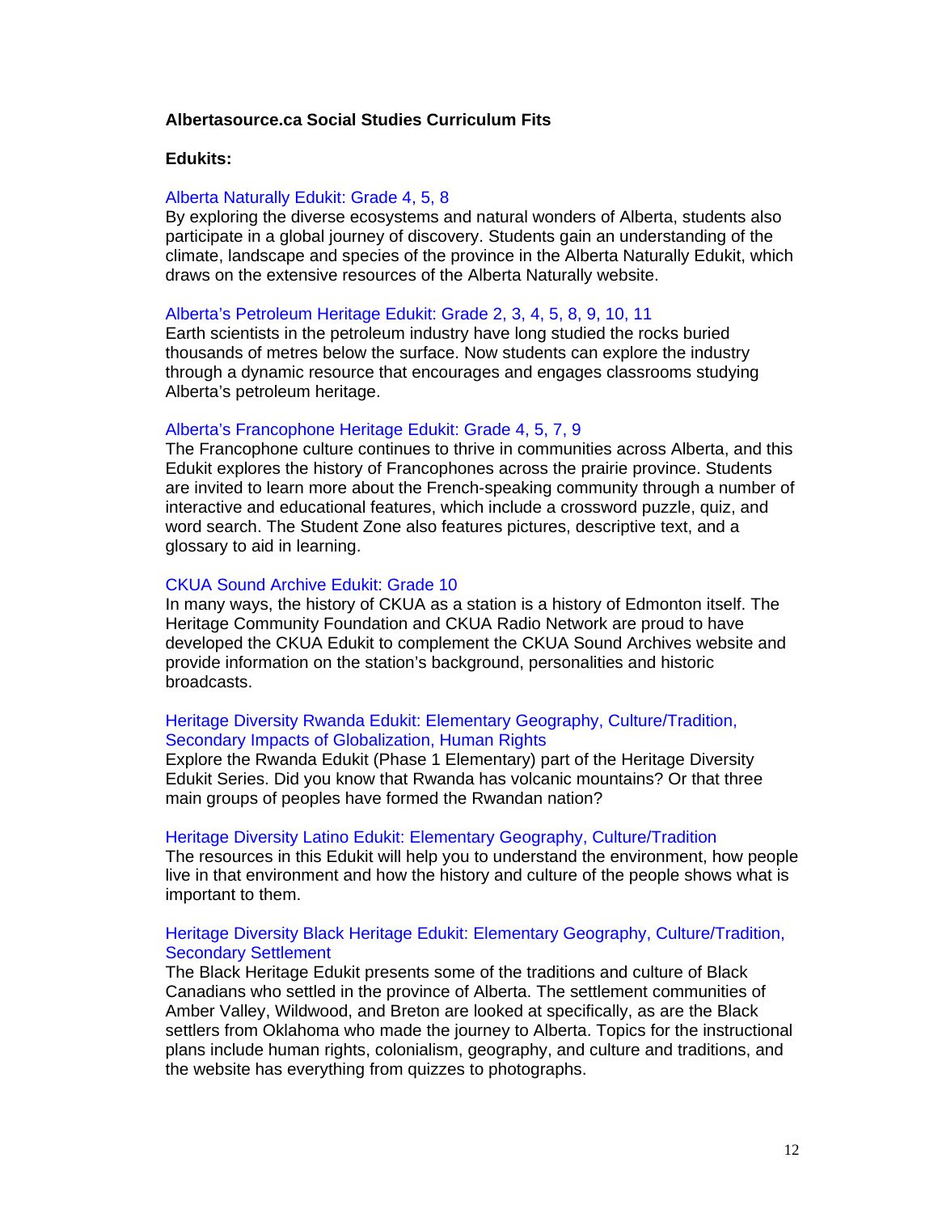**Albertasource.ca Social Studies Curriculum Fits**

**Edukits:**

Alberta Naturally Edukit: Grade 4, 5, 8
By exploring the diverse ecosystems and natural wonders of Alberta, students also participate in a global journey of discovery. Students gain an understanding of the climate, landscape and species of the province in the Alberta Naturally Edukit, which draws on the extensive resources of the Alberta Naturally website.

Alberta's Petroleum Heritage Edukit: Grade 2, 3, 4, 5, 8, 9, 10, 11
Earth scientists in the petroleum industry have long studied the rocks buried thousands of metres below the surface. Now students can explore the industry through a dynamic resource that encourages and engages classrooms studying Alberta's petroleum heritage.

Alberta's Francophone Heritage Edukit: Grade 4, 5, 7, 9
The Francophone culture continues to thrive in communities across Alberta, and this Edukit explores the history of Francophones across the prairie province. Students are invited to learn more about the French-speaking community through a number of interactive and educational features, which include a crossword puzzle, quiz, and word search. The Student Zone also features pictures, descriptive text, and a glossary to aid in learning.

CKUA Sound Archive Edukit: Grade 10
In many ways, the history of CKUA as a station is a history of Edmonton itself. The Heritage Community Foundation and CKUA Radio Network are proud to have developed the CKUA Edukit to complement the CKUA Sound Archives website and provide information on the station's background, personalities and historic broadcasts.

Heritage Diversity Rwanda Edukit: Elementary Geography, Culture/Tradition, Secondary Impacts of Globalization, Human Rights
Explore the Rwanda Edukit (Phase 1 Elementary) part of the Heritage Diversity Edukit Series. Did you know that Rwanda has volcanic mountains? Or that three main groups of peoples have formed the Rwandan nation?

Heritage Diversity Latino Edukit: Elementary Geography, Culture/Tradition
The resources in this Edukit will help you to understand the environment, how people live in that environment and how the history and culture of the people shows what is important to them.

Heritage Diversity Black Heritage Edukit: Elementary Geography, Culture/Tradition, Secondary Settlement
The Black Heritage Edukit presents some of the traditions and culture of Black Canadians who settled in the province of Alberta. The settlement communities of Amber Valley, Wildwood, and Breton are looked at specifically, as are the Black settlers from Oklahoma who made the journey to Alberta. Topics for the instructional plans include human rights, colonialism, geography, and culture and traditions, and the website has everything from quizzes to photographs.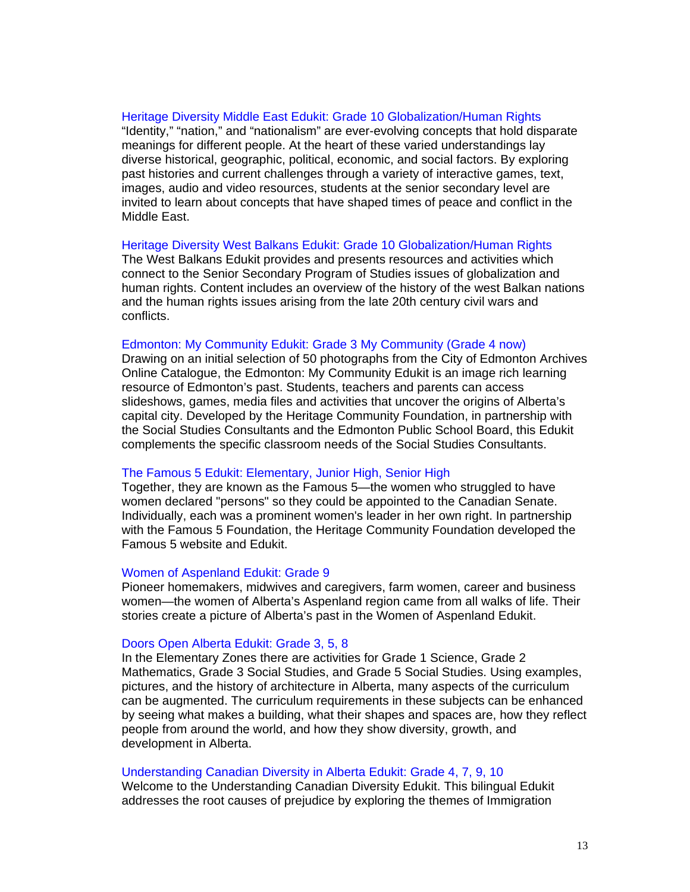Heritage Diversity Middle East Edukit: Grade 10 Globalization/Human Rights
"Identity," "nation," and "nationalism" are ever-evolving concepts that hold disparate meanings for different people. At the heart of these varied understandings lay diverse historical, geographic, political, economic, and social factors. By exploring past histories and current challenges through a variety of interactive games, text, images, audio and video resources, students at the senior secondary level are invited to learn about concepts that have shaped times of peace and conflict in the Middle East.

Heritage Diversity West Balkans Edukit: Grade 10 Globalization/Human Rights
The West Balkans Edukit provides and presents resources and activities which connect to the Senior Secondary Program of Studies issues of globalization and human rights. Content includes an overview of the history of the west Balkan nations and the human rights issues arising from the late 20th century civil wars and conflicts.

Edmonton: My Community Edukit: Grade 3 My Community (Grade 4 now)
Drawing on an initial selection of 50 photographs from the City of Edmonton Archives Online Catalogue, the Edmonton: My Community Edukit is an image rich learning resource of Edmonton's past. Students, teachers and parents can access slideshows, games, media files and activities that uncover the origins of Alberta's capital city. Developed by the Heritage Community Foundation, in partnership with the Social Studies Consultants and the Edmonton Public School Board, this Edukit complements the specific classroom needs of the Social Studies Consultants.

The Famous 5 Edukit: Elementary, Junior High, Senior High
Together, they are known as the Famous 5—the women who struggled to have women declared "persons" so they could be appointed to the Canadian Senate. Individually, each was a prominent women's leader in her own right. In partnership with the Famous 5 Foundation, the Heritage Community Foundation developed the Famous 5 website and Edukit.

Women of Aspenland Edukit: Grade 9
Pioneer homemakers, midwives and caregivers, farm women, career and business women—the women of Alberta's Aspenland region came from all walks of life. Their stories create a picture of Alberta's past in the Women of Aspenland Edukit.

Doors Open Alberta Edukit: Grade 3, 5, 8
In the Elementary Zones there are activities for Grade 1 Science, Grade 2 Mathematics, Grade 3 Social Studies, and Grade 5 Social Studies. Using examples, pictures, and the history of architecture in Alberta, many aspects of the curriculum can be augmented. The curriculum requirements in these subjects can be enhanced by seeing what makes a building, what their shapes and spaces are, how they reflect people from around the world, and how they show diversity, growth, and development in Alberta.

Understanding Canadian Diversity in Alberta Edukit: Grade 4, 7, 9, 10
Welcome to the Understanding Canadian Diversity Edukit. This bilingual Edukit addresses the root causes of prejudice by exploring the themes of Immigration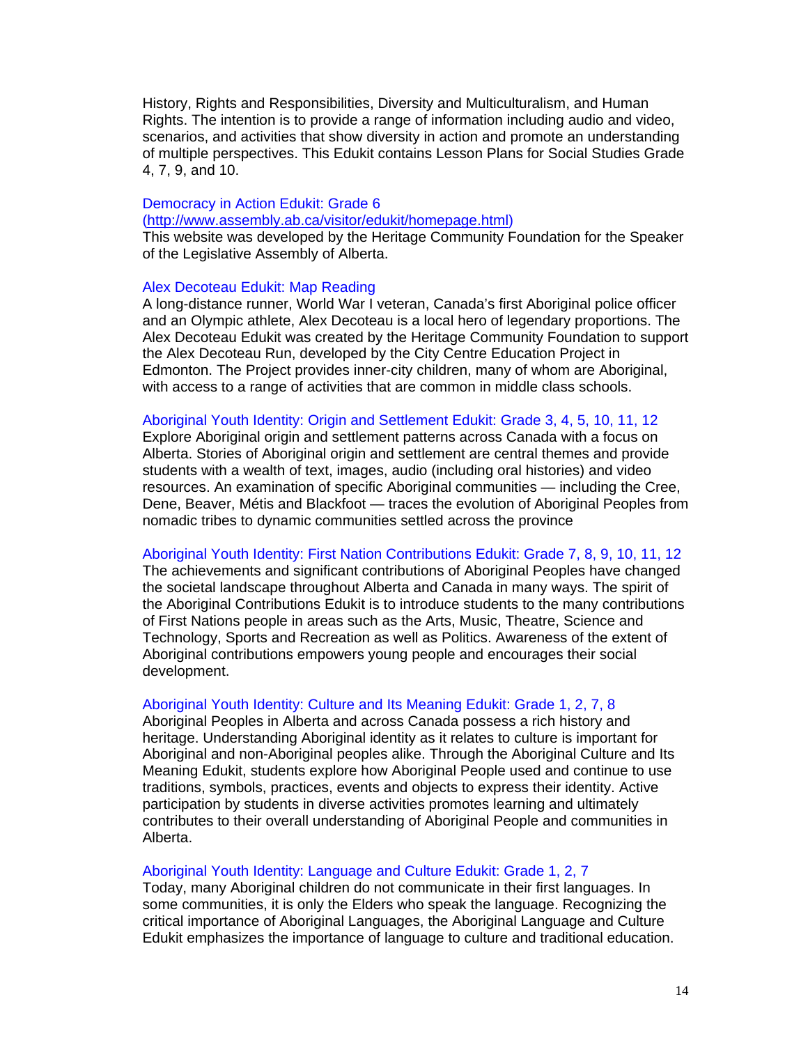History, Rights and Responsibilities, Diversity and Multiculturalism, and Human Rights. The intention is to provide a range of information including audio and video, scenarios, and activities that show diversity in action and promote an understanding of multiple perspectives. This Edukit contains Lesson Plans for Social Studies Grade 4, 7, 9, and 10.

Democracy in Action Edukit: Grade 6
(http://www.assembly.ab.ca/visitor/edukit/homepage.html)
This website was developed by the Heritage Community Foundation for the Speaker of the Legislative Assembly of Alberta.

Alex Decoteau Edukit: Map Reading
A long-distance runner, World War I veteran, Canada's first Aboriginal police officer and an Olympic athlete, Alex Decoteau is a local hero of legendary proportions. The Alex Decoteau Edukit was created by the Heritage Community Foundation to support the Alex Decoteau Run, developed by the City Centre Education Project in Edmonton. The Project provides inner-city children, many of whom are Aboriginal, with access to a range of activities that are common in middle class schools.

Aboriginal Youth Identity: Origin and Settlement Edukit: Grade 3, 4, 5, 10, 11, 12
Explore Aboriginal origin and settlement patterns across Canada with a focus on Alberta. Stories of Aboriginal origin and settlement are central themes and provide students with a wealth of text, images, audio (including oral histories) and video resources. An examination of specific Aboriginal communities — including the Cree, Dene, Beaver, Métis and Blackfoot — traces the evolution of Aboriginal Peoples from nomadic tribes to dynamic communities settled across the province

Aboriginal Youth Identity: First Nation Contributions Edukit: Grade 7, 8, 9, 10, 11, 12
The achievements and significant contributions of Aboriginal Peoples have changed the societal landscape throughout Alberta and Canada in many ways. The spirit of the Aboriginal Contributions Edukit is to introduce students to the many contributions of First Nations people in areas such as the Arts, Music, Theatre, Science and Technology, Sports and Recreation as well as Politics. Awareness of the extent of Aboriginal contributions empowers young people and encourages their social development.

Aboriginal Youth Identity: Culture and Its Meaning Edukit: Grade 1, 2, 7, 8
Aboriginal Peoples in Alberta and across Canada possess a rich history and heritage. Understanding Aboriginal identity as it relates to culture is important for Aboriginal and non-Aboriginal peoples alike. Through the Aboriginal Culture and Its Meaning Edukit, students explore how Aboriginal People used and continue to use traditions, symbols, practices, events and objects to express their identity. Active participation by students in diverse activities promotes learning and ultimately contributes to their overall understanding of Aboriginal People and communities in Alberta.

Aboriginal Youth Identity: Language and Culture Edukit: Grade 1, 2, 7
Today, many Aboriginal children do not communicate in their first languages. In some communities, it is only the Elders who speak the language. Recognizing the critical importance of Aboriginal Languages, the Aboriginal Language and Culture Edukit emphasizes the importance of language to culture and traditional education.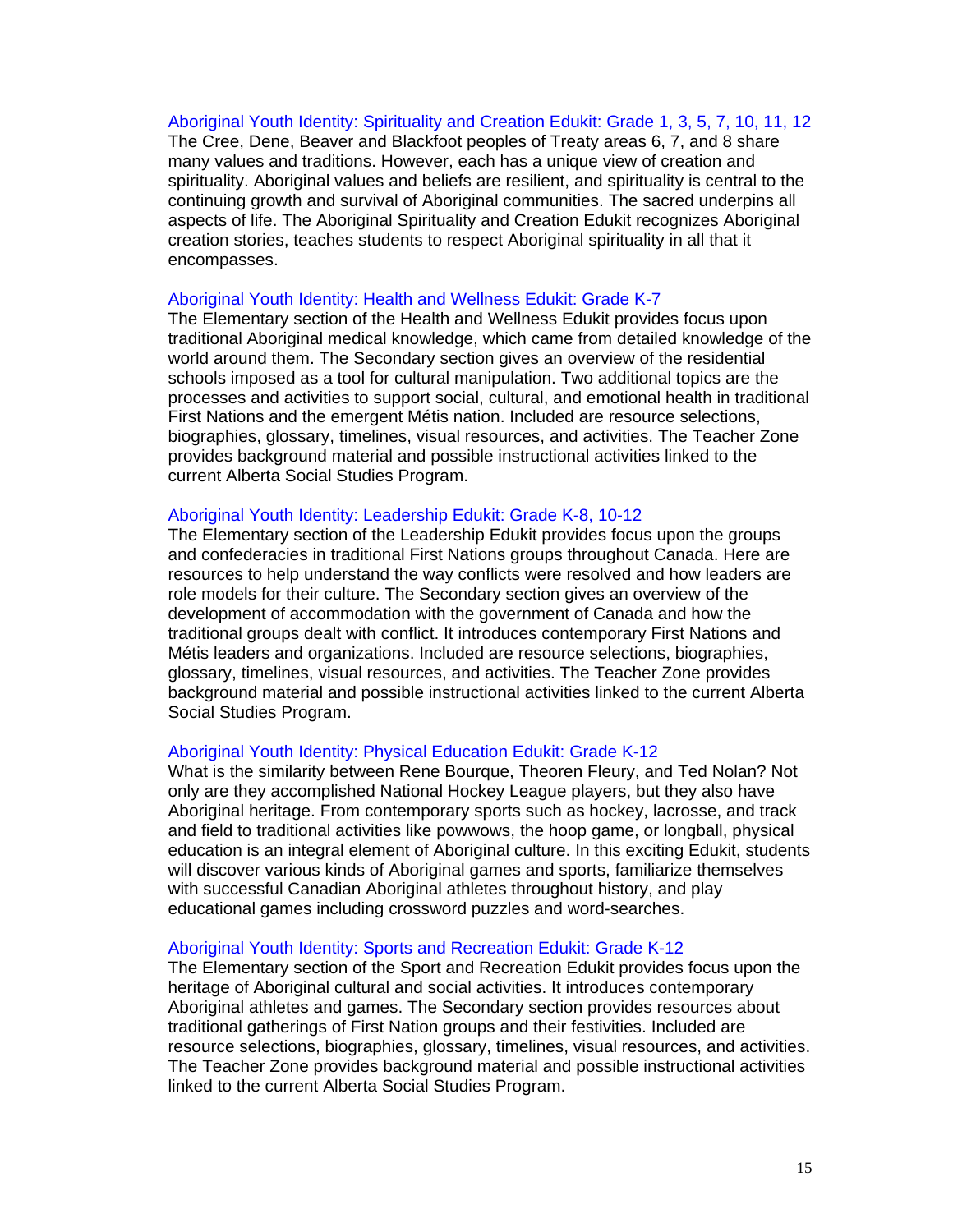Aboriginal Youth Identity: Spirituality and Creation Edukit: Grade 1, 3, 5, 7, 10, 11, 12

The Cree, Dene, Beaver and Blackfoot peoples of Treaty areas 6, 7, and 8 share many values and traditions. However, each has a unique view of creation and spirituality. Aboriginal values and beliefs are resilient, and spirituality is central to the continuing growth and survival of Aboriginal communities. The sacred underpins all aspects of life. The Aboriginal Spirituality and Creation Edukit recognizes Aboriginal creation stories, teaches students to respect Aboriginal spirituality in all that it encompasses.

Aboriginal Youth Identity: Health and Wellness Edukit: Grade K-7

The Elementary section of the Health and Wellness Edukit provides focus upon traditional Aboriginal medical knowledge, which came from detailed knowledge of the world around them. The Secondary section gives an overview of the residential schools imposed as a tool for cultural manipulation. Two additional topics are the processes and activities to support social, cultural, and emotional health in traditional First Nations and the emergent Métis nation. Included are resource selections, biographies, glossary, timelines, visual resources, and activities. The Teacher Zone provides background material and possible instructional activities linked to the current Alberta Social Studies Program.

Aboriginal Youth Identity: Leadership Edukit: Grade K-8, 10-12

The Elementary section of the Leadership Edukit provides focus upon the groups and confederacies in traditional First Nations groups throughout Canada. Here are resources to help understand the way conflicts were resolved and how leaders are role models for their culture. The Secondary section gives an overview of the development of accommodation with the government of Canada and how the traditional groups dealt with conflict. It introduces contemporary First Nations and Métis leaders and organizations. Included are resource selections, biographies, glossary, timelines, visual resources, and activities. The Teacher Zone provides background material and possible instructional activities linked to the current Alberta Social Studies Program.

Aboriginal Youth Identity: Physical Education Edukit: Grade K-12

What is the similarity between Rene Bourque, Theoren Fleury, and Ted Nolan? Not only are they accomplished National Hockey League players, but they also have Aboriginal heritage. From contemporary sports such as hockey, lacrosse, and track and field to traditional activities like powwows, the hoop game, or longball, physical education is an integral element of Aboriginal culture. In this exciting Edukit, students will discover various kinds of Aboriginal games and sports, familiarize themselves with successful Canadian Aboriginal athletes throughout history, and play educational games including crossword puzzles and word-searches.

Aboriginal Youth Identity: Sports and Recreation Edukit: Grade K-12

The Elementary section of the Sport and Recreation Edukit provides focus upon the heritage of Aboriginal cultural and social activities. It introduces contemporary Aboriginal athletes and games. The Secondary section provides resources about traditional gatherings of First Nation groups and their festivities. Included are resource selections, biographies, glossary, timelines, visual resources, and activities. The Teacher Zone provides background material and possible instructional activities linked to the current Alberta Social Studies Program.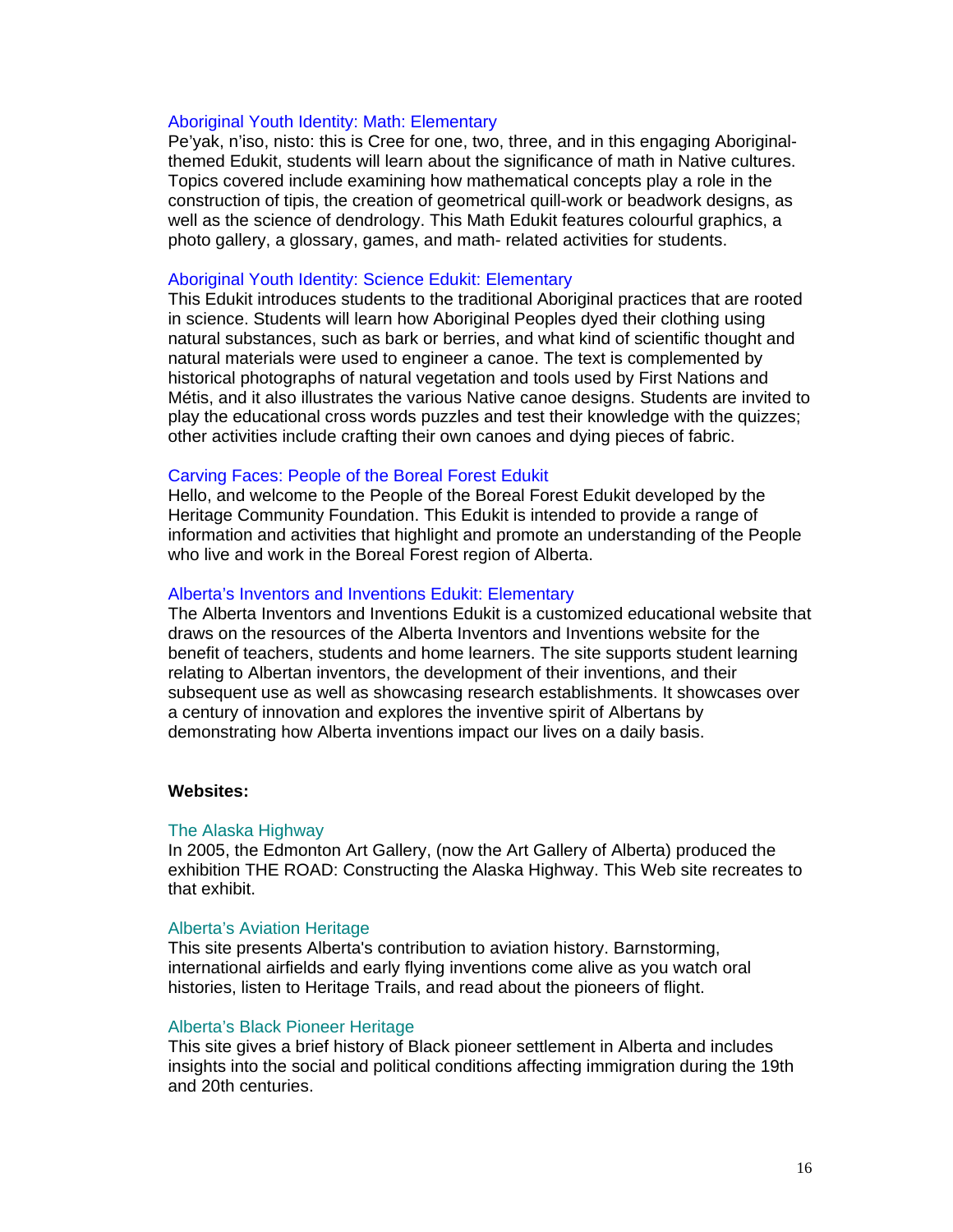Aboriginal Youth Identity: Math: Elementary

Pe'yak, n'iso, nisto: this is Cree for one, two, three, and in this engaging Aboriginal-themed Edukit, students will learn about the significance of math in Native cultures. Topics covered include examining how mathematical concepts play a role in the construction of tipis, the creation of geometrical quill-work or beadwork designs, as well as the science of dendrology. This Math Edukit features colourful graphics, a photo gallery, a glossary, games, and math- related activities for students.

Aboriginal Youth Identity: Science Edukit: Elementary

This Edukit introduces students to the traditional Aboriginal practices that are rooted in science. Students will learn how Aboriginal Peoples dyed their clothing using natural substances, such as bark or berries, and what kind of scientific thought and natural materials were used to engineer a canoe. The text is complemented by historical photographs of natural vegetation and tools used by First Nations and Métis, and it also illustrates the various Native canoe designs. Students are invited to play the educational cross words puzzles and test their knowledge with the quizzes; other activities include crafting their own canoes and dying pieces of fabric.

Carving Faces: People of the Boreal Forest Edukit

Hello, and welcome to the People of the Boreal Forest Edukit developed by the Heritage Community Foundation. This Edukit is intended to provide a range of information and activities that highlight and promote an understanding of the People who live and work in the Boreal Forest region of Alberta.

Alberta's Inventors and Inventions Edukit: Elementary

The Alberta Inventors and Inventions Edukit is a customized educational website that draws on the resources of the Alberta Inventors and Inventions website for the benefit of teachers, students and home learners. The site supports student learning relating to Albertan inventors, the development of their inventions, and their subsequent use as well as showcasing research establishments. It showcases over a century of innovation and explores the inventive spirit of Albertans by demonstrating how Alberta inventions impact our lives on a daily basis.

**Websites:**

The Alaska Highway

In 2005, the Edmonton Art Gallery, (now the Art Gallery of Alberta) produced the exhibition THE ROAD: Constructing the Alaska Highway. This Web site recreates to that exhibit.

Alberta's Aviation Heritage

This site presents Alberta's contribution to aviation history. Barnstorming, international airfields and early flying inventions come alive as you watch oral histories, listen to Heritage Trails, and read about the pioneers of flight.

Alberta's Black Pioneer Heritage

This site gives a brief history of Black pioneer settlement in Alberta and includes insights into the social and political conditions affecting immigration during the 19th and 20th centuries.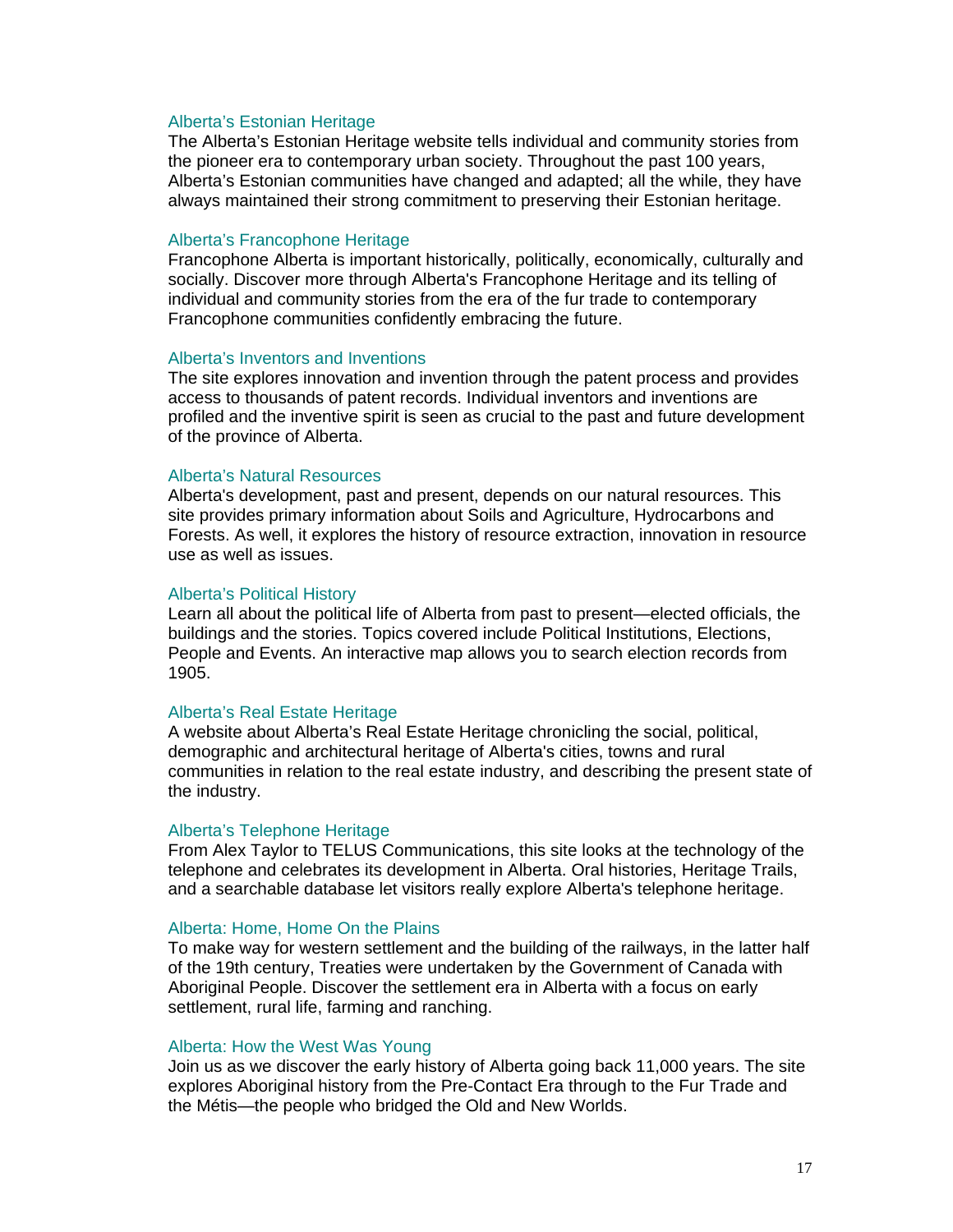### Alberta's Estonian Heritage

The Alberta's Estonian Heritage website tells individual and community stories from the pioneer era to contemporary urban society. Throughout the past 100 years, Alberta's Estonian communities have changed and adapted; all the while, they have always maintained their strong commitment to preserving their Estonian heritage.

### Alberta's Francophone Heritage

Francophone Alberta is important historically, politically, economically, culturally and socially. Discover more through Alberta's Francophone Heritage and its telling of individual and community stories from the era of the fur trade to contemporary Francophone communities confidently embracing the future.

### Alberta's Inventors and Inventions

The site explores innovation and invention through the patent process and provides access to thousands of patent records. Individual inventors and inventions are profiled and the inventive spirit is seen as crucial to the past and future development of the province of Alberta.

### Alberta's Natural Resources

Alberta's development, past and present, depends on our natural resources. This site provides primary information about Soils and Agriculture, Hydrocarbons and Forests. As well, it explores the history of resource extraction, innovation in resource use as well as issues.

### Alberta's Political History

Learn all about the political life of Alberta from past to present—elected officials, the buildings and the stories. Topics covered include Political Institutions, Elections, People and Events. An interactive map allows you to search election records from 1905.

### Alberta's Real Estate Heritage

A website about Alberta's Real Estate Heritage chronicling the social, political, demographic and architectural heritage of Alberta's cities, towns and rural communities in relation to the real estate industry, and describing the present state of the industry.

### Alberta's Telephone Heritage

From Alex Taylor to TELUS Communications, this site looks at the technology of the telephone and celebrates its development in Alberta. Oral histories, Heritage Trails, and a searchable database let visitors really explore Alberta's telephone heritage.

### Alberta: Home, Home On the Plains

To make way for western settlement and the building of the railways, in the latter half of the 19th century, Treaties were undertaken by the Government of Canada with Aboriginal People. Discover the settlement era in Alberta with a focus on early settlement, rural life, farming and ranching.

### Alberta: How the West Was Young

Join us as we discover the early history of Alberta going back 11,000 years. The site explores Aboriginal history from the Pre-Contact Era through to the Fur Trade and the Métis—the people who bridged the Old and New Worlds.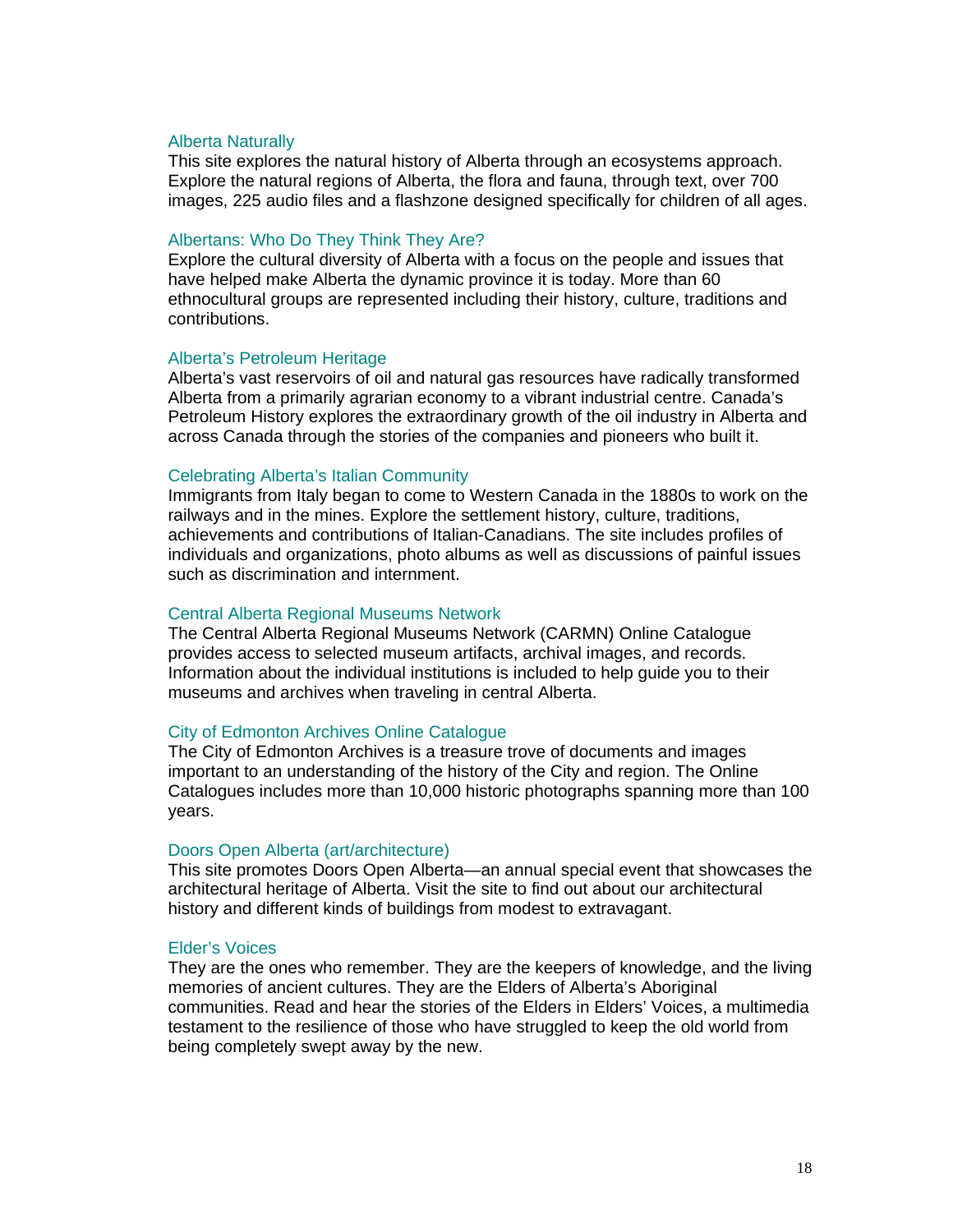### Alberta Naturally

This site explores the natural history of Alberta through an ecosystems approach. Explore the natural regions of Alberta, the flora and fauna, through text, over 700 images, 225 audio files and a flashzone designed specifically for children of all ages.

### Albertans: Who Do They Think They Are?

Explore the cultural diversity of Alberta with a focus on the people and issues that have helped make Alberta the dynamic province it is today. More than 60 ethnocultural groups are represented including their history, culture, traditions and contributions.

### Alberta's Petroleum Heritage

Alberta's vast reservoirs of oil and natural gas resources have radically transformed Alberta from a primarily agrarian economy to a vibrant industrial centre. Canada's Petroleum History explores the extraordinary growth of the oil industry in Alberta and across Canada through the stories of the companies and pioneers who built it.

### Celebrating Alberta's Italian Community

Immigrants from Italy began to come to Western Canada in the 1880s to work on the railways and in the mines. Explore the settlement history, culture, traditions, achievements and contributions of Italian-Canadians. The site includes profiles of individuals and organizations, photo albums as well as discussions of painful issues such as discrimination and internment.

### Central Alberta Regional Museums Network

The Central Alberta Regional Museums Network (CARMN) Online Catalogue provides access to selected museum artifacts, archival images, and records. Information about the individual institutions is included to help guide you to their museums and archives when traveling in central Alberta.

### City of Edmonton Archives Online Catalogue

The City of Edmonton Archives is a treasure trove of documents and images important to an understanding of the history of the City and region. The Online Catalogues includes more than 10,000 historic photographs spanning more than 100 years.

### Doors Open Alberta (art/architecture)

This site promotes Doors Open Alberta—an annual special event that showcases the architectural heritage of Alberta. Visit the site to find out about our architectural history and different kinds of buildings from modest to extravagant.

### Elder's Voices

They are the ones who remember. They are the keepers of knowledge, and the living memories of ancient cultures. They are the Elders of Alberta's Aboriginal communities. Read and hear the stories of the Elders in Elders' Voices, a multimedia testament to the resilience of those who have struggled to keep the old world from being completely swept away by the new.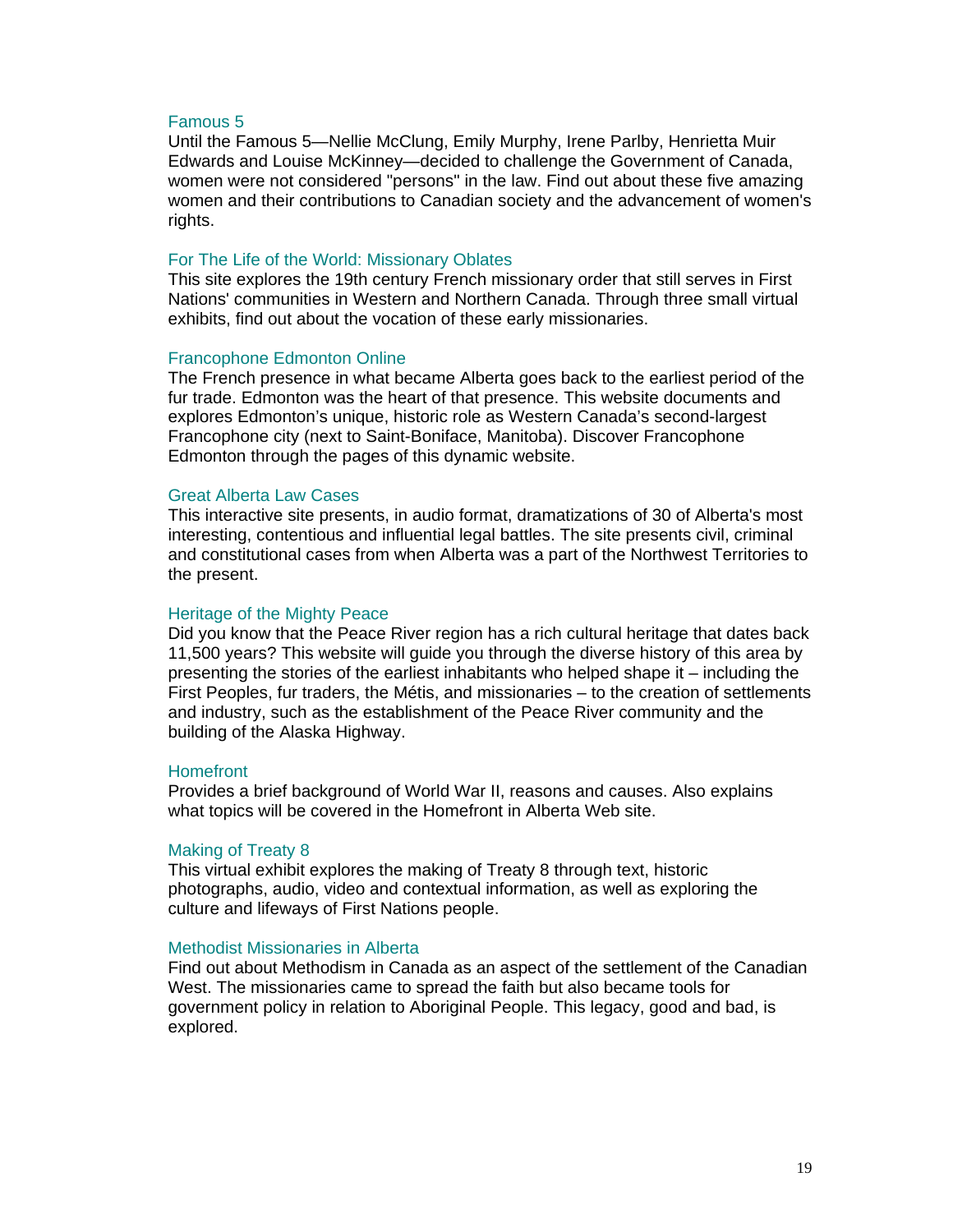### Famous 5

Until the Famous 5—Nellie McClung, Emily Murphy, Irene Parlby, Henrietta Muir Edwards and Louise McKinney—decided to challenge the Government of Canada, women were not considered "persons" in the law. Find out about these five amazing women and their contributions to Canadian society and the advancement of women's rights.

### For The Life of the World: Missionary Oblates

This site explores the 19th century French missionary order that still serves in First Nations' communities in Western and Northern Canada. Through three small virtual exhibits, find out about the vocation of these early missionaries.

### Francophone Edmonton Online

The French presence in what became Alberta goes back to the earliest period of the fur trade. Edmonton was the heart of that presence. This website documents and explores Edmonton's unique, historic role as Western Canada's second-largest Francophone city (next to Saint-Boniface, Manitoba). Discover Francophone Edmonton through the pages of this dynamic website.

### Great Alberta Law Cases

This interactive site presents, in audio format, dramatizations of 30 of Alberta's most interesting, contentious and influential legal battles. The site presents civil, criminal and constitutional cases from when Alberta was a part of the Northwest Territories to the present.

### Heritage of the Mighty Peace

Did you know that the Peace River region has a rich cultural heritage that dates back 11,500 years? This website will guide you through the diverse history of this area by presenting the stories of the earliest inhabitants who helped shape it – including the First Peoples, fur traders, the Métis, and missionaries – to the creation of settlements and industry, such as the establishment of the Peace River community and the building of the Alaska Highway.

### Homefront

Provides a brief background of World War II, reasons and causes. Also explains what topics will be covered in the Homefront in Alberta Web site.

### Making of Treaty 8

This virtual exhibit explores the making of Treaty 8 through text, historic photographs, audio, video and contextual information, as well as exploring the culture and lifeways of First Nations people.

### Methodist Missionaries in Alberta

Find out about Methodism in Canada as an aspect of the settlement of the Canadian West. The missionaries came to spread the faith but also became tools for government policy in relation to Aboriginal People. This legacy, good and bad, is explored.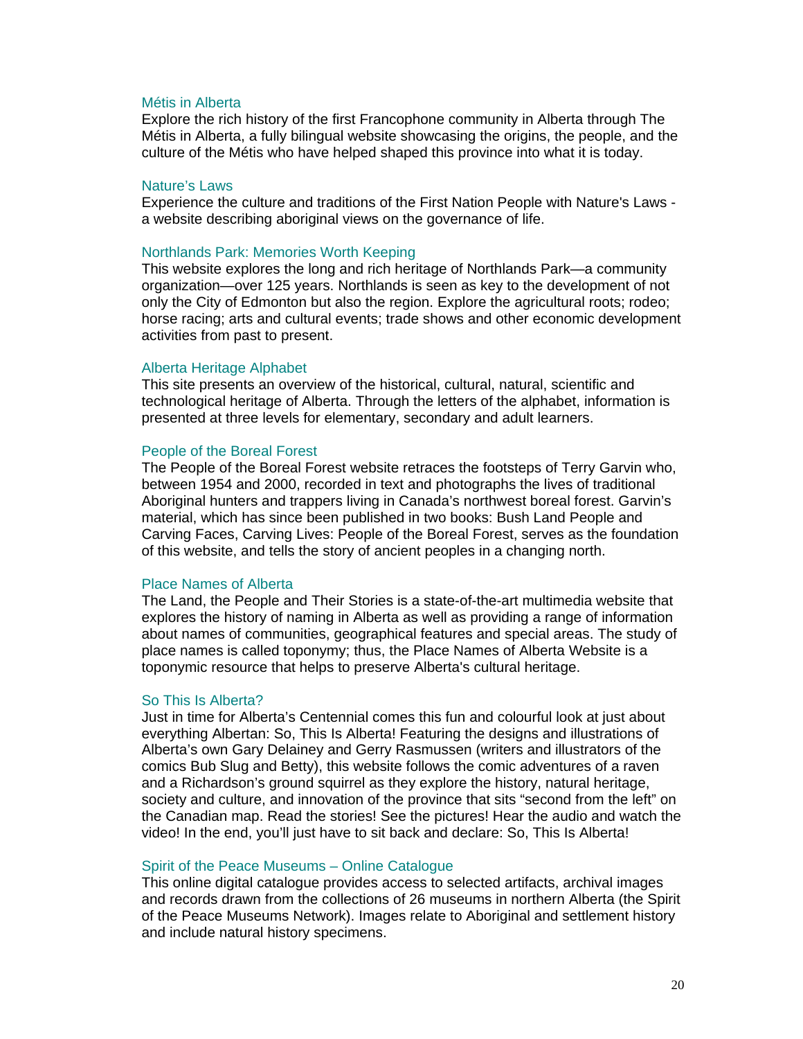### Métis in Alberta

Explore the rich history of the first Francophone community in Alberta through The Métis in Alberta, a fully bilingual website showcasing the origins, the people, and the culture of the Métis who have helped shaped this province into what it is today.

### Nature's Laws

Experience the culture and traditions of the First Nation People with Nature's Laws - a website describing aboriginal views on the governance of life.

### Northlands Park: Memories Worth Keeping

This website explores the long and rich heritage of Northlands Park—a community organization—over 125 years. Northlands is seen as key to the development of not only the City of Edmonton but also the region. Explore the agricultural roots; rodeo; horse racing; arts and cultural events; trade shows and other economic development activities from past to present.

### Alberta Heritage Alphabet

This site presents an overview of the historical, cultural, natural, scientific and technological heritage of Alberta. Through the letters of the alphabet, information is presented at three levels for elementary, secondary and adult learners.

### People of the Boreal Forest

The People of the Boreal Forest website retraces the footsteps of Terry Garvin who, between 1954 and 2000, recorded in text and photographs the lives of traditional Aboriginal hunters and trappers living in Canada's northwest boreal forest. Garvin's material, which has since been published in two books: Bush Land People and Carving Faces, Carving Lives: People of the Boreal Forest, serves as the foundation of this website, and tells the story of ancient peoples in a changing north.

### Place Names of Alberta

The Land, the People and Their Stories is a state-of-the-art multimedia website that explores the history of naming in Alberta as well as providing a range of information about names of communities, geographical features and special areas. The study of place names is called toponymy; thus, the Place Names of Alberta Website is a toponymic resource that helps to preserve Alberta's cultural heritage.

### So This Is Alberta?

Just in time for Alberta's Centennial comes this fun and colourful look at just about everything Albertan: So, This Is Alberta! Featuring the designs and illustrations of Alberta's own Gary Delainey and Gerry Rasmussen (writers and illustrators of the comics Bub Slug and Betty), this website follows the comic adventures of a raven and a Richardson's ground squirrel as they explore the history, natural heritage, society and culture, and innovation of the province that sits "second from the left" on the Canadian map. Read the stories! See the pictures! Hear the audio and watch the video! In the end, you'll just have to sit back and declare: So, This Is Alberta!

### Spirit of the Peace Museums – Online Catalogue

This online digital catalogue provides access to selected artifacts, archival images and records drawn from the collections of 26 museums in northern Alberta (the Spirit of the Peace Museums Network). Images relate to Aboriginal and settlement history and include natural history specimens.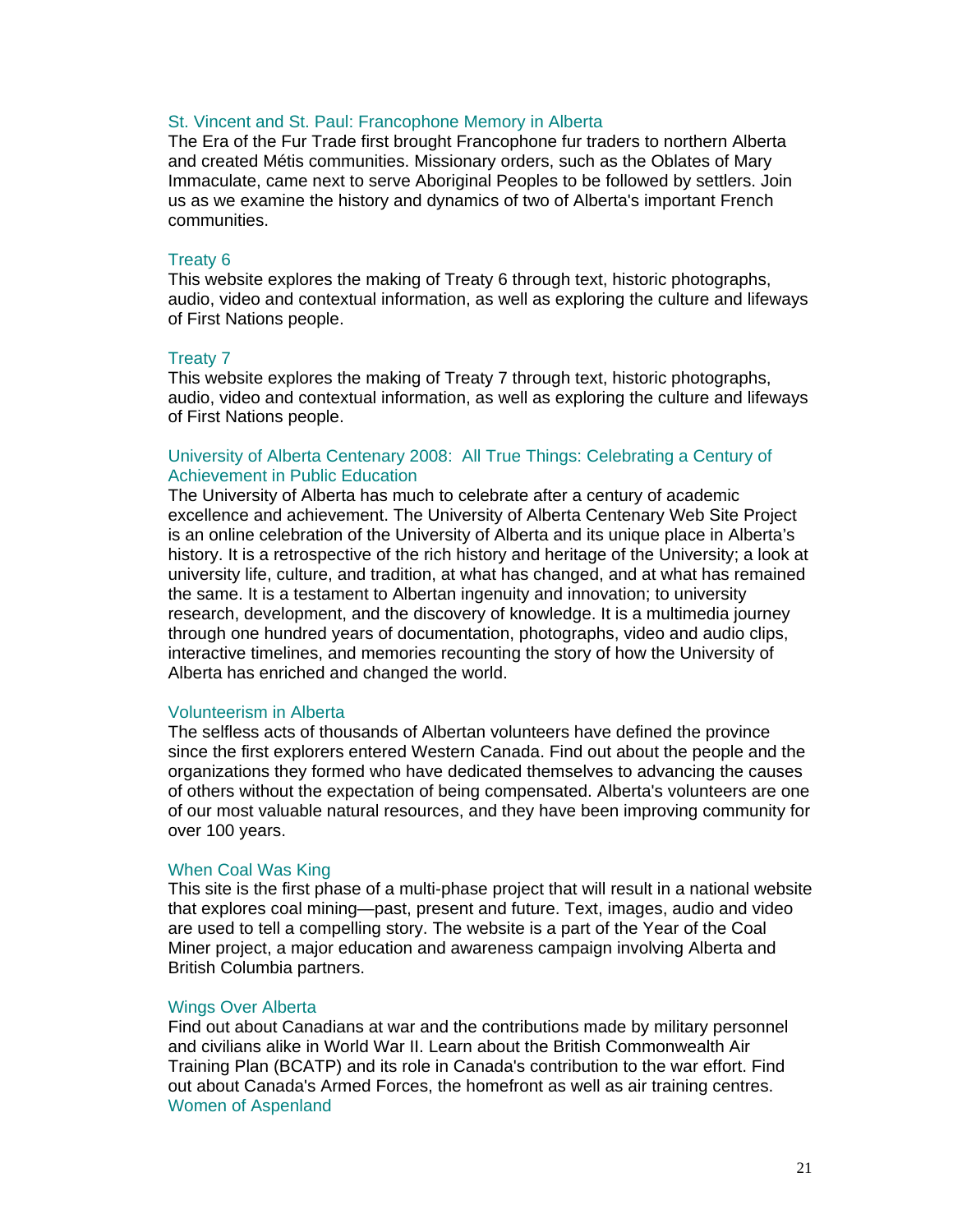St. Vincent and St. Paul: Francophone Memory in Alberta
The Era of the Fur Trade first brought Francophone fur traders to northern Alberta and created Métis communities. Missionary orders, such as the Oblates of Mary Immaculate, came next to serve Aboriginal Peoples to be followed by settlers. Join us as we examine the history and dynamics of two of Alberta's important French communities.

Treaty 6
This website explores the making of Treaty 6 through text, historic photographs, audio, video and contextual information, as well as exploring the culture and lifeways of First Nations people.

Treaty 7
This website explores the making of Treaty 7 through text, historic photographs, audio, video and contextual information, as well as exploring the culture and lifeways of First Nations people.

University of Alberta Centenary 2008: All True Things: Celebrating a Century of Achievement in Public Education
The University of Alberta has much to celebrate after a century of academic excellence and achievement. The University of Alberta Centenary Web Site Project is an online celebration of the University of Alberta and its unique place in Alberta's history. It is a retrospective of the rich history and heritage of the University; a look at university life, culture, and tradition, at what has changed, and at what has remained the same. It is a testament to Albertan ingenuity and innovation; to university research, development, and the discovery of knowledge. It is a multimedia journey through one hundred years of documentation, photographs, video and audio clips, interactive timelines, and memories recounting the story of how the University of Alberta has enriched and changed the world.

Volunteerism in Alberta
The selfless acts of thousands of Albertan volunteers have defined the province since the first explorers entered Western Canada. Find out about the people and the organizations they formed who have dedicated themselves to advancing the causes of others without the expectation of being compensated. Alberta's volunteers are one of our most valuable natural resources, and they have been improving community for over 100 years.

When Coal Was King
This site is the first phase of a multi-phase project that will result in a national website that explores coal mining—past, present and future. Text, images, audio and video are used to tell a compelling story. The website is a part of the Year of the Coal Miner project, a major education and awareness campaign involving Alberta and British Columbia partners.

Wings Over Alberta
Find out about Canadians at war and the contributions made by military personnel and civilians alike in World War II. Learn about the British Commonwealth Air Training Plan (BCATP) and its role in Canada's contribution to the war effort. Find out about Canada's Armed Forces, the homefront as well as air training centres.

Women of Aspenland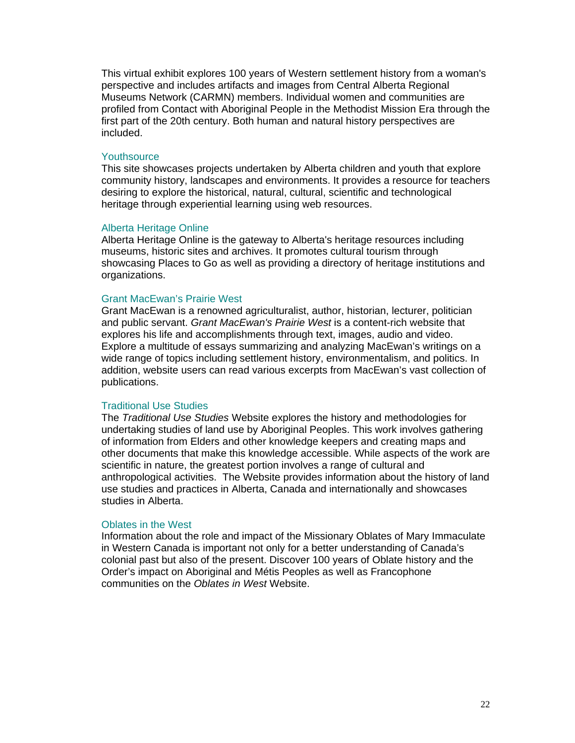This virtual exhibit explores 100 years of Western settlement history from a woman's perspective and includes artifacts and images from Central Alberta Regional Museums Network (CARMN) members. Individual women and communities are profiled from Contact with Aboriginal People in the Methodist Mission Era through the first part of the 20th century. Both human and natural history perspectives are included.

### Youthsource

This site showcases projects undertaken by Alberta children and youth that explore community history, landscapes and environments. It provides a resource for teachers desiring to explore the historical, natural, cultural, scientific and technological heritage through experiential learning using web resources.

### Alberta Heritage Online

Alberta Heritage Online is the gateway to Alberta's heritage resources including museums, historic sites and archives. It promotes cultural tourism through showcasing Places to Go as well as providing a directory of heritage institutions and organizations.

### Grant MacEwan's Prairie West

Grant MacEwan is a renowned agriculturalist, author, historian, lecturer, politician and public servant. *Grant MacEwan's Prairie West* is a content-rich website that explores his life and accomplishments through text, images, audio and video. Explore a multitude of essays summarizing and analyzing MacEwan's writings on a wide range of topics including settlement history, environmentalism, and politics. In addition, website users can read various excerpts from MacEwan's vast collection of publications.

### Traditional Use Studies

The *Traditional Use Studies* Website explores the history and methodologies for undertaking studies of land use by Aboriginal Peoples. This work involves gathering of information from Elders and other knowledge keepers and creating maps and other documents that make this knowledge accessible. While aspects of the work are scientific in nature, the greatest portion involves a range of cultural and anthropological activities. The Website provides information about the history of land use studies and practices in Alberta, Canada and internationally and showcases studies in Alberta.

### Oblates in the West

Information about the role and impact of the Missionary Oblates of Mary Immaculate in Western Canada is important not only for a better understanding of Canada's colonial past but also of the present. Discover 100 years of Oblate history and the Order's impact on Aboriginal and Métis Peoples as well as Francophone communities on the *Oblates in West* Website.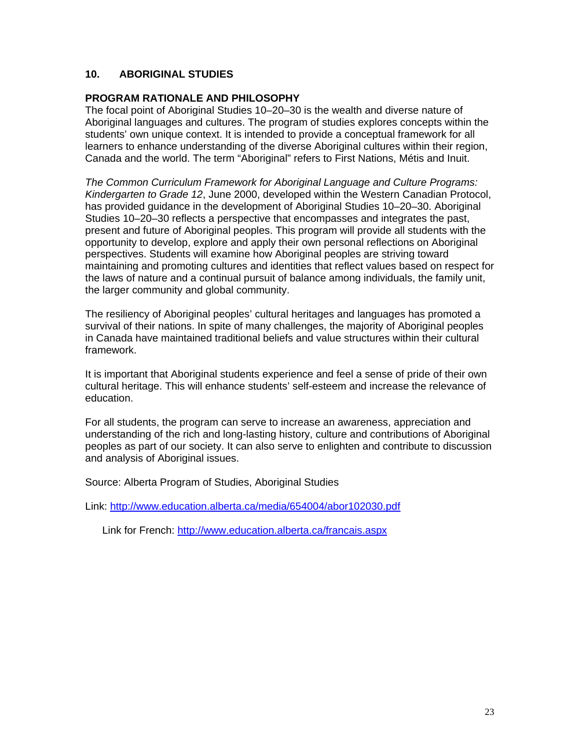## 10. ABORIGINAL STUDIES

### PROGRAM RATIONALE AND PHILOSOPHY

The focal point of Aboriginal Studies 10–20–30 is the wealth and diverse nature of Aboriginal languages and cultures. The program of studies explores concepts within the students' own unique context. It is intended to provide a conceptual framework for all learners to enhance understanding of the diverse Aboriginal cultures within their region, Canada and the world. The term "Aboriginal" refers to First Nations, Métis and Inuit.

*The Common Curriculum Framework for Aboriginal Language and Culture Programs: Kindergarten to Grade 12*, June 2000, developed within the Western Canadian Protocol, has provided guidance in the development of Aboriginal Studies 10–20–30. Aboriginal Studies 10–20–30 reflects a perspective that encompasses and integrates the past, present and future of Aboriginal peoples. This program will provide all students with the opportunity to develop, explore and apply their own personal reflections on Aboriginal perspectives. Students will examine how Aboriginal peoples are striving toward maintaining and promoting cultures and identities that reflect values based on respect for the laws of nature and a continual pursuit of balance among individuals, the family unit, the larger community and global community.

The resiliency of Aboriginal peoples' cultural heritages and languages has promoted a survival of their nations. In spite of many challenges, the majority of Aboriginal peoples in Canada have maintained traditional beliefs and value structures within their cultural framework.

It is important that Aboriginal students experience and feel a sense of pride of their own cultural heritage. This will enhance students' self-esteem and increase the relevance of education.

For all students, the program can serve to increase an awareness, appreciation and understanding of the rich and long-lasting history, culture and contributions of Aboriginal peoples as part of our society. It can also serve to enlighten and contribute to discussion and analysis of Aboriginal issues.

Source: Alberta Program of Studies, Aboriginal Studies

Link: http://www.education.alberta.ca/media/654004/abor102030.pdf

Link for French: http://www.education.alberta.ca/francais.aspx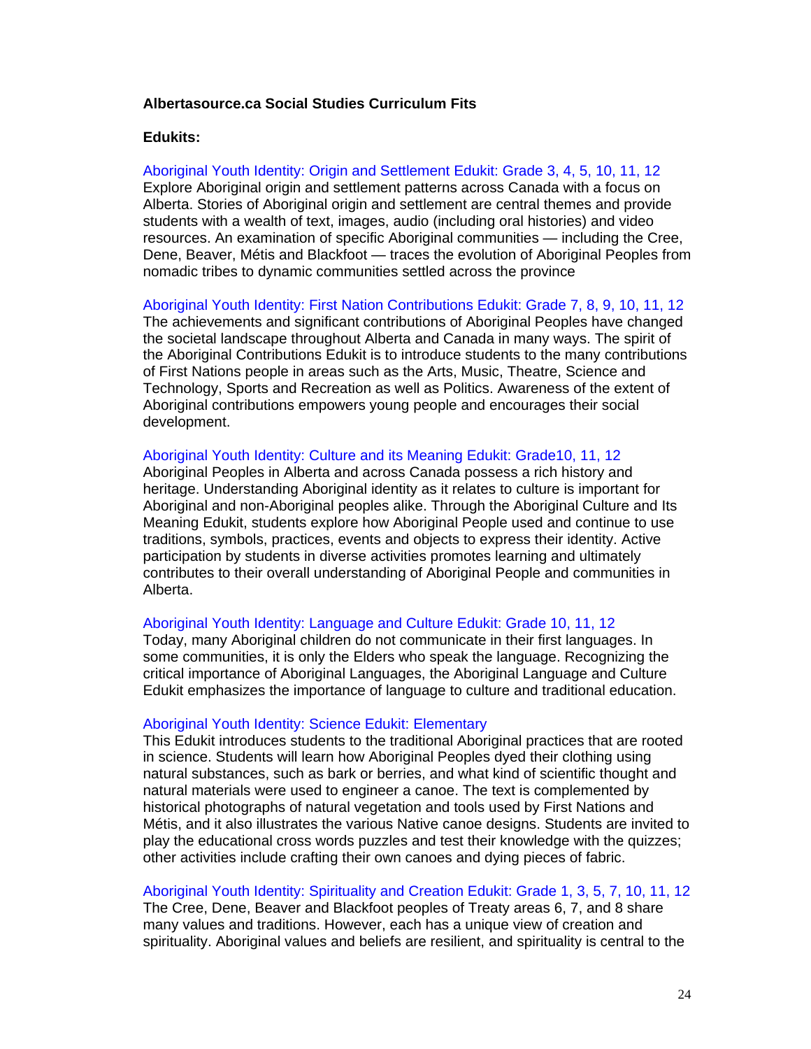**Albertasource.ca Social Studies Curriculum Fits**

**Edukits:**

Aboriginal Youth Identity: Origin and Settlement Edukit: Grade 3, 4, 5, 10, 11, 12
Explore Aboriginal origin and settlement patterns across Canada with a focus on Alberta. Stories of Aboriginal origin and settlement are central themes and provide students with a wealth of text, images, audio (including oral histories) and video resources. An examination of specific Aboriginal communities — including the Cree, Dene, Beaver, Métis and Blackfoot — traces the evolution of Aboriginal Peoples from nomadic tribes to dynamic communities settled across the province

Aboriginal Youth Identity: First Nation Contributions Edukit: Grade 7, 8, 9, 10, 11, 12
The achievements and significant contributions of Aboriginal Peoples have changed the societal landscape throughout Alberta and Canada in many ways. The spirit of the Aboriginal Contributions Edukit is to introduce students to the many contributions of First Nations people in areas such as the Arts, Music, Theatre, Science and Technology, Sports and Recreation as well as Politics. Awareness of the extent of Aboriginal contributions empowers young people and encourages their social development.

Aboriginal Youth Identity: Culture and its Meaning Edukit: Grade10, 11, 12
Aboriginal Peoples in Alberta and across Canada possess a rich history and heritage. Understanding Aboriginal identity as it relates to culture is important for Aboriginal and non-Aboriginal peoples alike. Through the Aboriginal Culture and Its Meaning Edukit, students explore how Aboriginal People used and continue to use traditions, symbols, practices, events and objects to express their identity. Active participation by students in diverse activities promotes learning and ultimately contributes to their overall understanding of Aboriginal People and communities in Alberta.

Aboriginal Youth Identity: Language and Culture Edukit: Grade 10, 11, 12
Today, many Aboriginal children do not communicate in their first languages. In some communities, it is only the Elders who speak the language. Recognizing the critical importance of Aboriginal Languages, the Aboriginal Language and Culture Edukit emphasizes the importance of language to culture and traditional education.

Aboriginal Youth Identity: Science Edukit: Elementary
This Edukit introduces students to the traditional Aboriginal practices that are rooted in science. Students will learn how Aboriginal Peoples dyed their clothing using natural substances, such as bark or berries, and what kind of scientific thought and natural materials were used to engineer a canoe. The text is complemented by historical photographs of natural vegetation and tools used by First Nations and Métis, and it also illustrates the various Native canoe designs. Students are invited to play the educational cross words puzzles and test their knowledge with the quizzes; other activities include crafting their own canoes and dying pieces of fabric.

Aboriginal Youth Identity: Spirituality and Creation Edukit: Grade 1, 3, 5, 7, 10, 11, 12
The Cree, Dene, Beaver and Blackfoot peoples of Treaty areas 6, 7, and 8 share many values and traditions. However, each has a unique view of creation and spirituality. Aboriginal values and beliefs are resilient, and spirituality is central to the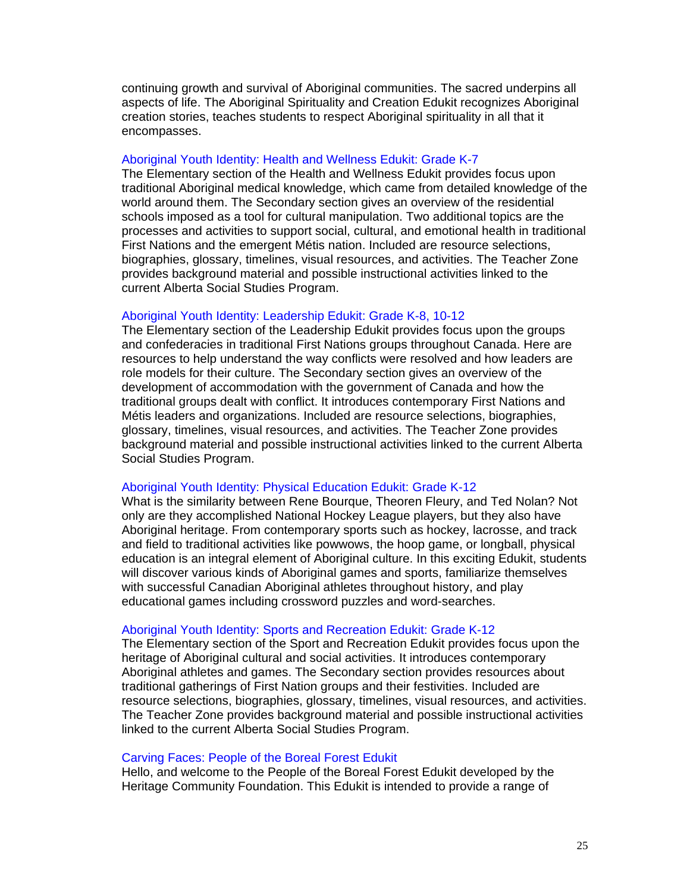continuing growth and survival of Aboriginal communities. The sacred underpins all aspects of life. The Aboriginal Spirituality and Creation Edukit recognizes Aboriginal creation stories, teaches students to respect Aboriginal spirituality in all that it encompasses.

### Aboriginal Youth Identity: Health and Wellness Edukit: Grade K-7

The Elementary section of the Health and Wellness Edukit provides focus upon traditional Aboriginal medical knowledge, which came from detailed knowledge of the world around them. The Secondary section gives an overview of the residential schools imposed as a tool for cultural manipulation. Two additional topics are the processes and activities to support social, cultural, and emotional health in traditional First Nations and the emergent Métis nation. Included are resource selections, biographies, glossary, timelines, visual resources, and activities. The Teacher Zone provides background material and possible instructional activities linked to the current Alberta Social Studies Program.

### Aboriginal Youth Identity: Leadership Edukit: Grade K-8, 10-12

The Elementary section of the Leadership Edukit provides focus upon the groups and confederacies in traditional First Nations groups throughout Canada. Here are resources to help understand the way conflicts were resolved and how leaders are role models for their culture. The Secondary section gives an overview of the development of accommodation with the government of Canada and how the traditional groups dealt with conflict. It introduces contemporary First Nations and Métis leaders and organizations. Included are resource selections, biographies, glossary, timelines, visual resources, and activities. The Teacher Zone provides background material and possible instructional activities linked to the current Alberta Social Studies Program.

### Aboriginal Youth Identity: Physical Education Edukit: Grade K-12

What is the similarity between Rene Bourque, Theoren Fleury, and Ted Nolan? Not only are they accomplished National Hockey League players, but they also have Aboriginal heritage. From contemporary sports such as hockey, lacrosse, and track and field to traditional activities like powwows, the hoop game, or longball, physical education is an integral element of Aboriginal culture. In this exciting Edukit, students will discover various kinds of Aboriginal games and sports, familiarize themselves with successful Canadian Aboriginal athletes throughout history, and play educational games including crossword puzzles and word-searches.

### Aboriginal Youth Identity: Sports and Recreation Edukit: Grade K-12

The Elementary section of the Sport and Recreation Edukit provides focus upon the heritage of Aboriginal cultural and social activities. It introduces contemporary Aboriginal athletes and games. The Secondary section provides resources about traditional gatherings of First Nation groups and their festivities. Included are resource selections, biographies, glossary, timelines, visual resources, and activities. The Teacher Zone provides background material and possible instructional activities linked to the current Alberta Social Studies Program.

### Carving Faces: People of the Boreal Forest Edukit

Hello, and welcome to the People of the Boreal Forest Edukit developed by the Heritage Community Foundation. This Edukit is intended to provide a range of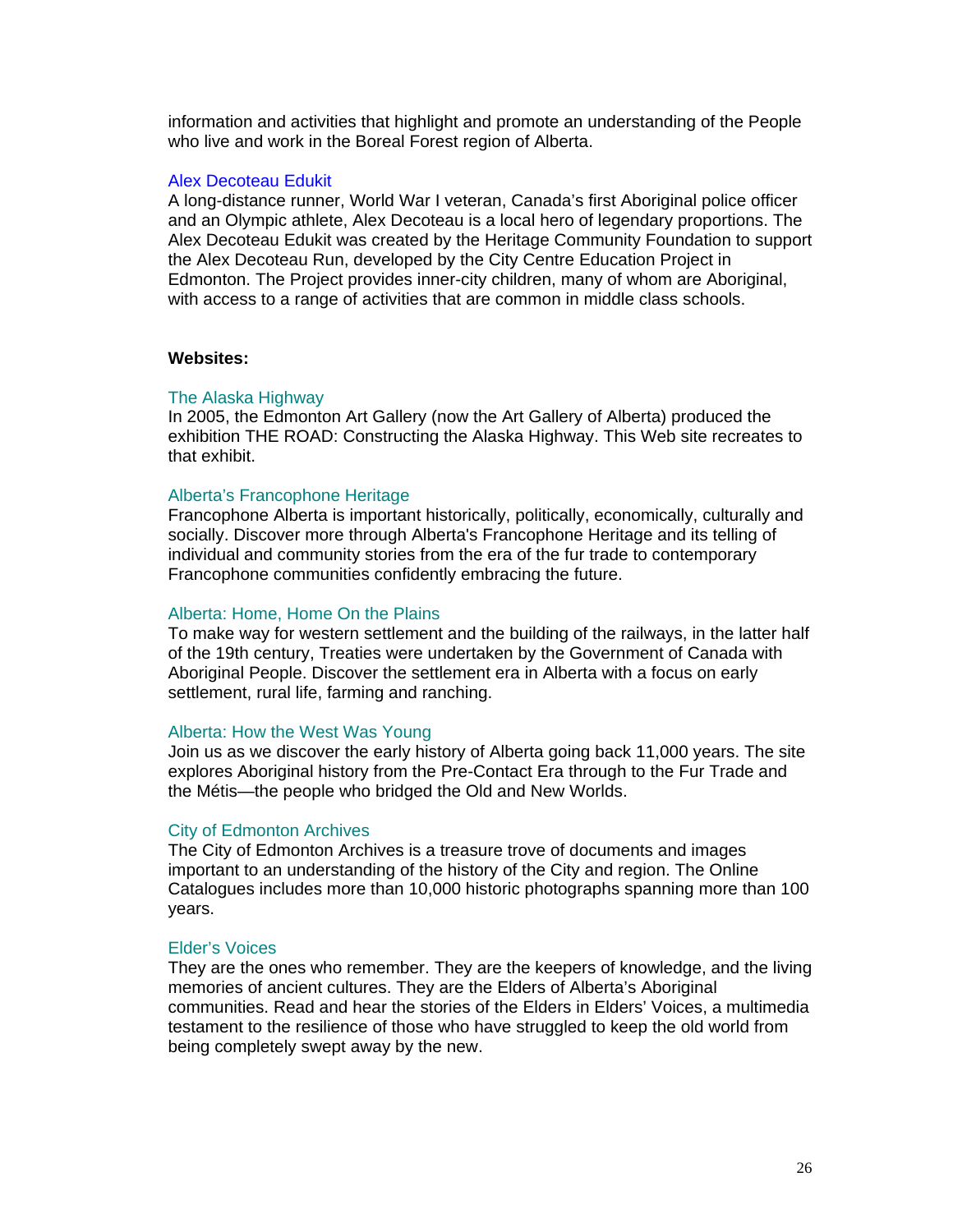information and activities that highlight and promote an understanding of the People who live and work in the Boreal Forest region of Alberta.

Alex Decoteau Edukit

A long-distance runner, World War I veteran, Canada's first Aboriginal police officer and an Olympic athlete, Alex Decoteau is a local hero of legendary proportions. The Alex Decoteau Edukit was created by the Heritage Community Foundation to support the Alex Decoteau Run, developed by the City Centre Education Project in Edmonton. The Project provides inner-city children, many of whom are Aboriginal, with access to a range of activities that are common in middle class schools.

**Websites:**

The Alaska Highway

In 2005, the Edmonton Art Gallery (now the Art Gallery of Alberta) produced the exhibition THE ROAD: Constructing the Alaska Highway. This Web site recreates to that exhibit.

Alberta's Francophone Heritage

Francophone Alberta is important historically, politically, economically, culturally and socially. Discover more through Alberta's Francophone Heritage and its telling of individual and community stories from the era of the fur trade to contemporary Francophone communities confidently embracing the future.

Alberta: Home, Home On the Plains

To make way for western settlement and the building of the railways, in the latter half of the 19th century, Treaties were undertaken by the Government of Canada with Aboriginal People. Discover the settlement era in Alberta with a focus on early settlement, rural life, farming and ranching.

Alberta: How the West Was Young

Join us as we discover the early history of Alberta going back 11,000 years. The site explores Aboriginal history from the Pre-Contact Era through to the Fur Trade and the Métis—the people who bridged the Old and New Worlds.

City of Edmonton Archives

The City of Edmonton Archives is a treasure trove of documents and images important to an understanding of the history of the City and region. The Online Catalogues includes more than 10,000 historic photographs spanning more than 100 years.

Elder's Voices

They are the ones who remember. They are the keepers of knowledge, and the living memories of ancient cultures. They are the Elders of Alberta's Aboriginal communities. Read and hear the stories of the Elders in Elders' Voices, a multimedia testament to the resilience of those who have struggled to keep the old world from being completely swept away by the new.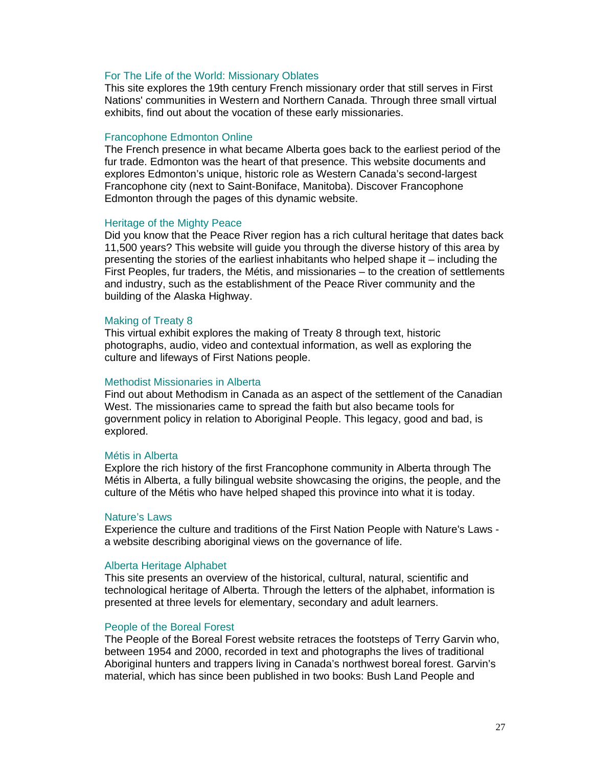### For The Life of the World: Missionary Oblates

This site explores the 19th century French missionary order that still serves in First Nations' communities in Western and Northern Canada. Through three small virtual exhibits, find out about the vocation of these early missionaries.

### Francophone Edmonton Online

The French presence in what became Alberta goes back to the earliest period of the fur trade. Edmonton was the heart of that presence. This website documents and explores Edmonton's unique, historic role as Western Canada's second-largest Francophone city (next to Saint-Boniface, Manitoba). Discover Francophone Edmonton through the pages of this dynamic website.

### Heritage of the Mighty Peace

Did you know that the Peace River region has a rich cultural heritage that dates back 11,500 years? This website will guide you through the diverse history of this area by presenting the stories of the earliest inhabitants who helped shape it – including the First Peoples, fur traders, the Métis, and missionaries – to the creation of settlements and industry, such as the establishment of the Peace River community and the building of the Alaska Highway.

### Making of Treaty 8

This virtual exhibit explores the making of Treaty 8 through text, historic photographs, audio, video and contextual information, as well as exploring the culture and lifeways of First Nations people.

### Methodist Missionaries in Alberta

Find out about Methodism in Canada as an aspect of the settlement of the Canadian West. The missionaries came to spread the faith but also became tools for government policy in relation to Aboriginal People. This legacy, good and bad, is explored.

### Métis in Alberta

Explore the rich history of the first Francophone community in Alberta through The Métis in Alberta, a fully bilingual website showcasing the origins, the people, and the culture of the Métis who have helped shaped this province into what it is today.

### Nature's Laws

Experience the culture and traditions of the First Nation People with Nature's Laws - a website describing aboriginal views on the governance of life.

### Alberta Heritage Alphabet

This site presents an overview of the historical, cultural, natural, scientific and technological heritage of Alberta. Through the letters of the alphabet, information is presented at three levels for elementary, secondary and adult learners.

### People of the Boreal Forest

The People of the Boreal Forest website retraces the footsteps of Terry Garvin who, between 1954 and 2000, recorded in text and photographs the lives of traditional Aboriginal hunters and trappers living in Canada's northwest boreal forest. Garvin's material, which has since been published in two books: Bush Land People and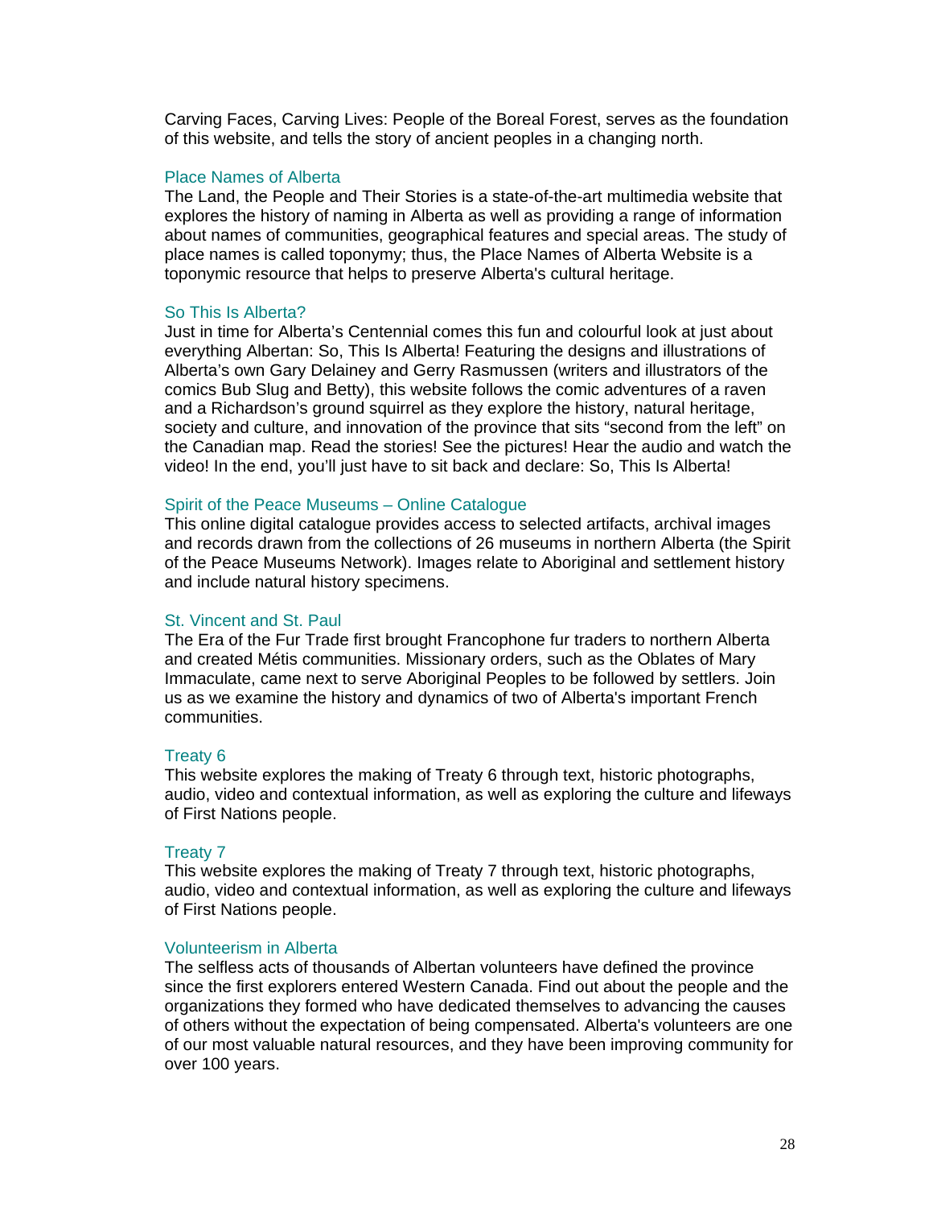Carving Faces, Carving Lives: People of the Boreal Forest, serves as the foundation of this website, and tells the story of ancient peoples in a changing north.

### Place Names of Alberta

The Land, the People and Their Stories is a state-of-the-art multimedia website that explores the history of naming in Alberta as well as providing a range of information about names of communities, geographical features and special areas. The study of place names is called toponymy; thus, the Place Names of Alberta Website is a toponymic resource that helps to preserve Alberta's cultural heritage.

### So This Is Alberta?

Just in time for Alberta's Centennial comes this fun and colourful look at just about everything Albertan: So, This Is Alberta! Featuring the designs and illustrations of Alberta's own Gary Delainey and Gerry Rasmussen (writers and illustrators of the comics Bub Slug and Betty), this website follows the comic adventures of a raven and a Richardson's ground squirrel as they explore the history, natural heritage, society and culture, and innovation of the province that sits "second from the left" on the Canadian map. Read the stories! See the pictures! Hear the audio and watch the video! In the end, you'll just have to sit back and declare: So, This Is Alberta!

### Spirit of the Peace Museums – Online Catalogue

This online digital catalogue provides access to selected artifacts, archival images and records drawn from the collections of 26 museums in northern Alberta (the Spirit of the Peace Museums Network). Images relate to Aboriginal and settlement history and include natural history specimens.

### St. Vincent and St. Paul

The Era of the Fur Trade first brought Francophone fur traders to northern Alberta and created Métis communities. Missionary orders, such as the Oblates of Mary Immaculate, came next to serve Aboriginal Peoples to be followed by settlers. Join us as we examine the history and dynamics of two of Alberta's important French communities.

### Treaty 6

This website explores the making of Treaty 6 through text, historic photographs, audio, video and contextual information, as well as exploring the culture and lifeways of First Nations people.

### Treaty 7

This website explores the making of Treaty 7 through text, historic photographs, audio, video and contextual information, as well as exploring the culture and lifeways of First Nations people.

### Volunteerism in Alberta

The selfless acts of thousands of Albertan volunteers have defined the province since the first explorers entered Western Canada. Find out about the people and the organizations they formed who have dedicated themselves to advancing the causes of others without the expectation of being compensated. Alberta's volunteers are one of our most valuable natural resources, and they have been improving community for over 100 years.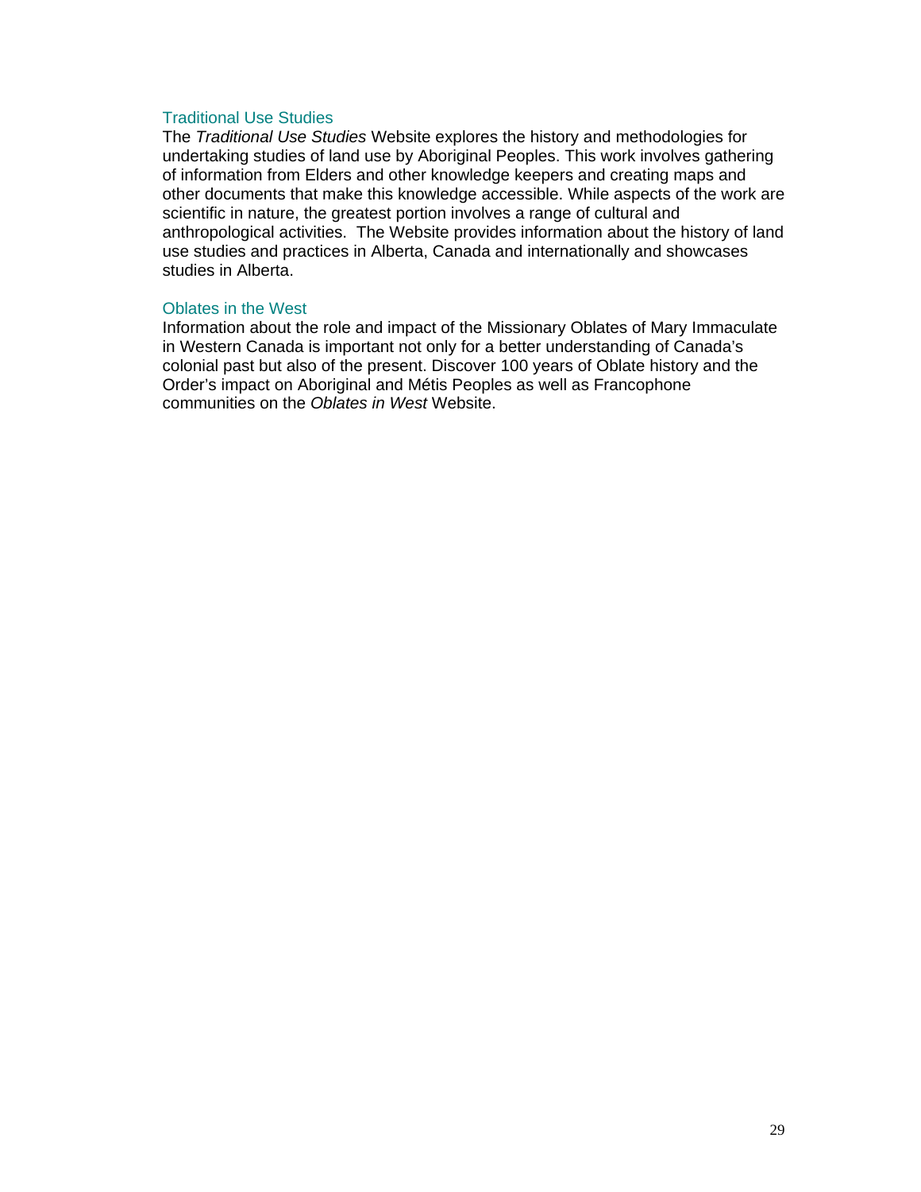### Traditional Use Studies

The *Traditional Use Studies* Website explores the history and methodologies for undertaking studies of land use by Aboriginal Peoples. This work involves gathering of information from Elders and other knowledge keepers and creating maps and other documents that make this knowledge accessible. While aspects of the work are scientific in nature, the greatest portion involves a range of cultural and anthropological activities. The Website provides information about the history of land use studies and practices in Alberta, Canada and internationally and showcases studies in Alberta.

### Oblates in the West

Information about the role and impact of the Missionary Oblates of Mary Immaculate in Western Canada is important not only for a better understanding of Canada's colonial past but also of the present. Discover 100 years of Oblate history and the Order's impact on Aboriginal and Métis Peoples as well as Francophone communities on the *Oblates in West* Website.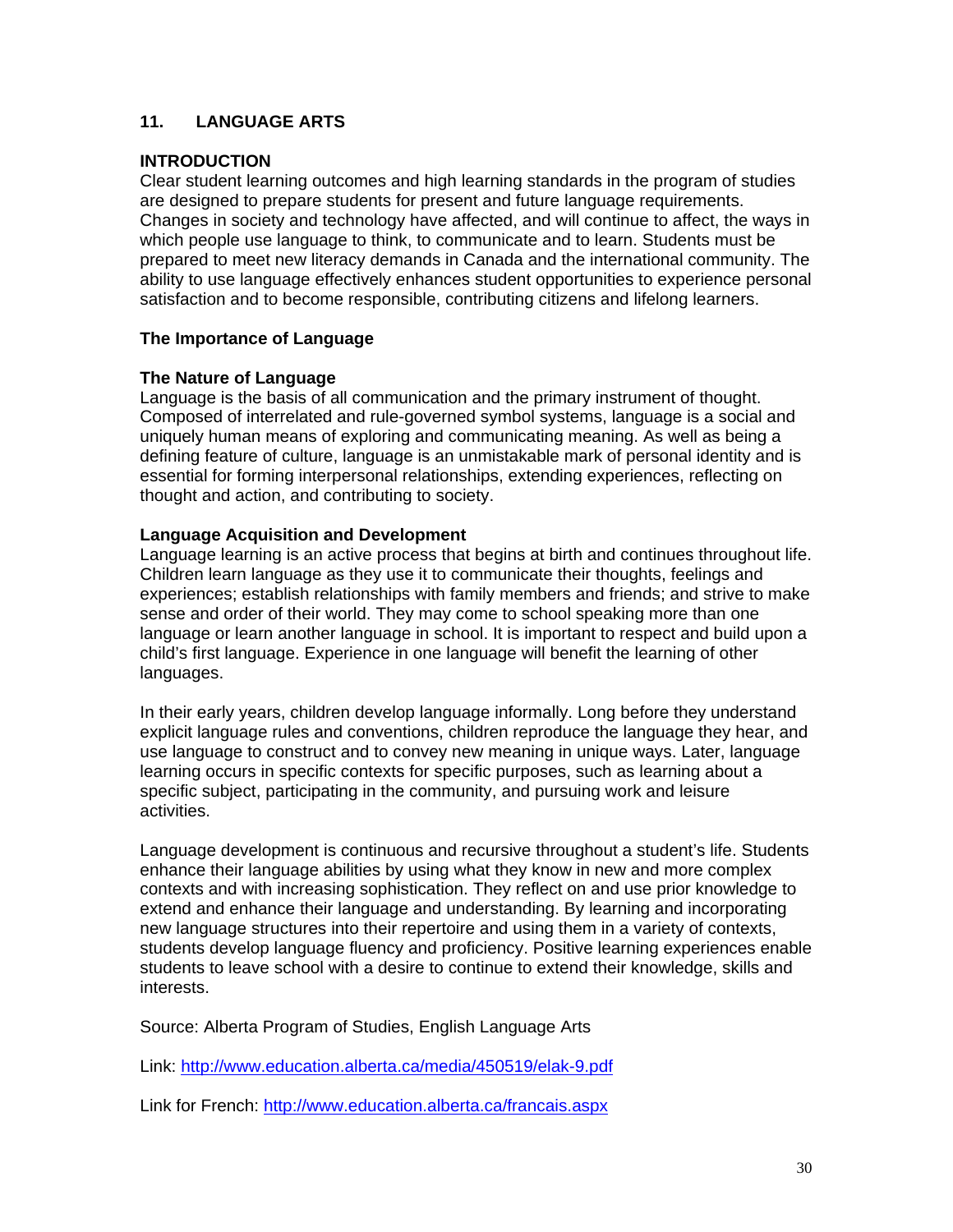## 11. LANGUAGE ARTS

### INTRODUCTION

Clear student learning outcomes and high learning standards in the program of studies are designed to prepare students for present and future language requirements. Changes in society and technology have affected, and will continue to affect, the ways in which people use language to think, to communicate and to learn. Students must be prepared to meet new literacy demands in Canada and the international community. The ability to use language effectively enhances student opportunities to experience personal satisfaction and to become responsible, contributing citizens and lifelong learners.

### The Importance of Language

#### The Nature of Language

Language is the basis of all communication and the primary instrument of thought. Composed of interrelated and rule-governed symbol systems, language is a social and uniquely human means of exploring and communicating meaning. As well as being a defining feature of culture, language is an unmistakable mark of personal identity and is essential for forming interpersonal relationships, extending experiences, reflecting on thought and action, and contributing to society.

#### Language Acquisition and Development

Language learning is an active process that begins at birth and continues throughout life. Children learn language as they use it to communicate their thoughts, feelings and experiences; establish relationships with family members and friends; and strive to make sense and order of their world. They may come to school speaking more than one language or learn another language in school. It is important to respect and build upon a child's first language. Experience in one language will benefit the learning of other languages.

In their early years, children develop language informally. Long before they understand explicit language rules and conventions, children reproduce the language they hear, and use language to construct and to convey new meaning in unique ways. Later, language learning occurs in specific contexts for specific purposes, such as learning about a specific subject, participating in the community, and pursuing work and leisure activities.

Language development is continuous and recursive throughout a student's life. Students enhance their language abilities by using what they know in new and more complex contexts and with increasing sophistication. They reflect on and use prior knowledge to extend and enhance their language and understanding. By learning and incorporating new language structures into their repertoire and using them in a variety of contexts, students develop language fluency and proficiency. Positive learning experiences enable students to leave school with a desire to continue to extend their knowledge, skills and interests.

Source: Alberta Program of Studies, English Language Arts

Link: http://www.education.alberta.ca/media/450519/elak-9.pdf

Link for French: http://www.education.alberta.ca/francais.aspx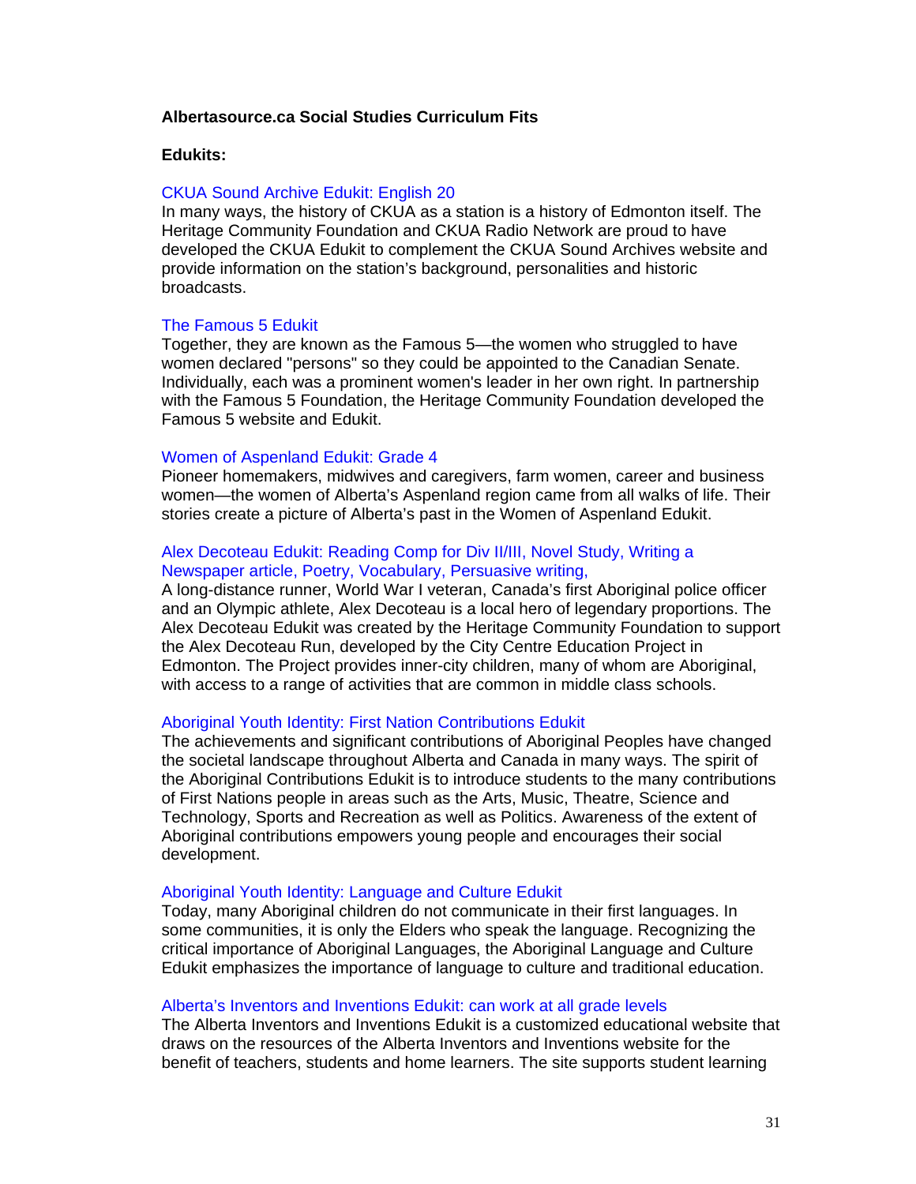**Albertasource.ca Social Studies Curriculum Fits**

**Edukits:**

CKUA Sound Archive Edukit: English 20
In many ways, the history of CKUA as a station is a history of Edmonton itself. The Heritage Community Foundation and CKUA Radio Network are proud to have developed the CKUA Edukit to complement the CKUA Sound Archives website and provide information on the station's background, personalities and historic broadcasts.

The Famous 5 Edukit
Together, they are known as the Famous 5—the women who struggled to have women declared "persons" so they could be appointed to the Canadian Senate. Individually, each was a prominent women's leader in her own right. In partnership with the Famous 5 Foundation, the Heritage Community Foundation developed the Famous 5 website and Edukit.

Women of Aspenland Edukit: Grade 4
Pioneer homemakers, midwives and caregivers, farm women, career and business women—the women of Alberta's Aspenland region came from all walks of life. Their stories create a picture of Alberta's past in the Women of Aspenland Edukit.

Alex Decoteau Edukit: Reading Comp for Div II/III, Novel Study, Writing a Newspaper article, Poetry, Vocabulary, Persuasive writing,
A long-distance runner, World War I veteran, Canada's first Aboriginal police officer and an Olympic athlete, Alex Decoteau is a local hero of legendary proportions. The Alex Decoteau Edukit was created by the Heritage Community Foundation to support the Alex Decoteau Run, developed by the City Centre Education Project in Edmonton. The Project provides inner-city children, many of whom are Aboriginal, with access to a range of activities that are common in middle class schools.

Aboriginal Youth Identity: First Nation Contributions Edukit
The achievements and significant contributions of Aboriginal Peoples have changed the societal landscape throughout Alberta and Canada in many ways. The spirit of the Aboriginal Contributions Edukit is to introduce students to the many contributions of First Nations people in areas such as the Arts, Music, Theatre, Science and Technology, Sports and Recreation as well as Politics. Awareness of the extent of Aboriginal contributions empowers young people and encourages their social development.

Aboriginal Youth Identity: Language and Culture Edukit
Today, many Aboriginal children do not communicate in their first languages. In some communities, it is only the Elders who speak the language. Recognizing the critical importance of Aboriginal Languages, the Aboriginal Language and Culture Edukit emphasizes the importance of language to culture and traditional education.

Alberta's Inventors and Inventions Edukit: can work at all grade levels
The Alberta Inventors and Inventions Edukit is a customized educational website that draws on the resources of the Alberta Inventors and Inventions website for the benefit of teachers, students and home learners. The site supports student learning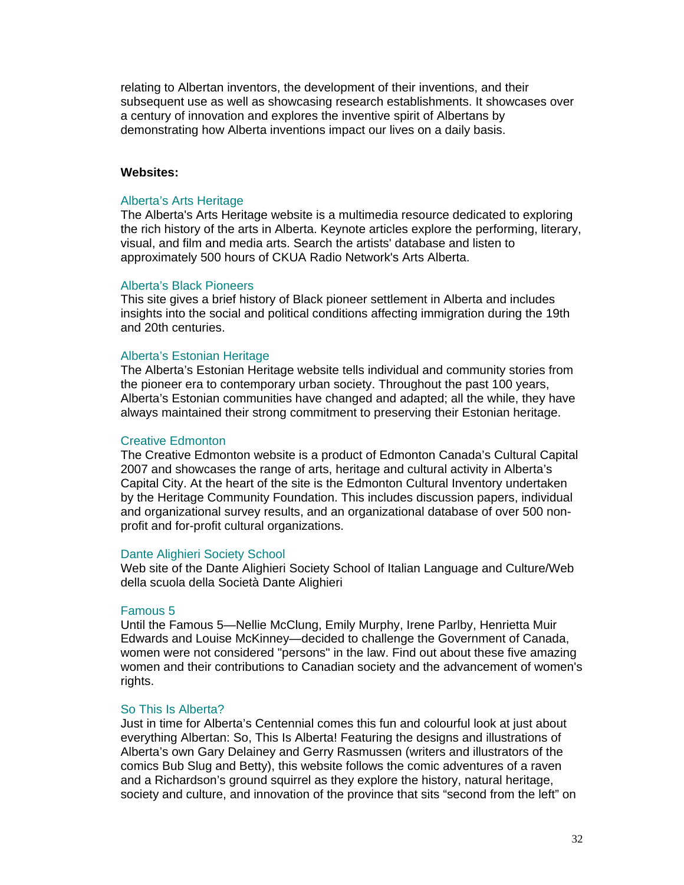relating to Albertan inventors, the development of their inventions, and their subsequent use as well as showcasing research establishments. It showcases over a century of innovation and explores the inventive spirit of Albertans by demonstrating how Alberta inventions impact our lives on a daily basis.

**Websites:**

Alberta's Arts Heritage
The Alberta's Arts Heritage website is a multimedia resource dedicated to exploring the rich history of the arts in Alberta. Keynote articles explore the performing, literary, visual, and film and media arts. Search the artists' database and listen to approximately 500 hours of CKUA Radio Network's Arts Alberta.

Alberta's Black Pioneers
This site gives a brief history of Black pioneer settlement in Alberta and includes insights into the social and political conditions affecting immigration during the 19th and 20th centuries.

Alberta's Estonian Heritage
The Alberta's Estonian Heritage website tells individual and community stories from the pioneer era to contemporary urban society. Throughout the past 100 years, Alberta's Estonian communities have changed and adapted; all the while, they have always maintained their strong commitment to preserving their Estonian heritage.

Creative Edmonton
The Creative Edmonton website is a product of Edmonton Canada's Cultural Capital 2007 and showcases the range of arts, heritage and cultural activity in Alberta's Capital City. At the heart of the site is the Edmonton Cultural Inventory undertaken by the Heritage Community Foundation. This includes discussion papers, individual and organizational survey results, and an organizational database of over 500 non-profit and for-profit cultural organizations.

Dante Alighieri Society School
Web site of the Dante Alighieri Society School of Italian Language and Culture/Web della scuola della Società Dante Alighieri

Famous 5
Until the Famous 5—Nellie McClung, Emily Murphy, Irene Parlby, Henrietta Muir Edwards and Louise McKinney—decided to challenge the Government of Canada, women were not considered "persons" in the law. Find out about these five amazing women and their contributions to Canadian society and the advancement of women's rights.

So This Is Alberta?
Just in time for Alberta's Centennial comes this fun and colourful look at just about everything Albertan: So, This Is Alberta! Featuring the designs and illustrations of Alberta's own Gary Delainey and Gerry Rasmussen (writers and illustrators of the comics Bub Slug and Betty), this website follows the comic adventures of a raven and a Richardson's ground squirrel as they explore the history, natural heritage, society and culture, and innovation of the province that sits "second from the left" on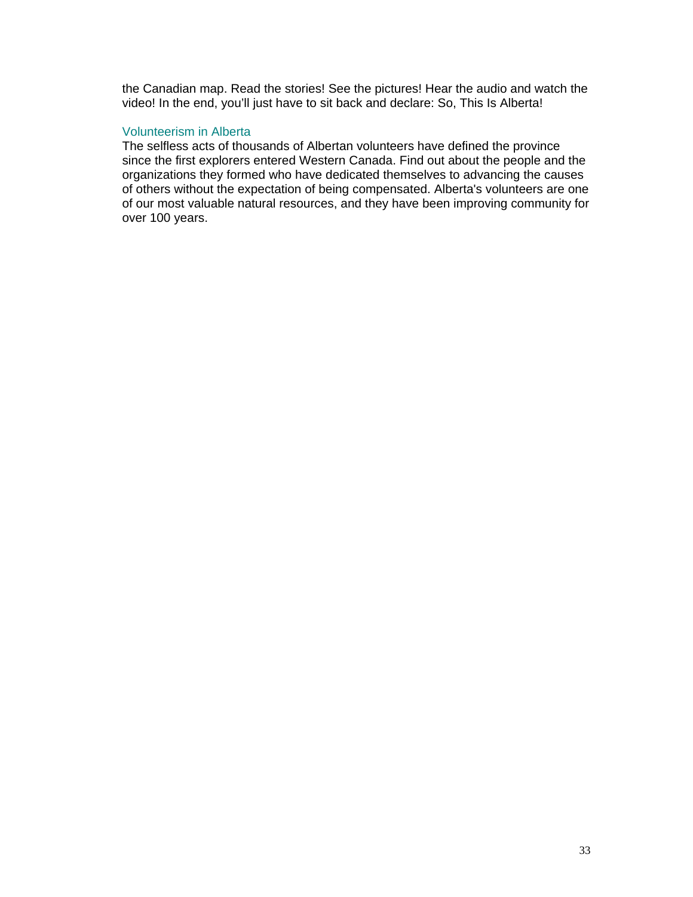the Canadian map. Read the stories! See the pictures! Hear the audio and watch the video! In the end, you'll just have to sit back and declare: So, This Is Alberta!

### Volunteerism in Alberta

The selfless acts of thousands of Albertan volunteers have defined the province since the first explorers entered Western Canada. Find out about the people and the organizations they formed who have dedicated themselves to advancing the causes of others without the expectation of being compensated. Alberta's volunteers are one of our most valuable natural resources, and they have been improving community for over 100 years.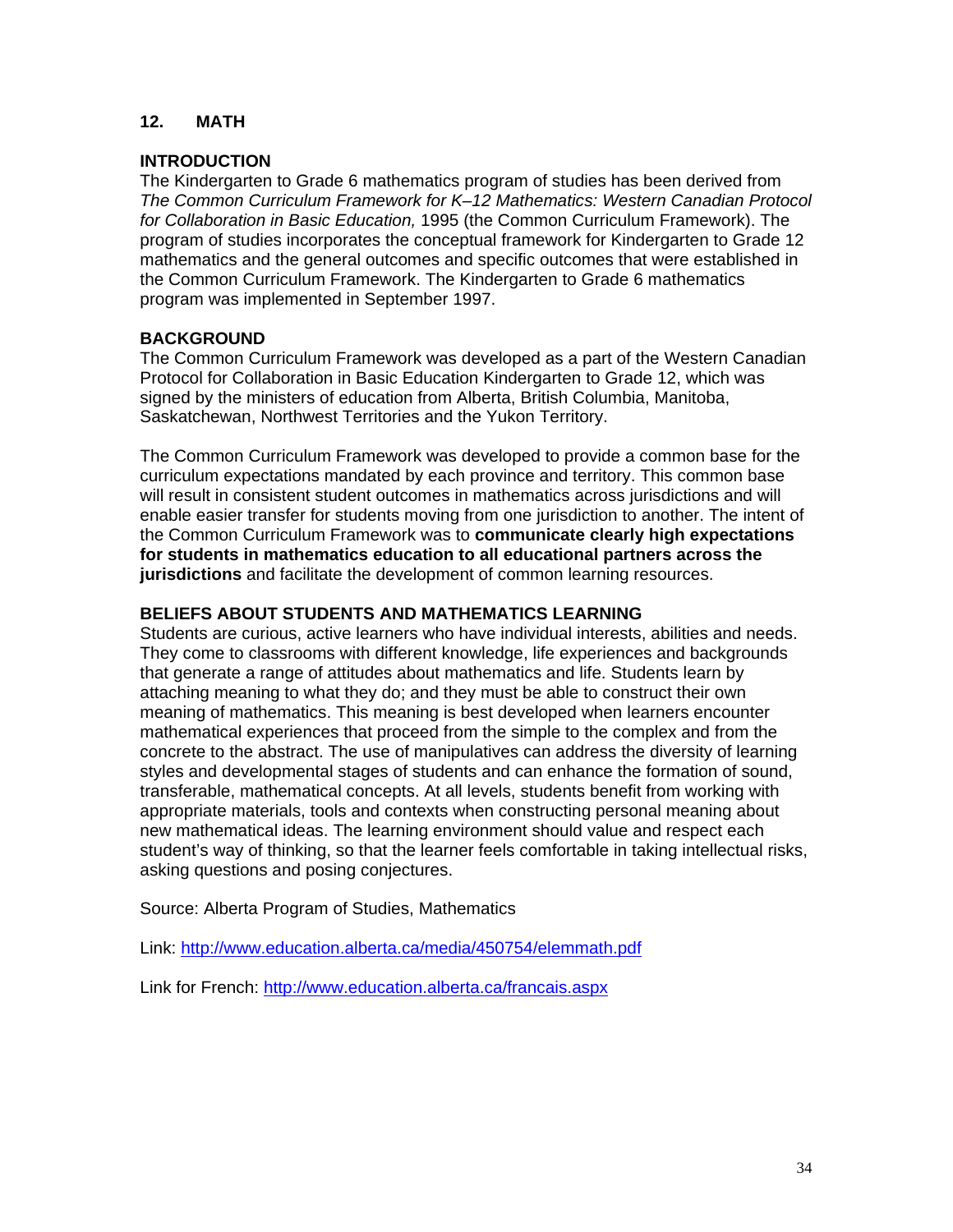## 12. MATH

### INTRODUCTION

The Kindergarten to Grade 6 mathematics program of studies has been derived from *The Common Curriculum Framework for K–12 Mathematics: Western Canadian Protocol for Collaboration in Basic Education,* 1995 (the Common Curriculum Framework). The program of studies incorporates the conceptual framework for Kindergarten to Grade 12 mathematics and the general outcomes and specific outcomes that were established in the Common Curriculum Framework. The Kindergarten to Grade 6 mathematics program was implemented in September 1997.

### BACKGROUND

The Common Curriculum Framework was developed as a part of the Western Canadian Protocol for Collaboration in Basic Education Kindergarten to Grade 12, which was signed by the ministers of education from Alberta, British Columbia, Manitoba, Saskatchewan, Northwest Territories and the Yukon Territory.

The Common Curriculum Framework was developed to provide a common base for the curriculum expectations mandated by each province and territory. This common base will result in consistent student outcomes in mathematics across jurisdictions and will enable easier transfer for students moving from one jurisdiction to another. The intent of the Common Curriculum Framework was to **communicate clearly high expectations for students in mathematics education to all educational partners across the jurisdictions** and facilitate the development of common learning resources.

### BELIEFS ABOUT STUDENTS AND MATHEMATICS LEARNING

Students are curious, active learners who have individual interests, abilities and needs. They come to classrooms with different knowledge, life experiences and backgrounds that generate a range of attitudes about mathematics and life. Students learn by attaching meaning to what they do; and they must be able to construct their own meaning of mathematics. This meaning is best developed when learners encounter mathematical experiences that proceed from the simple to the complex and from the concrete to the abstract. The use of manipulatives can address the diversity of learning styles and developmental stages of students and can enhance the formation of sound, transferable, mathematical concepts. At all levels, students benefit from working with appropriate materials, tools and contexts when constructing personal meaning about new mathematical ideas. The learning environment should value and respect each student's way of thinking, so that the learner feels comfortable in taking intellectual risks, asking questions and posing conjectures.

Source: Alberta Program of Studies, Mathematics

Link: http://www.education.alberta.ca/media/450754/elemmath.pdf

Link for French: http://www.education.alberta.ca/francais.aspx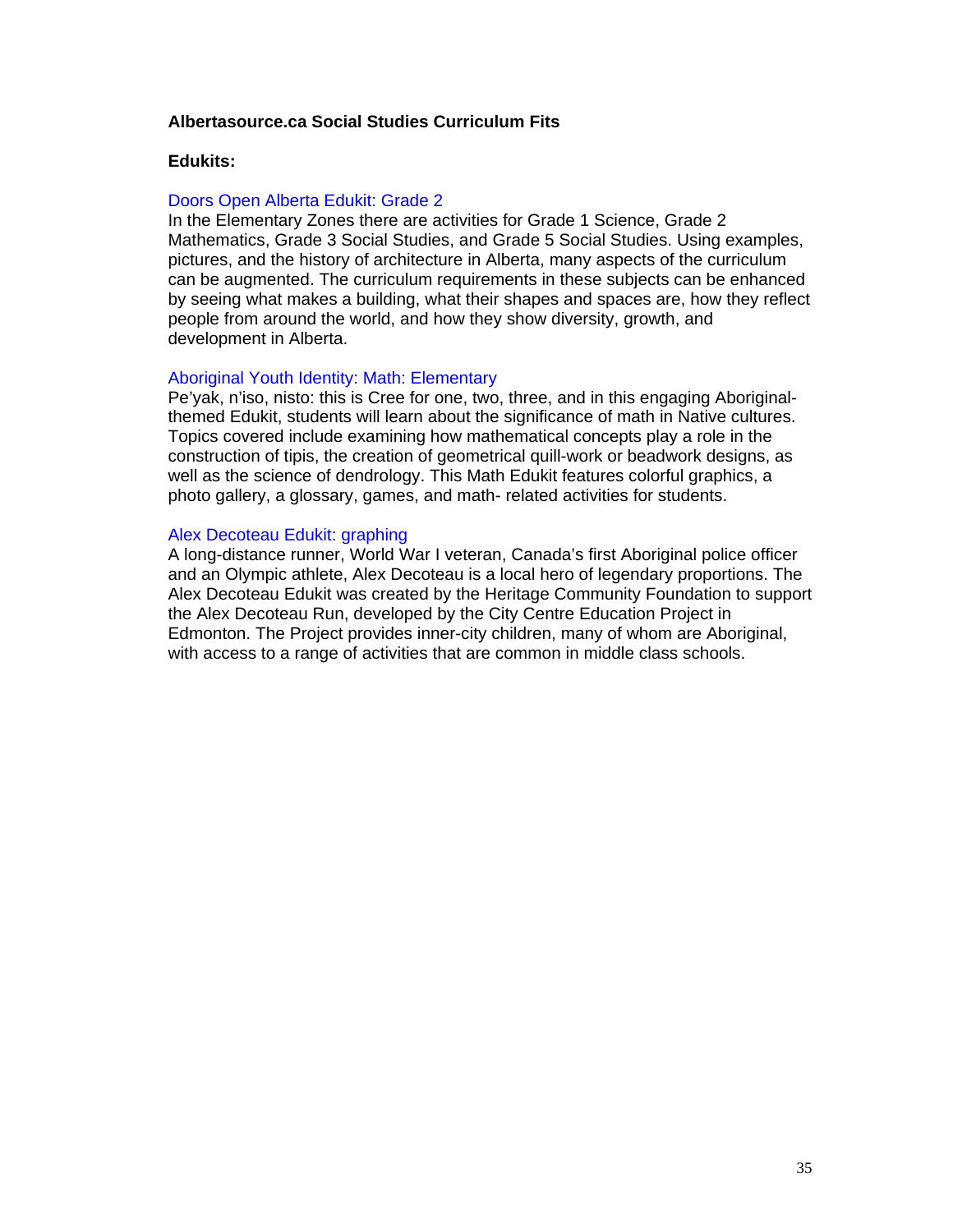**Albertasource.ca Social Studies Curriculum Fits**

**Edukits:**

Doors Open Alberta Edukit: Grade 2

In the Elementary Zones there are activities for Grade 1 Science, Grade 2 Mathematics, Grade 3 Social Studies, and Grade 5 Social Studies. Using examples, pictures, and the history of architecture in Alberta, many aspects of the curriculum can be augmented. The curriculum requirements in these subjects can be enhanced by seeing what makes a building, what their shapes and spaces are, how they reflect people from around the world, and how they show diversity, growth, and development in Alberta.

Aboriginal Youth Identity: Math: Elementary

Pe'yak, n'iso, nisto: this is Cree for one, two, three, and in this engaging Aboriginal-themed Edukit, students will learn about the significance of math in Native cultures. Topics covered include examining how mathematical concepts play a role in the construction of tipis, the creation of geometrical quill-work or beadwork designs, as well as the science of dendrology. This Math Edukit features colorful graphics, a photo gallery, a glossary, games, and math- related activities for students.

Alex Decoteau Edukit: graphing

A long-distance runner, World War I veteran, Canada's first Aboriginal police officer and an Olympic athlete, Alex Decoteau is a local hero of legendary proportions. The Alex Decoteau Edukit was created by the Heritage Community Foundation to support the Alex Decoteau Run, developed by the City Centre Education Project in Edmonton. The Project provides inner-city children, many of whom are Aboriginal, with access to a range of activities that are common in middle class schools.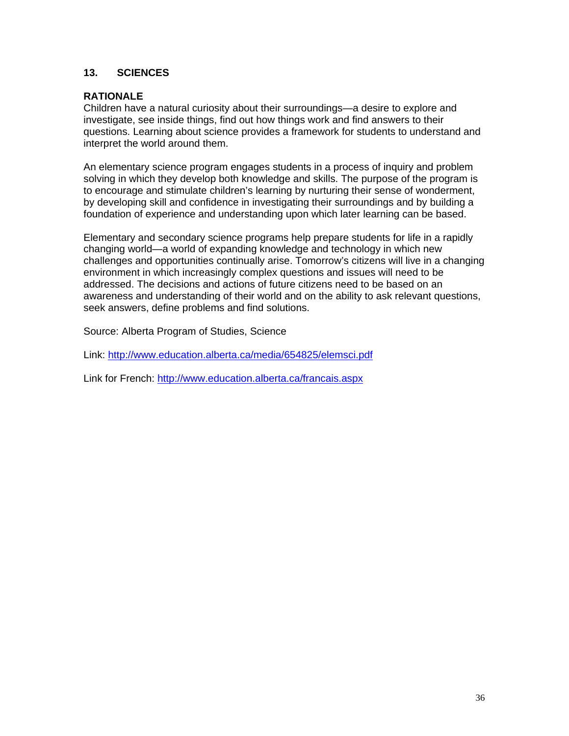## 13. SCIENCES

### RATIONALE

Children have a natural curiosity about their surroundings—a desire to explore and investigate, see inside things, find out how things work and find answers to their questions. Learning about science provides a framework for students to understand and interpret the world around them.

An elementary science program engages students in a process of inquiry and problem solving in which they develop both knowledge and skills. The purpose of the program is to encourage and stimulate children's learning by nurturing their sense of wonderment, by developing skill and confidence in investigating their surroundings and by building a foundation of experience and understanding upon which later learning can be based.

Elementary and secondary science programs help prepare students for life in a rapidly changing world—a world of expanding knowledge and technology in which new challenges and opportunities continually arise. Tomorrow's citizens will live in a changing environment in which increasingly complex questions and issues will need to be addressed. The decisions and actions of future citizens need to be based on an awareness and understanding of their world and on the ability to ask relevant questions, seek answers, define problems and find solutions.

Source: Alberta Program of Studies, Science

Link: [http://www.education.alberta.ca/media/654825/elemsci.pdf](http://www.education.alberta.ca/media/654825/elemsci.pdf)

Link for French: [http://www.education.alberta.ca/francais.aspx](http://www.education.alberta.ca/francais.aspx)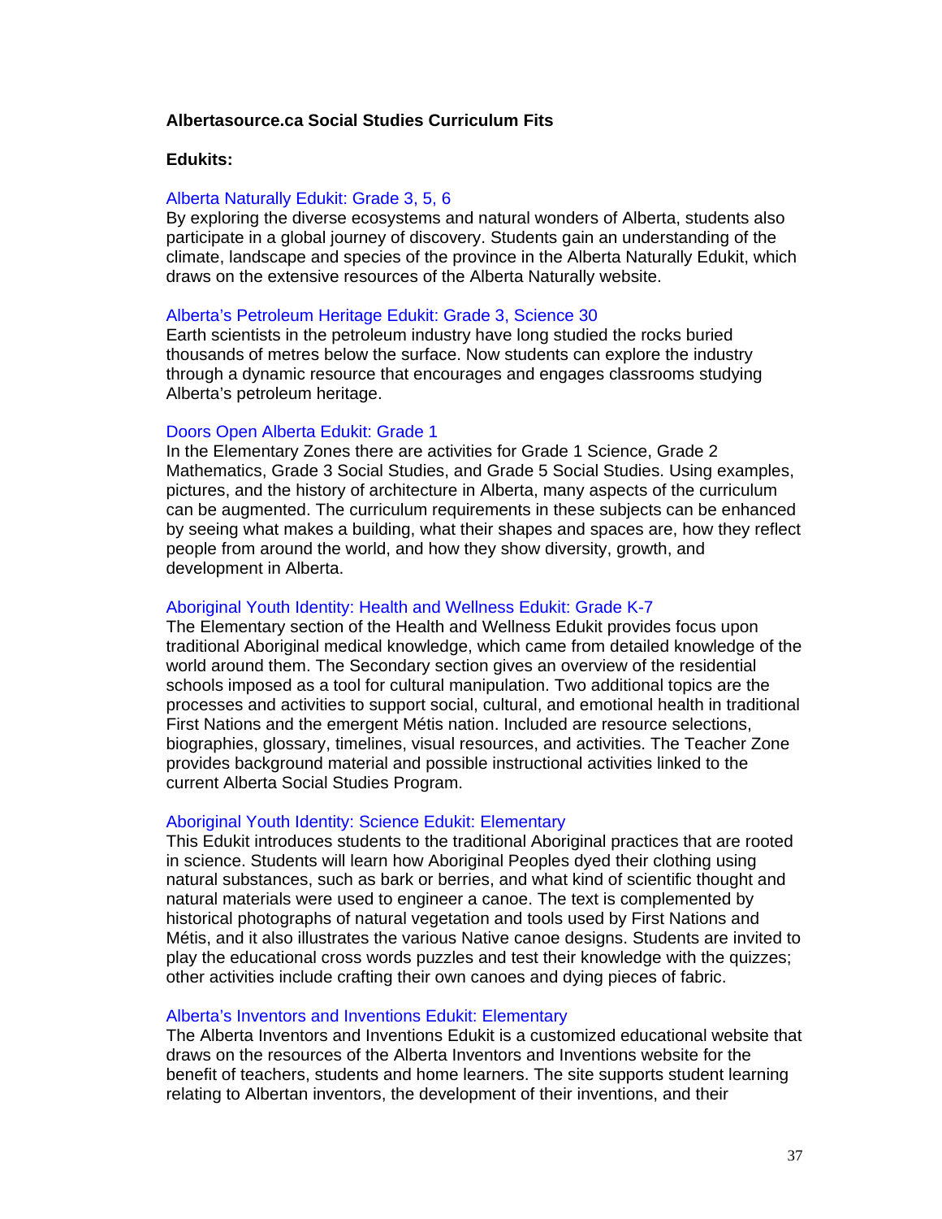**Albertasource.ca Social Studies Curriculum Fits**

**Edukits:**

Alberta Naturally Edukit: Grade 3, 5, 6

By exploring the diverse ecosystems and natural wonders of Alberta, students also participate in a global journey of discovery. Students gain an understanding of the climate, landscape and species of the province in the Alberta Naturally Edukit, which draws on the extensive resources of the Alberta Naturally website.

Alberta's Petroleum Heritage Edukit: Grade 3, Science 30

Earth scientists in the petroleum industry have long studied the rocks buried thousands of metres below the surface. Now students can explore the industry through a dynamic resource that encourages and engages classrooms studying Alberta's petroleum heritage.

Doors Open Alberta Edukit: Grade 1

In the Elementary Zones there are activities for Grade 1 Science, Grade 2 Mathematics, Grade 3 Social Studies, and Grade 5 Social Studies. Using examples, pictures, and the history of architecture in Alberta, many aspects of the curriculum can be augmented. The curriculum requirements in these subjects can be enhanced by seeing what makes a building, what their shapes and spaces are, how they reflect people from around the world, and how they show diversity, growth, and development in Alberta.

Aboriginal Youth Identity: Health and Wellness Edukit: Grade K-7

The Elementary section of the Health and Wellness Edukit provides focus upon traditional Aboriginal medical knowledge, which came from detailed knowledge of the world around them. The Secondary section gives an overview of the residential schools imposed as a tool for cultural manipulation. Two additional topics are the processes and activities to support social, cultural, and emotional health in traditional First Nations and the emergent Métis nation. Included are resource selections, biographies, glossary, timelines, visual resources, and activities. The Teacher Zone provides background material and possible instructional activities linked to the current Alberta Social Studies Program.

Aboriginal Youth Identity: Science Edukit: Elementary

This Edukit introduces students to the traditional Aboriginal practices that are rooted in science. Students will learn how Aboriginal Peoples dyed their clothing using natural substances, such as bark or berries, and what kind of scientific thought and natural materials were used to engineer a canoe. The text is complemented by historical photographs of natural vegetation and tools used by First Nations and Métis, and it also illustrates the various Native canoe designs. Students are invited to play the educational cross words puzzles and test their knowledge with the quizzes; other activities include crafting their own canoes and dying pieces of fabric.

Alberta's Inventors and Inventions Edukit: Elementary

The Alberta Inventors and Inventions Edukit is a customized educational website that draws on the resources of the Alberta Inventors and Inventions website for the benefit of teachers, students and home learners. The site supports student learning relating to Albertan inventors, the development of their inventions, and their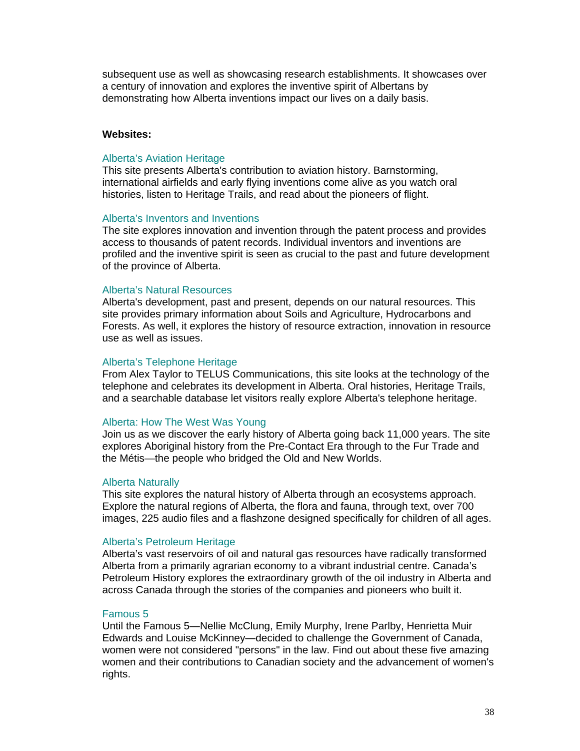subsequent use as well as showcasing research establishments. It showcases over a century of innovation and explores the inventive spirit of Albertans by demonstrating how Alberta inventions impact our lives on a daily basis.

**Websites:**

Alberta's Aviation Heritage
This site presents Alberta's contribution to aviation history. Barnstorming, international airfields and early flying inventions come alive as you watch oral histories, listen to Heritage Trails, and read about the pioneers of flight.

Alberta's Inventors and Inventions
The site explores innovation and invention through the patent process and provides access to thousands of patent records. Individual inventors and inventions are profiled and the inventive spirit is seen as crucial to the past and future development of the province of Alberta.

Alberta's Natural Resources
Alberta's development, past and present, depends on our natural resources. This site provides primary information about Soils and Agriculture, Hydrocarbons and Forests. As well, it explores the history of resource extraction, innovation in resource use as well as issues.

Alberta's Telephone Heritage
From Alex Taylor to TELUS Communications, this site looks at the technology of the telephone and celebrates its development in Alberta. Oral histories, Heritage Trails, and a searchable database let visitors really explore Alberta's telephone heritage.

Alberta: How The West Was Young
Join us as we discover the early history of Alberta going back 11,000 years. The site explores Aboriginal history from the Pre-Contact Era through to the Fur Trade and the Métis—the people who bridged the Old and New Worlds.

Alberta Naturally
This site explores the natural history of Alberta through an ecosystems approach. Explore the natural regions of Alberta, the flora and fauna, through text, over 700 images, 225 audio files and a flashzone designed specifically for children of all ages.

Alberta's Petroleum Heritage
Alberta's vast reservoirs of oil and natural gas resources have radically transformed Alberta from a primarily agrarian economy to a vibrant industrial centre. Canada's Petroleum History explores the extraordinary growth of the oil industry in Alberta and across Canada through the stories of the companies and pioneers who built it.

Famous 5
Until the Famous 5—Nellie McClung, Emily Murphy, Irene Parlby, Henrietta Muir Edwards and Louise McKinney—decided to challenge the Government of Canada, women were not considered "persons" in the law. Find out about these five amazing women and their contributions to Canadian society and the advancement of women's rights.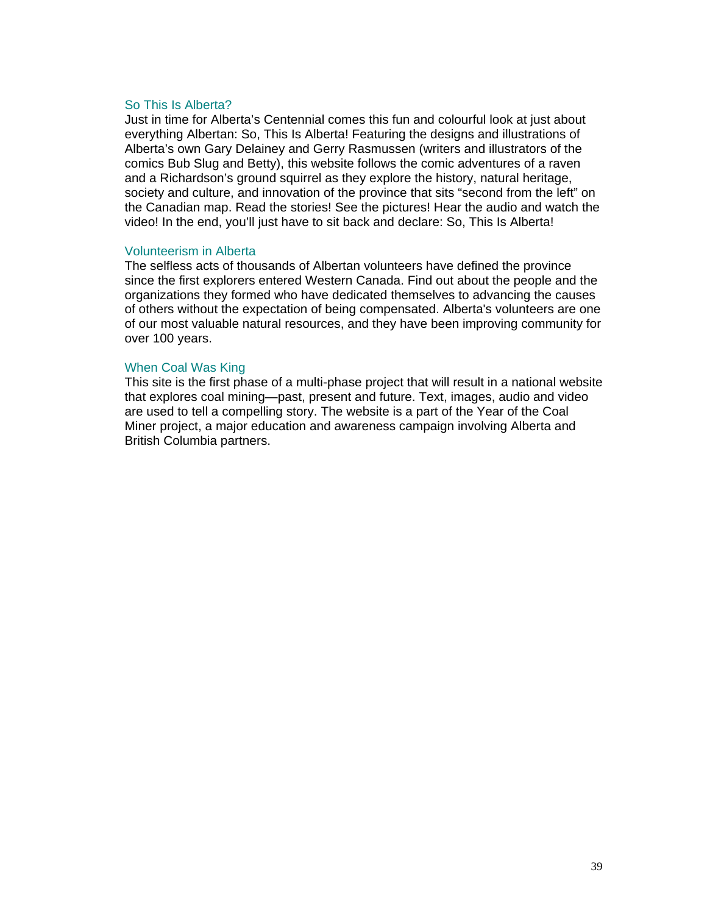### So This Is Alberta?

Just in time for Alberta's Centennial comes this fun and colourful look at just about everything Albertan: So, This Is Alberta! Featuring the designs and illustrations of Alberta's own Gary Delainey and Gerry Rasmussen (writers and illustrators of the comics Bub Slug and Betty), this website follows the comic adventures of a raven and a Richardson's ground squirrel as they explore the history, natural heritage, society and culture, and innovation of the province that sits "second from the left" on the Canadian map. Read the stories! See the pictures! Hear the audio and watch the video! In the end, you'll just have to sit back and declare: So, This Is Alberta!

### Volunteerism in Alberta

The selfless acts of thousands of Albertan volunteers have defined the province since the first explorers entered Western Canada. Find out about the people and the organizations they formed who have dedicated themselves to advancing the causes of others without the expectation of being compensated. Alberta's volunteers are one of our most valuable natural resources, and they have been improving community for over 100 years.

### When Coal Was King

This site is the first phase of a multi-phase project that will result in a national website that explores coal mining—past, present and future. Text, images, audio and video are used to tell a compelling story. The website is a part of the Year of the Coal Miner project, a major education and awareness campaign involving Alberta and British Columbia partners.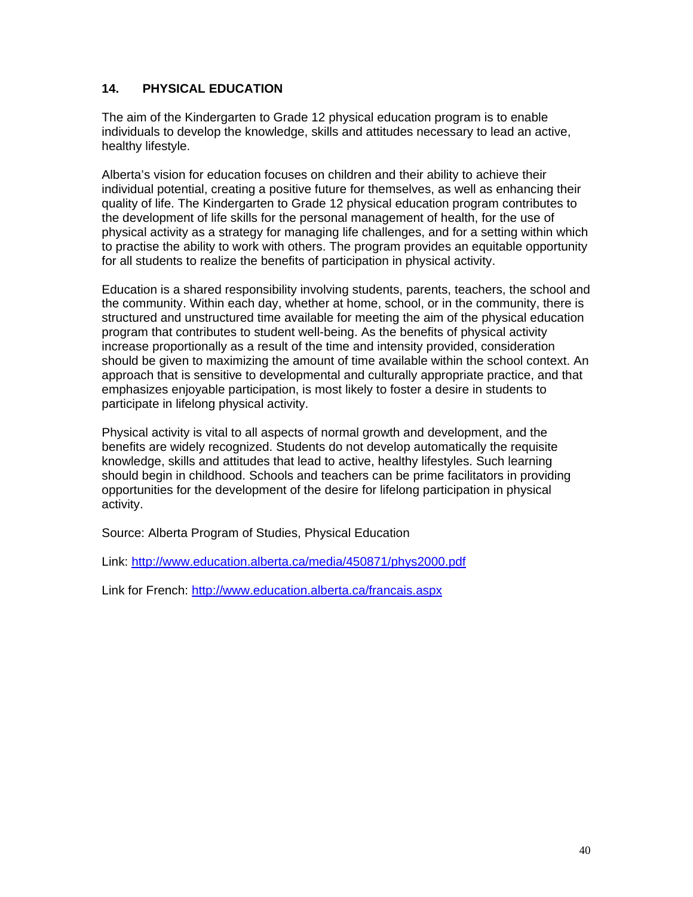## 14. PHYSICAL EDUCATION

The aim of the Kindergarten to Grade 12 physical education program is to enable individuals to develop the knowledge, skills and attitudes necessary to lead an active, healthy lifestyle.

Alberta's vision for education focuses on children and their ability to achieve their individual potential, creating a positive future for themselves, as well as enhancing their quality of life. The Kindergarten to Grade 12 physical education program contributes to the development of life skills for the personal management of health, for the use of physical activity as a strategy for managing life challenges, and for a setting within which to practise the ability to work with others. The program provides an equitable opportunity for all students to realize the benefits of participation in physical activity.

Education is a shared responsibility involving students, parents, teachers, the school and the community. Within each day, whether at home, school, or in the community, there is structured and unstructured time available for meeting the aim of the physical education program that contributes to student well-being. As the benefits of physical activity increase proportionally as a result of the time and intensity provided, consideration should be given to maximizing the amount of time available within the school context. An approach that is sensitive to developmental and culturally appropriate practice, and that emphasizes enjoyable participation, is most likely to foster a desire in students to participate in lifelong physical activity.

Physical activity is vital to all aspects of normal growth and development, and the benefits are widely recognized. Students do not develop automatically the requisite knowledge, skills and attitudes that lead to active, healthy lifestyles. Such learning should begin in childhood. Schools and teachers can be prime facilitators in providing opportunities for the development of the desire for lifelong participation in physical activity.

Source: Alberta Program of Studies, Physical Education

Link: http://www.education.alberta.ca/media/450871/phys2000.pdf

Link for French: http://www.education.alberta.ca/francais.aspx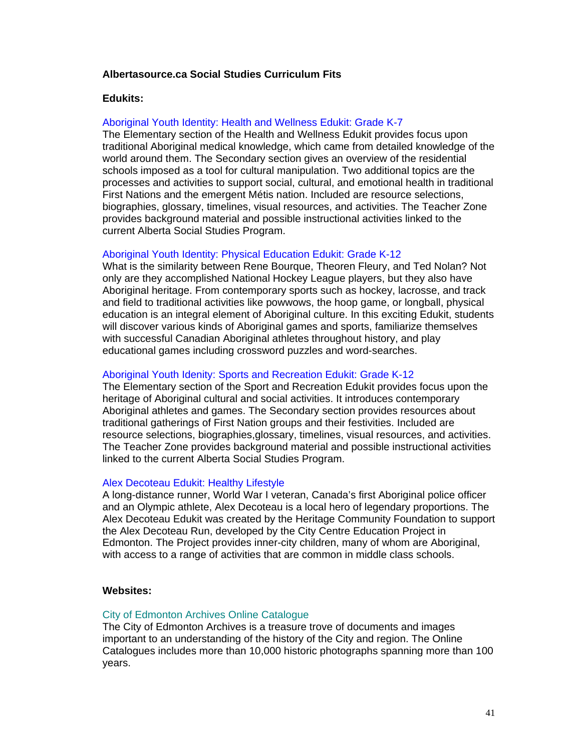**Albertasource.ca Social Studies Curriculum Fits**

**Edukits:**

Aboriginal Youth Identity: Health and Wellness Edukit: Grade K-7

The Elementary section of the Health and Wellness Edukit provides focus upon traditional Aboriginal medical knowledge, which came from detailed knowledge of the world around them. The Secondary section gives an overview of the residential schools imposed as a tool for cultural manipulation. Two additional topics are the processes and activities to support social, cultural, and emotional health in traditional First Nations and the emergent Métis nation. Included are resource selections, biographies, glossary, timelines, visual resources, and activities. The Teacher Zone provides background material and possible instructional activities linked to the current Alberta Social Studies Program.

Aboriginal Youth Identity: Physical Education Edukit: Grade K-12

What is the similarity between Rene Bourque, Theoren Fleury, and Ted Nolan? Not only are they accomplished National Hockey League players, but they also have Aboriginal heritage. From contemporary sports such as hockey, lacrosse, and track and field to traditional activities like powwows, the hoop game, or longball, physical education is an integral element of Aboriginal culture. In this exciting Edukit, students will discover various kinds of Aboriginal games and sports, familiarize themselves with successful Canadian Aboriginal athletes throughout history, and play educational games including crossword puzzles and word-searches.

Aboriginal Youth Idenity: Sports and Recreation Edukit: Grade K-12

The Elementary section of the Sport and Recreation Edukit provides focus upon the heritage of Aboriginal cultural and social activities. It introduces contemporary Aboriginal athletes and games. The Secondary section provides resources about traditional gatherings of First Nation groups and their festivities. Included are resource selections, biographies,glossary, timelines, visual resources, and activities. The Teacher Zone provides background material and possible instructional activities linked to the current Alberta Social Studies Program.

Alex Decoteau Edukit: Healthy Lifestyle

A long-distance runner, World War I veteran, Canada's first Aboriginal police officer and an Olympic athlete, Alex Decoteau is a local hero of legendary proportions. The Alex Decoteau Edukit was created by the Heritage Community Foundation to support the Alex Decoteau Run, developed by the City Centre Education Project in Edmonton. The Project provides inner-city children, many of whom are Aboriginal, with access to a range of activities that are common in middle class schools.

**Websites:**

City of Edmonton Archives Online Catalogue

The City of Edmonton Archives is a treasure trove of documents and images important to an understanding of the history of the City and region. The Online Catalogues includes more than 10,000 historic photographs spanning more than 100 years.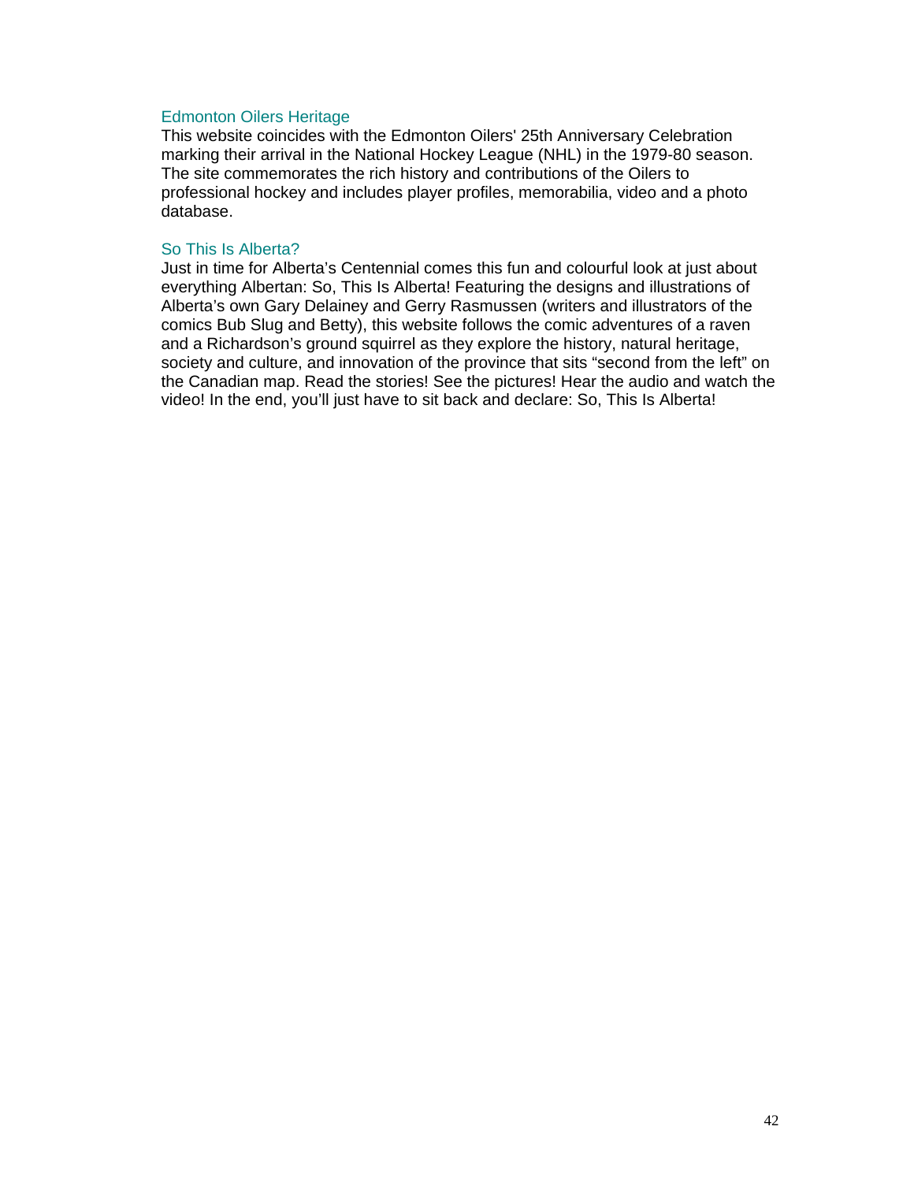### Edmonton Oilers Heritage

This website coincides with the Edmonton Oilers' 25th Anniversary Celebration marking their arrival in the National Hockey League (NHL) in the 1979-80 season. The site commemorates the rich history and contributions of the Oilers to professional hockey and includes player profiles, memorabilia, video and a photo database.

### So This Is Alberta?

Just in time for Alberta's Centennial comes this fun and colourful look at just about everything Albertan: So, This Is Alberta! Featuring the designs and illustrations of Alberta's own Gary Delainey and Gerry Rasmussen (writers and illustrators of the comics Bub Slug and Betty), this website follows the comic adventures of a raven and a Richardson's ground squirrel as they explore the history, natural heritage, society and culture, and innovation of the province that sits "second from the left" on the Canadian map. Read the stories! See the pictures! Hear the audio and watch the video! In the end, you'll just have to sit back and declare: So, This Is Alberta!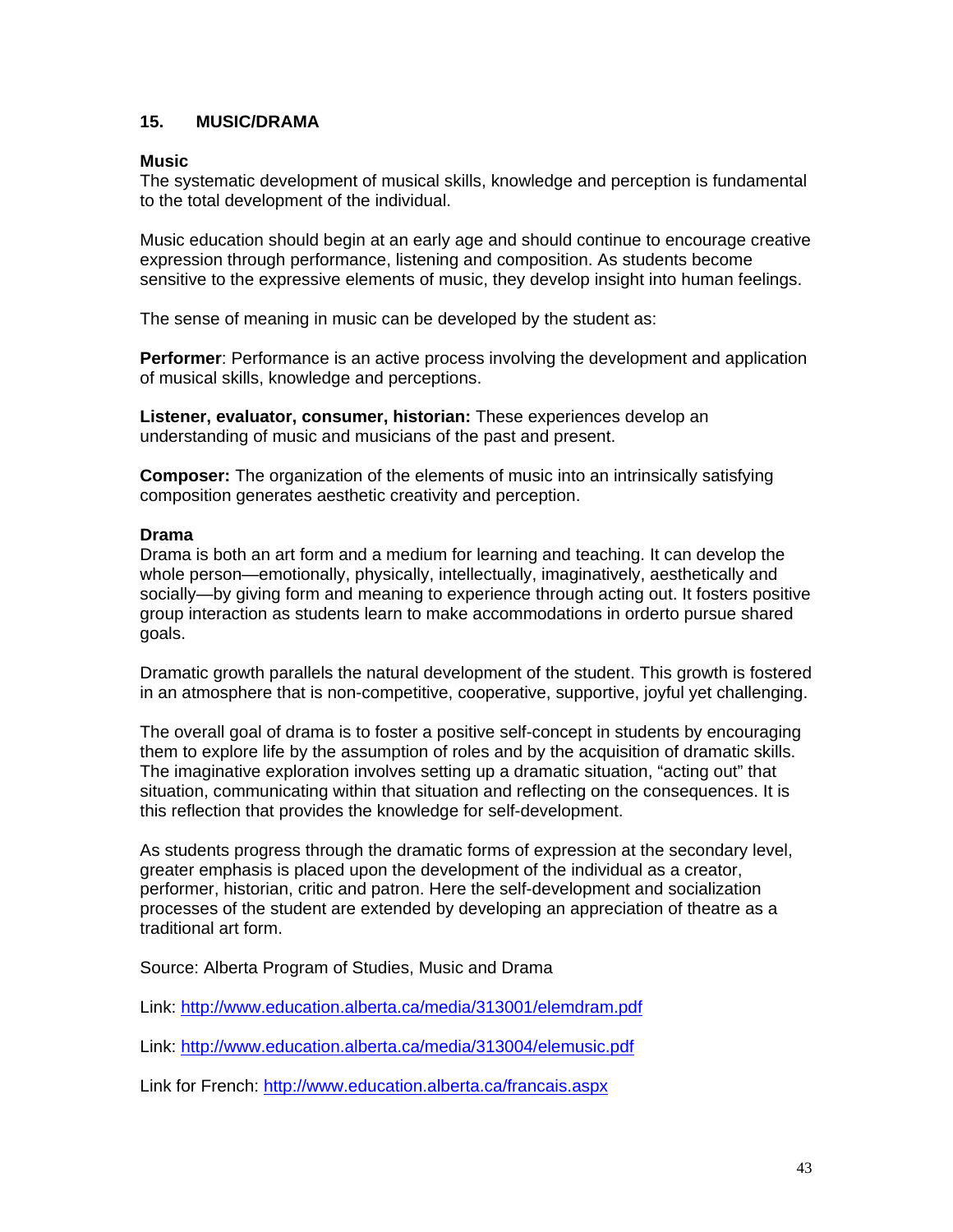## 15. MUSIC/DRAMA

### Music

The systematic development of musical skills, knowledge and perception is fundamental to the total development of the individual.

Music education should begin at an early age and should continue to encourage creative expression through performance, listening and composition. As students become sensitive to the expressive elements of music, they develop insight into human feelings.

The sense of meaning in music can be developed by the student as:

**Performer**: Performance is an active process involving the development and application of musical skills, knowledge and perceptions.

**Listener, evaluator, consumer, historian:** These experiences develop an understanding of music and musicians of the past and present.

**Composer:** The organization of the elements of music into an intrinsically satisfying composition generates aesthetic creativity and perception.

### Drama

Drama is both an art form and a medium for learning and teaching. It can develop the whole person—emotionally, physically, intellectually, imaginatively, aesthetically and socially—by giving form and meaning to experience through acting out. It fosters positive group interaction as students learn to make accommodations in orderto pursue shared goals.

Dramatic growth parallels the natural development of the student. This growth is fostered in an atmosphere that is non-competitive, cooperative, supportive, joyful yet challenging.

The overall goal of drama is to foster a positive self-concept in students by encouraging them to explore life by the assumption of roles and by the acquisition of dramatic skills. The imaginative exploration involves setting up a dramatic situation, "acting out" that situation, communicating within that situation and reflecting on the consequences. It is this reflection that provides the knowledge for self-development.

As students progress through the dramatic forms of expression at the secondary level, greater emphasis is placed upon the development of the individual as a creator, performer, historian, critic and patron. Here the self-development and socialization processes of the student are extended by developing an appreciation of theatre as a traditional art form.

Source: Alberta Program of Studies, Music and Drama

Link: http://www.education.alberta.ca/media/313001/elemdram.pdf

Link: http://www.education.alberta.ca/media/313004/elemusic.pdf

Link for French: http://www.education.alberta.ca/francais.aspx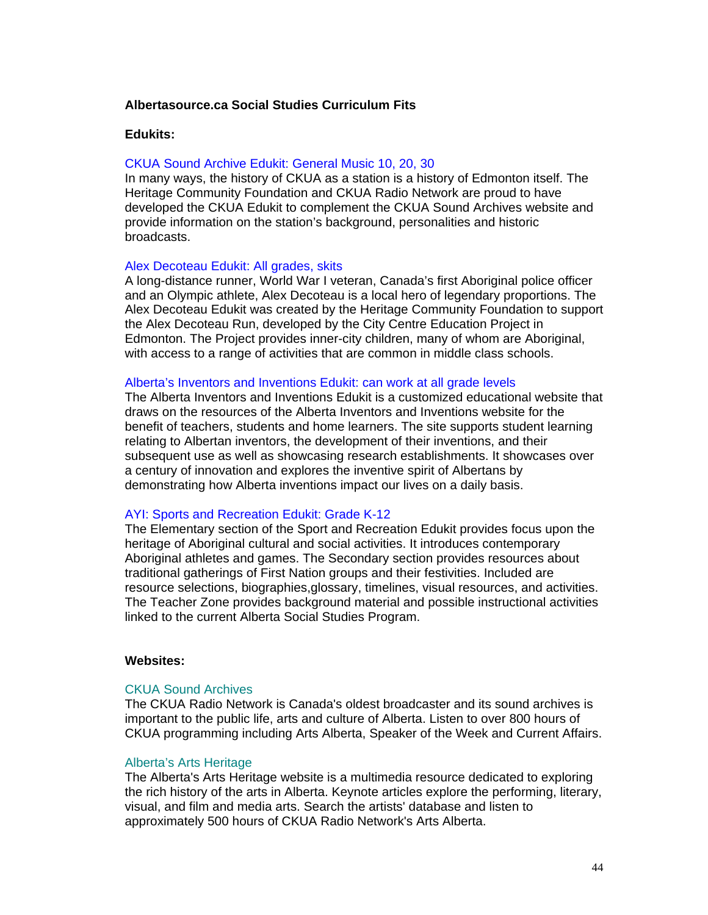**Albertasource.ca Social Studies Curriculum Fits**

**Edukits:**

CKUA Sound Archive Edukit: General Music 10, 20, 30
In many ways, the history of CKUA as a station is a history of Edmonton itself. The Heritage Community Foundation and CKUA Radio Network are proud to have developed the CKUA Edukit to complement the CKUA Sound Archives website and provide information on the station's background, personalities and historic broadcasts.

Alex Decoteau Edukit: All grades, skits
A long-distance runner, World War I veteran, Canada's first Aboriginal police officer and an Olympic athlete, Alex Decoteau is a local hero of legendary proportions. The Alex Decoteau Edukit was created by the Heritage Community Foundation to support the Alex Decoteau Run, developed by the City Centre Education Project in Edmonton. The Project provides inner-city children, many of whom are Aboriginal, with access to a range of activities that are common in middle class schools.

Alberta's Inventors and Inventions Edukit: can work at all grade levels
The Alberta Inventors and Inventions Edukit is a customized educational website that draws on the resources of the Alberta Inventors and Inventions website for the benefit of teachers, students and home learners. The site supports student learning relating to Albertan inventors, the development of their inventions, and their subsequent use as well as showcasing research establishments. It showcases over a century of innovation and explores the inventive spirit of Albertans by demonstrating how Alberta inventions impact our lives on a daily basis.

AYI: Sports and Recreation Edukit: Grade K-12
The Elementary section of the Sport and Recreation Edukit provides focus upon the heritage of Aboriginal cultural and social activities. It introduces contemporary Aboriginal athletes and games. The Secondary section provides resources about traditional gatherings of First Nation groups and their festivities. Included are resource selections, biographies,glossary, timelines, visual resources, and activities. The Teacher Zone provides background material and possible instructional activities linked to the current Alberta Social Studies Program.

**Websites:**

CKUA Sound Archives
The CKUA Radio Network is Canada's oldest broadcaster and its sound archives is important to the public life, arts and culture of Alberta. Listen to over 800 hours of CKUA programming including Arts Alberta, Speaker of the Week and Current Affairs.

Alberta's Arts Heritage
The Alberta's Arts Heritage website is a multimedia resource dedicated to exploring the rich history of the arts in Alberta. Keynote articles explore the performing, literary, visual, and film and media arts. Search the artists' database and listen to approximately 500 hours of CKUA Radio Network's Arts Alberta.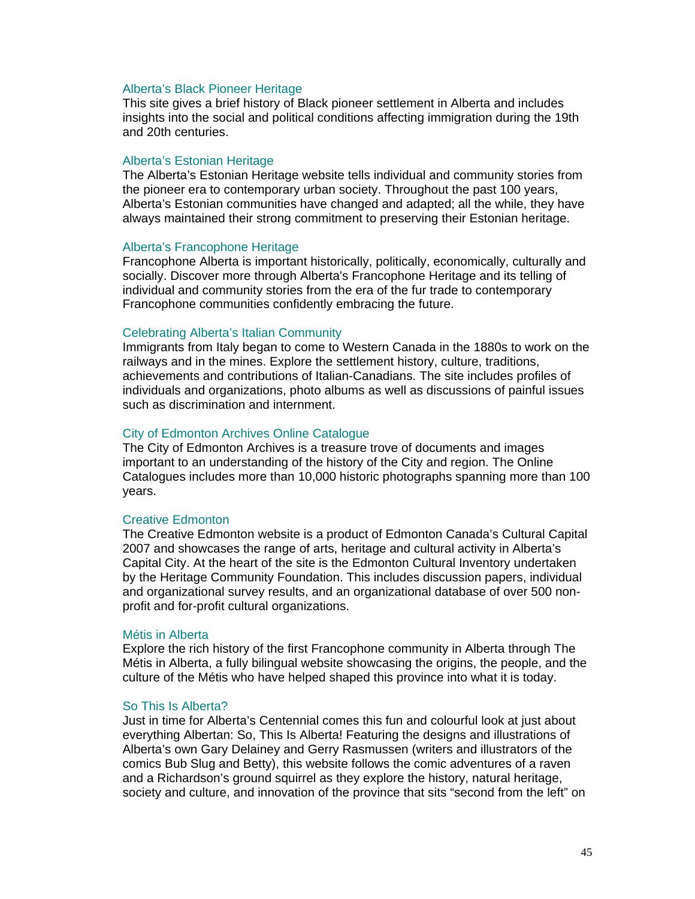### Alberta's Black Pioneer Heritage

This site gives a brief history of Black pioneer settlement in Alberta and includes insights into the social and political conditions affecting immigration during the 19th and 20th centuries.

### Alberta's Estonian Heritage

The Alberta's Estonian Heritage website tells individual and community stories from the pioneer era to contemporary urban society. Throughout the past 100 years, Alberta's Estonian communities have changed and adapted; all the while, they have always maintained their strong commitment to preserving their Estonian heritage.

### Alberta's Francophone Heritage

Francophone Alberta is important historically, politically, economically, culturally and socially. Discover more through Alberta's Francophone Heritage and its telling of individual and community stories from the era of the fur trade to contemporary Francophone communities confidently embracing the future.

### Celebrating Alberta's Italian Community

Immigrants from Italy began to come to Western Canada in the 1880s to work on the railways and in the mines. Explore the settlement history, culture, traditions, achievements and contributions of Italian-Canadians. The site includes profiles of individuals and organizations, photo albums as well as discussions of painful issues such as discrimination and internment.

### City of Edmonton Archives Online Catalogue

The City of Edmonton Archives is a treasure trove of documents and images important to an understanding of the history of the City and region. The Online Catalogues includes more than 10,000 historic photographs spanning more than 100 years.

### Creative Edmonton

The Creative Edmonton website is a product of Edmonton Canada's Cultural Capital 2007 and showcases the range of arts, heritage and cultural activity in Alberta's Capital City. At the heart of the site is the Edmonton Cultural Inventory undertaken by the Heritage Community Foundation. This includes discussion papers, individual and organizational survey results, and an organizational database of over 500 non-profit and for-profit cultural organizations.

### Métis in Alberta

Explore the rich history of the first Francophone community in Alberta through The Métis in Alberta, a fully bilingual website showcasing the origins, the people, and the culture of the Métis who have helped shaped this province into what it is today.

### So This Is Alberta?

Just in time for Alberta's Centennial comes this fun and colourful look at just about everything Albertan: So, This Is Alberta! Featuring the designs and illustrations of Alberta's own Gary Delainey and Gerry Rasmussen (writers and illustrators of the comics Bub Slug and Betty), this website follows the comic adventures of a raven and a Richardson's ground squirrel as they explore the history, natural heritage, society and culture, and innovation of the province that sits "second from the left" on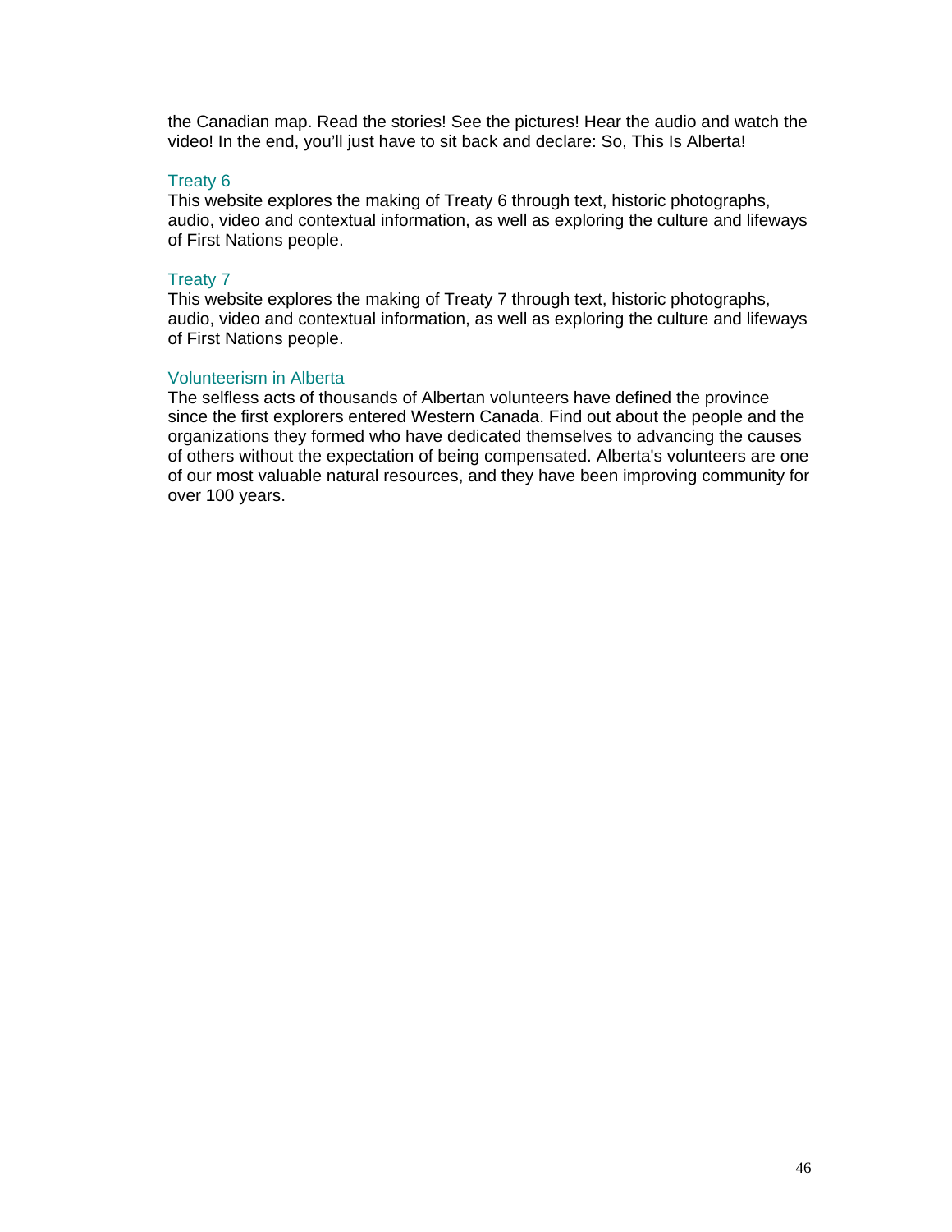the Canadian map. Read the stories! See the pictures! Hear the audio and watch the video! In the end, you'll just have to sit back and declare: So, This Is Alberta!

### Treaty 6

This website explores the making of Treaty 6 through text, historic photographs, audio, video and contextual information, as well as exploring the culture and lifeways of First Nations people.

### Treaty 7

This website explores the making of Treaty 7 through text, historic photographs, audio, video and contextual information, as well as exploring the culture and lifeways of First Nations people.

### Volunteerism in Alberta

The selfless acts of thousands of Albertan volunteers have defined the province since the first explorers entered Western Canada. Find out about the people and the organizations they formed who have dedicated themselves to advancing the causes of others without the expectation of being compensated. Alberta's volunteers are one of our most valuable natural resources, and they have been improving community for over 100 years.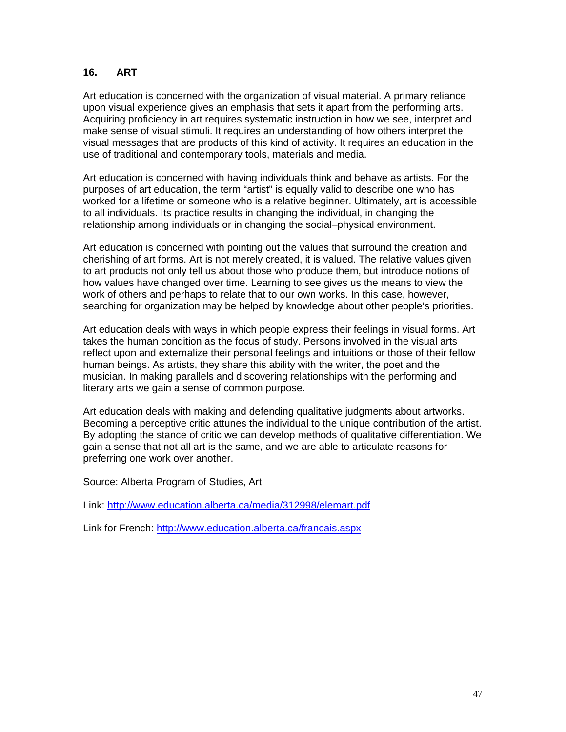## 16. ART

Art education is concerned with the organization of visual material. A primary reliance upon visual experience gives an emphasis that sets it apart from the performing arts. Acquiring proficiency in art requires systematic instruction in how we see, interpret and make sense of visual stimuli. It requires an understanding of how others interpret the visual messages that are products of this kind of activity. It requires an education in the use of traditional and contemporary tools, materials and media.

Art education is concerned with having individuals think and behave as artists. For the purposes of art education, the term "artist" is equally valid to describe one who has worked for a lifetime or someone who is a relative beginner. Ultimately, art is accessible to all individuals. Its practice results in changing the individual, in changing the relationship among individuals or in changing the social–physical environment.

Art education is concerned with pointing out the values that surround the creation and cherishing of art forms. Art is not merely created, it is valued. The relative values given to art products not only tell us about those who produce them, but introduce notions of how values have changed over time. Learning to see gives us the means to view the work of others and perhaps to relate that to our own works. In this case, however, searching for organization may be helped by knowledge about other people's priorities.

Art education deals with ways in which people express their feelings in visual forms. Art takes the human condition as the focus of study. Persons involved in the visual arts reflect upon and externalize their personal feelings and intuitions or those of their fellow human beings. As artists, they share this ability with the writer, the poet and the musician. In making parallels and discovering relationships with the performing and literary arts we gain a sense of common purpose.

Art education deals with making and defending qualitative judgments about artworks. Becoming a perceptive critic attunes the individual to the unique contribution of the artist. By adopting the stance of critic we can develop methods of qualitative differentiation. We gain a sense that not all art is the same, and we are able to articulate reasons for preferring one work over another.

Source: Alberta Program of Studies, Art

Link: http://www.education.alberta.ca/media/312998/elemart.pdf

Link for French: http://www.education.alberta.ca/francais.aspx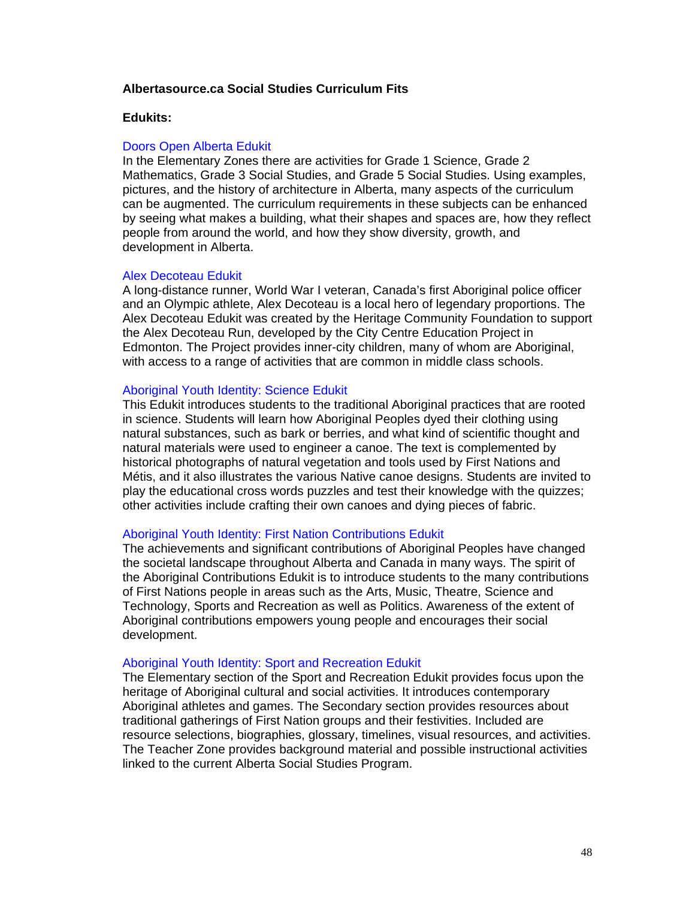**Albertasource.ca Social Studies Curriculum Fits**

**Edukits:**

Doors Open Alberta Edukit
In the Elementary Zones there are activities for Grade 1 Science, Grade 2 Mathematics, Grade 3 Social Studies, and Grade 5 Social Studies. Using examples, pictures, and the history of architecture in Alberta, many aspects of the curriculum can be augmented. The curriculum requirements in these subjects can be enhanced by seeing what makes a building, what their shapes and spaces are, how they reflect people from around the world, and how they show diversity, growth, and development in Alberta.

Alex Decoteau Edukit
A long-distance runner, World War I veteran, Canada's first Aboriginal police officer and an Olympic athlete, Alex Decoteau is a local hero of legendary proportions. The Alex Decoteau Edukit was created by the Heritage Community Foundation to support the Alex Decoteau Run, developed by the City Centre Education Project in Edmonton. The Project provides inner-city children, many of whom are Aboriginal, with access to a range of activities that are common in middle class schools.

Aboriginal Youth Identity: Science Edukit
This Edukit introduces students to the traditional Aboriginal practices that are rooted in science. Students will learn how Aboriginal Peoples dyed their clothing using natural substances, such as bark or berries, and what kind of scientific thought and natural materials were used to engineer a canoe. The text is complemented by historical photographs of natural vegetation and tools used by First Nations and Métis, and it also illustrates the various Native canoe designs. Students are invited to play the educational cross words puzzles and test their knowledge with the quizzes; other activities include crafting their own canoes and dying pieces of fabric.

Aboriginal Youth Identity: First Nation Contributions Edukit
The achievements and significant contributions of Aboriginal Peoples have changed the societal landscape throughout Alberta and Canada in many ways. The spirit of the Aboriginal Contributions Edukit is to introduce students to the many contributions of First Nations people in areas such as the Arts, Music, Theatre, Science and Technology, Sports and Recreation as well as Politics. Awareness of the extent of Aboriginal contributions empowers young people and encourages their social development.

Aboriginal Youth Identity: Sport and Recreation Edukit
The Elementary section of the Sport and Recreation Edukit provides focus upon the heritage of Aboriginal cultural and social activities. It introduces contemporary Aboriginal athletes and games. The Secondary section provides resources about traditional gatherings of First Nation groups and their festivities. Included are resource selections, biographies, glossary, timelines, visual resources, and activities. The Teacher Zone provides background material and possible instructional activities linked to the current Alberta Social Studies Program.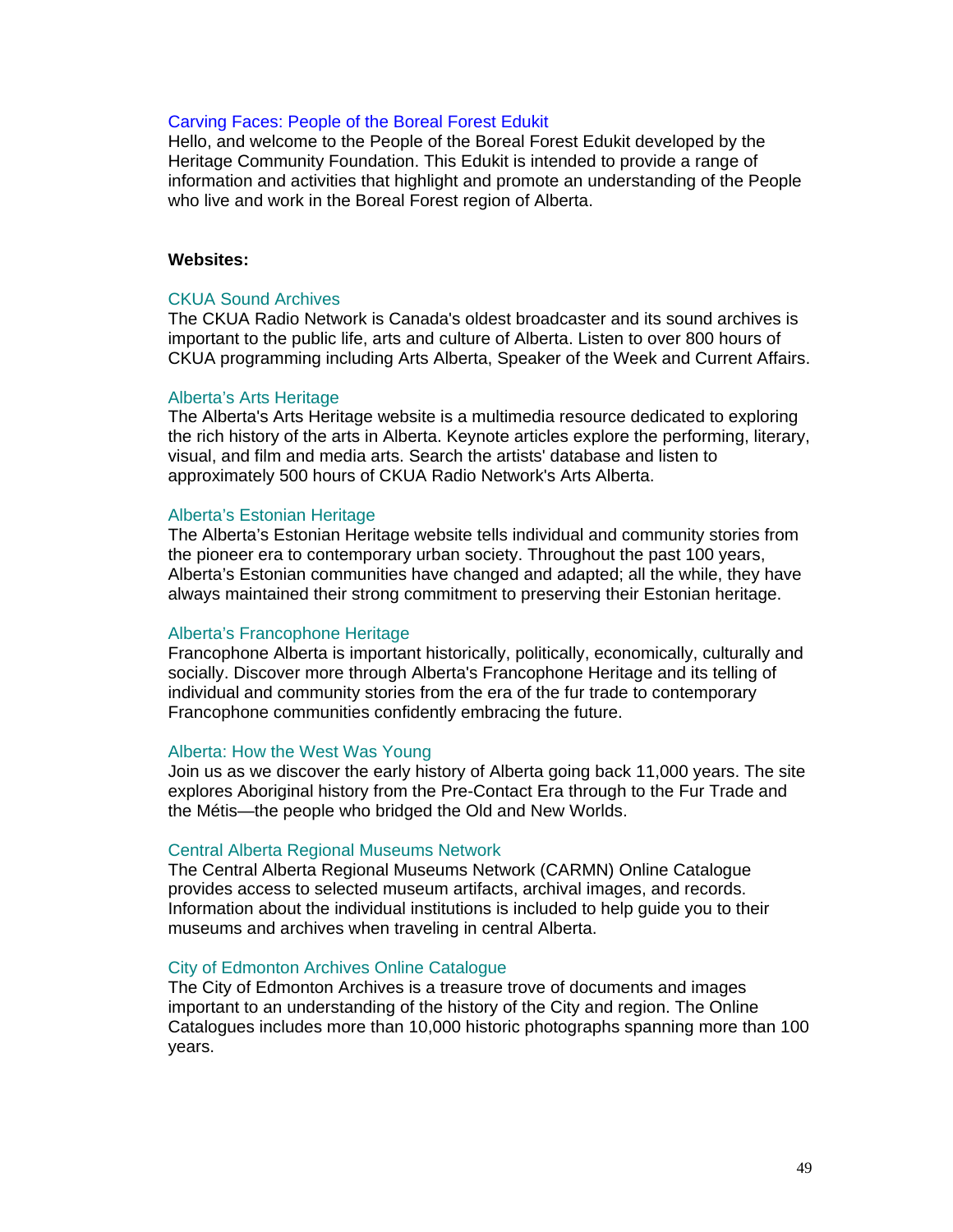Carving Faces: People of the Boreal Forest Edukit

Hello, and welcome to the People of the Boreal Forest Edukit developed by the Heritage Community Foundation. This Edukit is intended to provide a range of information and activities that highlight and promote an understanding of the People who live and work in the Boreal Forest region of Alberta.

**Websites:**

CKUA Sound Archives

The CKUA Radio Network is Canada's oldest broadcaster and its sound archives is important to the public life, arts and culture of Alberta. Listen to over 800 hours of CKUA programming including Arts Alberta, Speaker of the Week and Current Affairs.

Alberta's Arts Heritage

The Alberta's Arts Heritage website is a multimedia resource dedicated to exploring the rich history of the arts in Alberta. Keynote articles explore the performing, literary, visual, and film and media arts. Search the artists' database and listen to approximately 500 hours of CKUA Radio Network's Arts Alberta.

Alberta's Estonian Heritage

The Alberta's Estonian Heritage website tells individual and community stories from the pioneer era to contemporary urban society. Throughout the past 100 years, Alberta's Estonian communities have changed and adapted; all the while, they have always maintained their strong commitment to preserving their Estonian heritage.

Alberta's Francophone Heritage

Francophone Alberta is important historically, politically, economically, culturally and socially. Discover more through Alberta's Francophone Heritage and its telling of individual and community stories from the era of the fur trade to contemporary Francophone communities confidently embracing the future.

Alberta: How the West Was Young

Join us as we discover the early history of Alberta going back 11,000 years. The site explores Aboriginal history from the Pre-Contact Era through to the Fur Trade and the Métis—the people who bridged the Old and New Worlds.

Central Alberta Regional Museums Network

The Central Alberta Regional Museums Network (CARMN) Online Catalogue provides access to selected museum artifacts, archival images, and records. Information about the individual institutions is included to help guide you to their museums and archives when traveling in central Alberta.

City of Edmonton Archives Online Catalogue

The City of Edmonton Archives is a treasure trove of documents and images important to an understanding of the history of the City and region. The Online Catalogues includes more than 10,000 historic photographs spanning more than 100 years.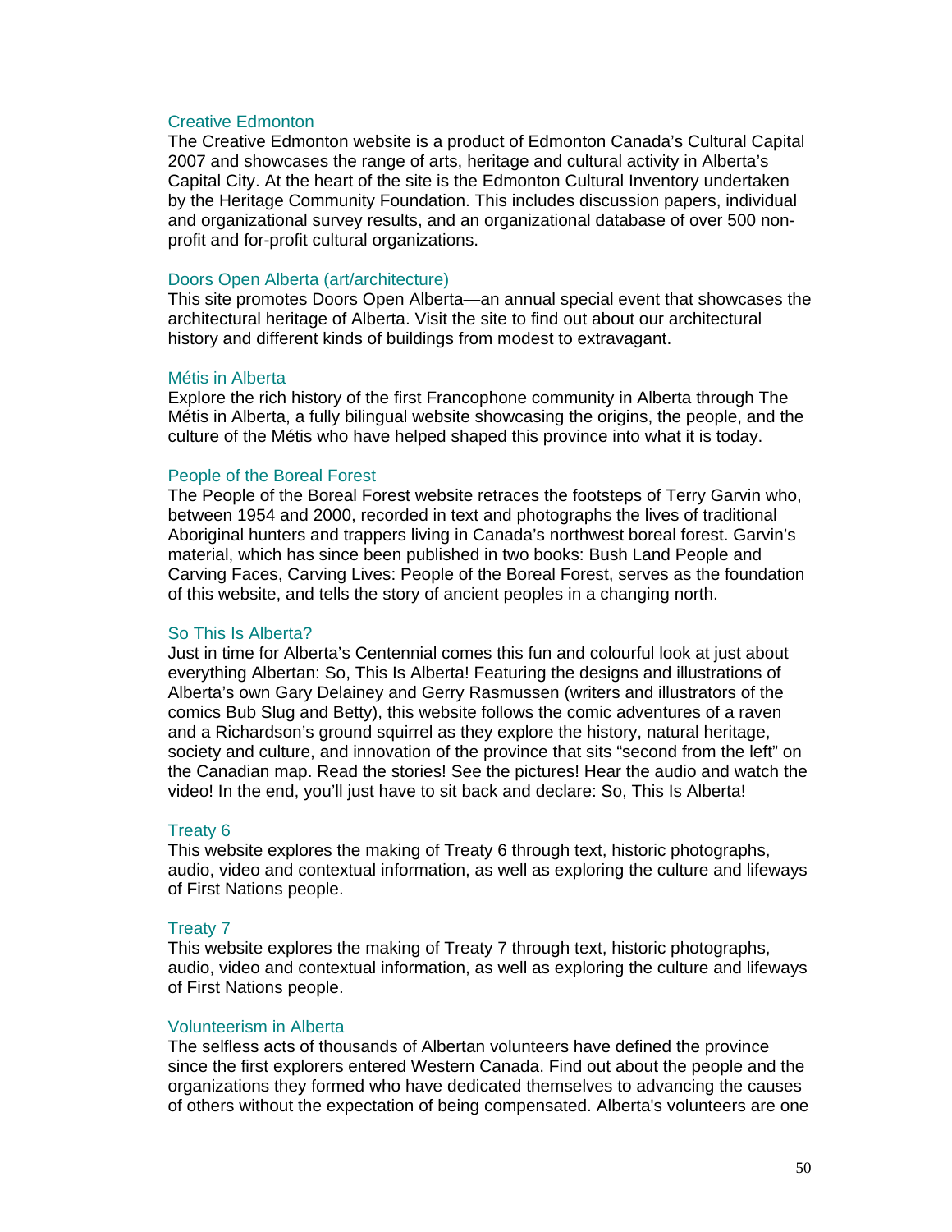### Creative Edmonton

The Creative Edmonton website is a product of Edmonton Canada's Cultural Capital 2007 and showcases the range of arts, heritage and cultural activity in Alberta's Capital City. At the heart of the site is the Edmonton Cultural Inventory undertaken by the Heritage Community Foundation. This includes discussion papers, individual and organizational survey results, and an organizational database of over 500 non-profit and for-profit cultural organizations.

### Doors Open Alberta (art/architecture)

This site promotes Doors Open Alberta—an annual special event that showcases the architectural heritage of Alberta. Visit the site to find out about our architectural history and different kinds of buildings from modest to extravagant.

### Métis in Alberta

Explore the rich history of the first Francophone community in Alberta through The Métis in Alberta, a fully bilingual website showcasing the origins, the people, and the culture of the Métis who have helped shaped this province into what it is today.

### People of the Boreal Forest

The People of the Boreal Forest website retraces the footsteps of Terry Garvin who, between 1954 and 2000, recorded in text and photographs the lives of traditional Aboriginal hunters and trappers living in Canada's northwest boreal forest. Garvin's material, which has since been published in two books: Bush Land People and Carving Faces, Carving Lives: People of the Boreal Forest, serves as the foundation of this website, and tells the story of ancient peoples in a changing north.

### So This Is Alberta?

Just in time for Alberta's Centennial comes this fun and colourful look at just about everything Albertan: So, This Is Alberta! Featuring the designs and illustrations of Alberta's own Gary Delainey and Gerry Rasmussen (writers and illustrators of the comics Bub Slug and Betty), this website follows the comic adventures of a raven and a Richardson's ground squirrel as they explore the history, natural heritage, society and culture, and innovation of the province that sits "second from the left" on the Canadian map. Read the stories! See the pictures! Hear the audio and watch the video! In the end, you'll just have to sit back and declare: So, This Is Alberta!

### Treaty 6

This website explores the making of Treaty 6 through text, historic photographs, audio, video and contextual information, as well as exploring the culture and lifeways of First Nations people.

### Treaty 7

This website explores the making of Treaty 7 through text, historic photographs, audio, video and contextual information, as well as exploring the culture and lifeways of First Nations people.

### Volunteerism in Alberta

The selfless acts of thousands of Albertan volunteers have defined the province since the first explorers entered Western Canada. Find out about the people and the organizations they formed who have dedicated themselves to advancing the causes of others without the expectation of being compensated. Alberta's volunteers are one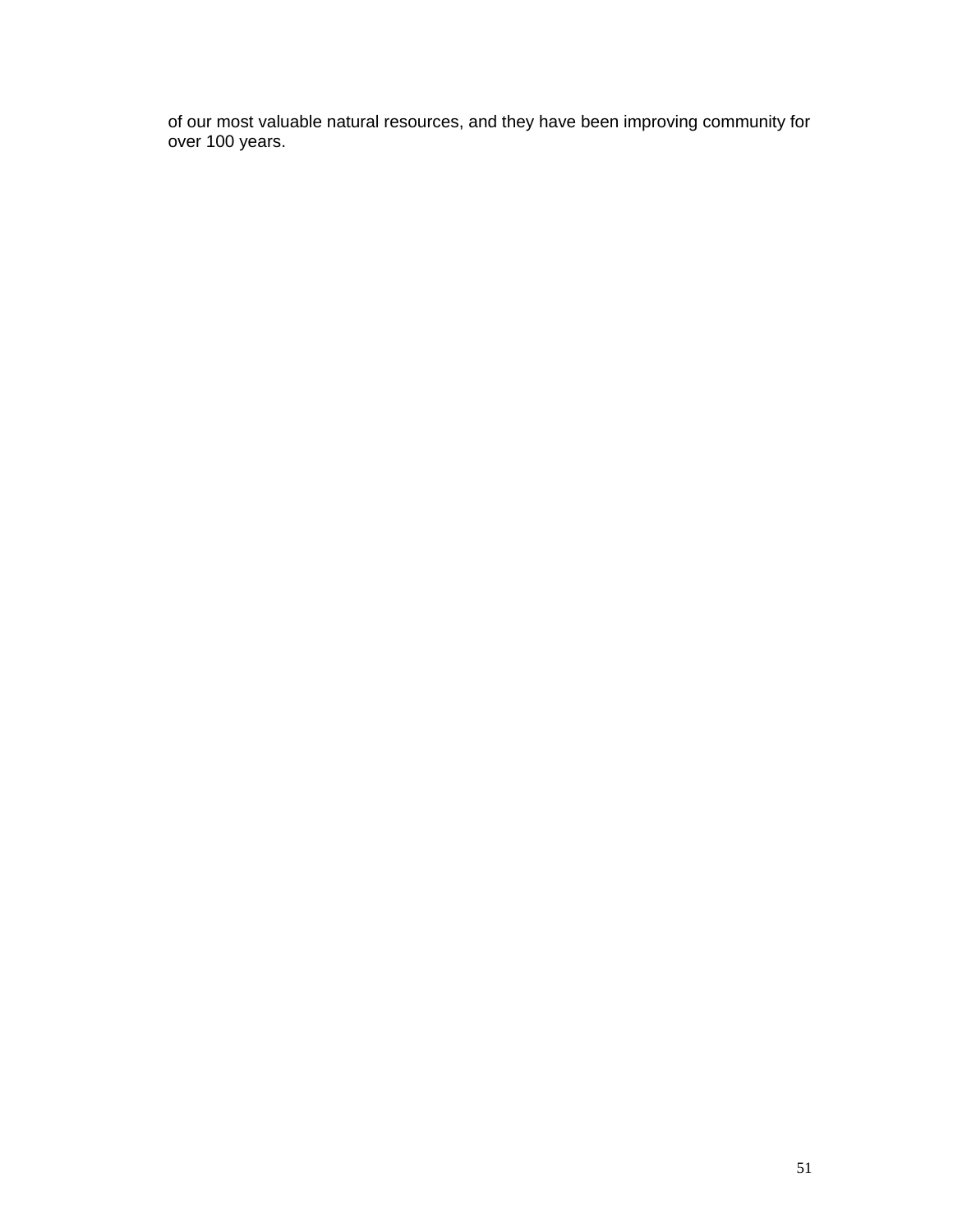of our most valuable natural resources, and they have been improving community for over 100 years.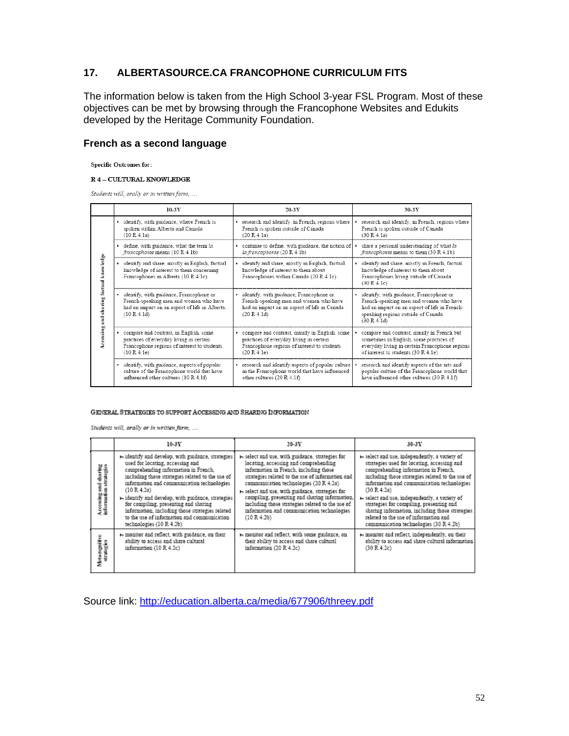## 17. ALBERTASOURCE.CA FRANCOPHONE CURRICULUM FITS

The information below is taken from the High School 3-year FSL Program. Most of these objectives can be met by browsing through the Francophone Websites and Edukits developed by the Heritage Community Foundation.

### French as a second language

**Specific Outcomes for:**

**R 4 – CULTURAL KNOWLEDGE**

*Students will, orally or in written form, …*

| | 10-3Y | 20-3Y | 30-3Y |
|---|---|---|---|
| Accessing and sharing factual knowledge | • identify, with guidance, where French is spoken within Alberta and Canada (10 R 4.1a) | • research and identify, in French, regions where French is spoken outside of Canada (20 R 4.1a) | • research and identify, in French, regions where French is spoken outside of Canada (30 R 4.1a) |
| | • define, with guidance, what the term *la francophonie* means (10 R 4.1b) | • continue to define, with guidance, the notion of *la francophonie* (20 R 4.1b) | • share a personal understanding of what *la francophonie* means to them (30 R 4.1b) |
| | • identify and share, mostly in English, factual knowledge of interest to them concerning Francophones in Alberta (10 R 4.1c) | • identify and share, mostly in English, factual knowledge of interest to them about Francophones within Canada (20 R 4.1c) | • identify and share, mostly in French, factual knowledge of interest to them about Francophones living outside of Canada (30 R 4.1c) |
| | • identify, with guidance, Francophone or French-speaking men and women who have had an impact on an aspect of life in Alberta. (10 R 4.1d) | • identify, with guidance, Francophone or French-speaking men and women who have had an impact on an aspect of life in Canada (20 R 4.1d) | • identify, with guidance, Francophone or French-speaking men and women who have had an impact on an aspect of life in French-speaking regions outside of Canada (30 R 4.1d) |
| | • compare and contrast, in English, some practices of everyday living in certain Francophone regions of interest to students. (10 R 4.1e) | • compare and contrast, mainly in English, some practices of everyday living in certain Francophone regions of interest to students (20 R 4.1e) | • compare and contrast, mainly in French but sometimes in English, some practices of everyday living in certain Francophone regions of interest to students (30 R 4.1e) |
| | • identify, with guidance, aspects of popular culture of the Francophone world that have influenced other cultures (10 R 4.1f) | • research and identify aspects of popular culture in the Francophone world that have influenced other cultures (20 R 4.1f) | • research and identify aspects of the arts and popular culture of the Francophone world that have influenced other cultures (30 R 4.1f) |

**GENERAL STRATEGIES TO SUPPORT ACCESSING AND SHARING INFORMATION**

*Students will, orally or in written form, …*

| | 10-3Y | 20-3Y | 30-3Y |
|---|---|---|---|
| Accessing and sharing information strategies | ➢ identify and develop, with guidance, strategies used for locating, accessing and comprehending information in French, including those strategies related to the use of information and communication technologies (10 R 4.2a)<br>➢ identify and develop, with guidance, strategies for compiling, presenting and sharing information, including those strategies related to the use of information and communication technologies (10 R 4.2b) | ➢ select and use, with guidance, strategies for locating, accessing and comprehending information in French, including those strategies related to the use of information and communication technologies (20 R 4.2a)<br>➢ select and use, with guidance, strategies for compiling, presenting and sharing information, including those strategies related to the use of information and communication technologies (10 R 4.2b) | ➢ select and use, independently, a variety of strategies used for locating, accessing and comprehending information in French, including those strategies related to the use of information and communication technologies (30 R 4.2a)<br>➢ select and use, independently, a variety of strategies for compiling, presenting and sharing information, including those strategies related to the use of information and communication technologies (30 R 4.2b) |
| Metacognitive strategies | ➢ monitor and reflect, with guidance, on their ability to access and share cultural information (10 R 4.2c) | ➢ monitor and reflect, with some guidance, on their ability to access and share cultural information (20 R 4.2c) | ➢ monitor and reflect, independently, on their ability to access and share cultural information (30 R 4.2c) |

Source link: http://education.alberta.ca/media/677906/threey.pdf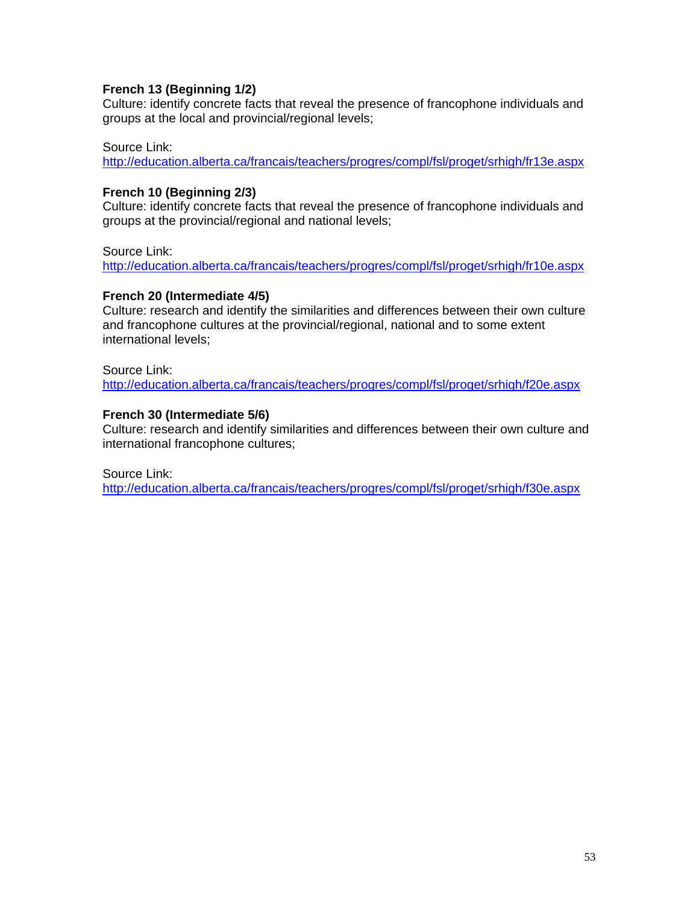**French 13 (Beginning 1/2)**
Culture: identify concrete facts that reveal the presence of francophone individuals and groups at the local and provincial/regional levels;

Source Link:
http://education.alberta.ca/francais/teachers/progres/compl/fsl/proget/srhigh/fr13e.aspx

**French 10 (Beginning 2/3)**
Culture: identify concrete facts that reveal the presence of francophone individuals and groups at the provincial/regional and national levels;

Source Link:
http://education.alberta.ca/francais/teachers/progres/compl/fsl/proget/srhigh/fr10e.aspx

**French 20 (Intermediate 4/5)**
Culture: research and identify the similarities and differences between their own culture and francophone cultures at the provincial/regional, national and to some extent international levels;

Source Link:
http://education.alberta.ca/francais/teachers/progres/compl/fsl/proget/srhigh/f20e.aspx

**French 30 (Intermediate 5/6)**
Culture: research and identify similarities and differences between their own culture and international francophone cultures;

Source Link:
http://education.alberta.ca/francais/teachers/progres/compl/fsl/proget/srhigh/f30e.aspx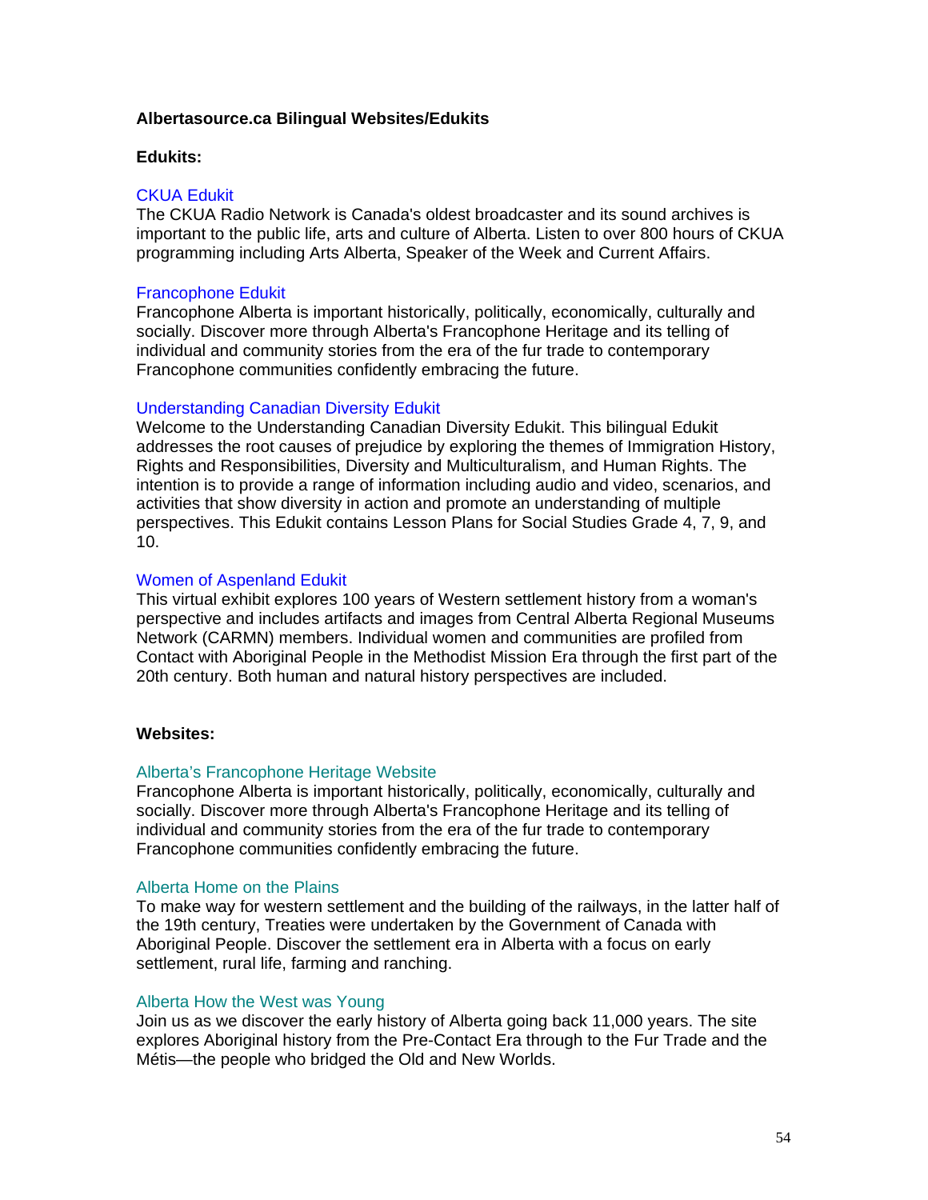**Albertasource.ca Bilingual Websites/Edukits**

**Edukits:**

CKUA Edukit
The CKUA Radio Network is Canada's oldest broadcaster and its sound archives is important to the public life, arts and culture of Alberta. Listen to over 800 hours of CKUA programming including Arts Alberta, Speaker of the Week and Current Affairs.

Francophone Edukit
Francophone Alberta is important historically, politically, economically, culturally and socially. Discover more through Alberta's Francophone Heritage and its telling of individual and community stories from the era of the fur trade to contemporary Francophone communities confidently embracing the future.

Understanding Canadian Diversity Edukit
Welcome to the Understanding Canadian Diversity Edukit. This bilingual Edukit addresses the root causes of prejudice by exploring the themes of Immigration History, Rights and Responsibilities, Diversity and Multiculturalism, and Human Rights. The intention is to provide a range of information including audio and video, scenarios, and activities that show diversity in action and promote an understanding of multiple perspectives. This Edukit contains Lesson Plans for Social Studies Grade 4, 7, 9, and 10.

Women of Aspenland Edukit
This virtual exhibit explores 100 years of Western settlement history from a woman's perspective and includes artifacts and images from Central Alberta Regional Museums Network (CARMN) members. Individual women and communities are profiled from Contact with Aboriginal People in the Methodist Mission Era through the first part of the 20th century. Both human and natural history perspectives are included.

**Websites:**

Alberta's Francophone Heritage Website
Francophone Alberta is important historically, politically, economically, culturally and socially. Discover more through Alberta's Francophone Heritage and its telling of individual and community stories from the era of the fur trade to contemporary Francophone communities confidently embracing the future.

Alberta Home on the Plains
To make way for western settlement and the building of the railways, in the latter half of the 19th century, Treaties were undertaken by the Government of Canada with Aboriginal People. Discover the settlement era in Alberta with a focus on early settlement, rural life, farming and ranching.

Alberta How the West was Young
Join us as we discover the early history of Alberta going back 11,000 years. The site explores Aboriginal history from the Pre-Contact Era through to the Fur Trade and the Métis—the people who bridged the Old and New Worlds.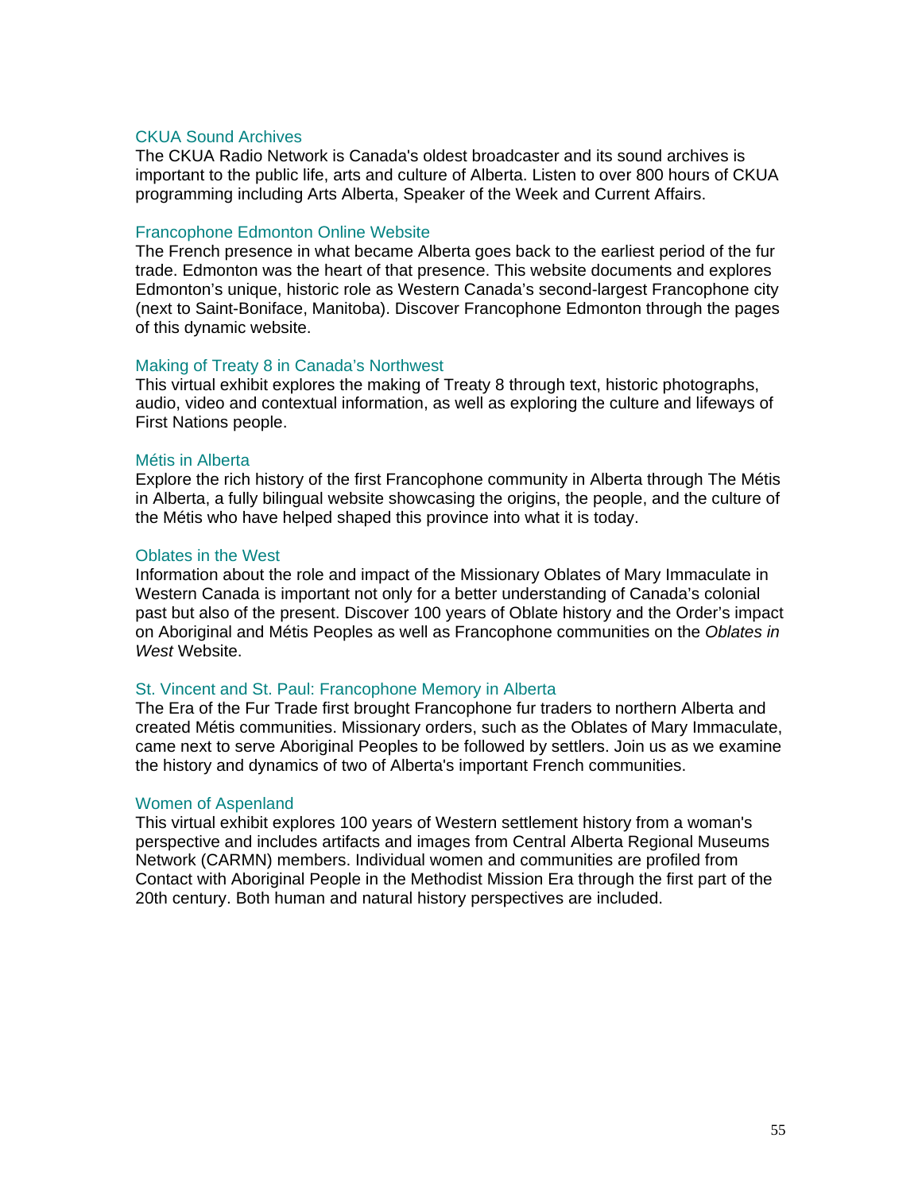### CKUA Sound Archives

The CKUA Radio Network is Canada's oldest broadcaster and its sound archives is important to the public life, arts and culture of Alberta. Listen to over 800 hours of CKUA programming including Arts Alberta, Speaker of the Week and Current Affairs.

### Francophone Edmonton Online Website

The French presence in what became Alberta goes back to the earliest period of the fur trade. Edmonton was the heart of that presence. This website documents and explores Edmonton's unique, historic role as Western Canada's second-largest Francophone city (next to Saint-Boniface, Manitoba). Discover Francophone Edmonton through the pages of this dynamic website.

### Making of Treaty 8 in Canada's Northwest

This virtual exhibit explores the making of Treaty 8 through text, historic photographs, audio, video and contextual information, as well as exploring the culture and lifeways of First Nations people.

### Métis in Alberta

Explore the rich history of the first Francophone community in Alberta through The Métis in Alberta, a fully bilingual website showcasing the origins, the people, and the culture of the Métis who have helped shaped this province into what it is today.

### Oblates in the West

Information about the role and impact of the Missionary Oblates of Mary Immaculate in Western Canada is important not only for a better understanding of Canada's colonial past but also of the present. Discover 100 years of Oblate history and the Order's impact on Aboriginal and Métis Peoples as well as Francophone communities on the *Oblates in West* Website.

### St. Vincent and St. Paul: Francophone Memory in Alberta

The Era of the Fur Trade first brought Francophone fur traders to northern Alberta and created Métis communities. Missionary orders, such as the Oblates of Mary Immaculate, came next to serve Aboriginal Peoples to be followed by settlers. Join us as we examine the history and dynamics of two of Alberta's important French communities.

### Women of Aspenland

This virtual exhibit explores 100 years of Western settlement history from a woman's perspective and includes artifacts and images from Central Alberta Regional Museums Network (CARMN) members. Individual women and communities are profiled from Contact with Aboriginal People in the Methodist Mission Era through the first part of the 20th century. Both human and natural history perspectives are included.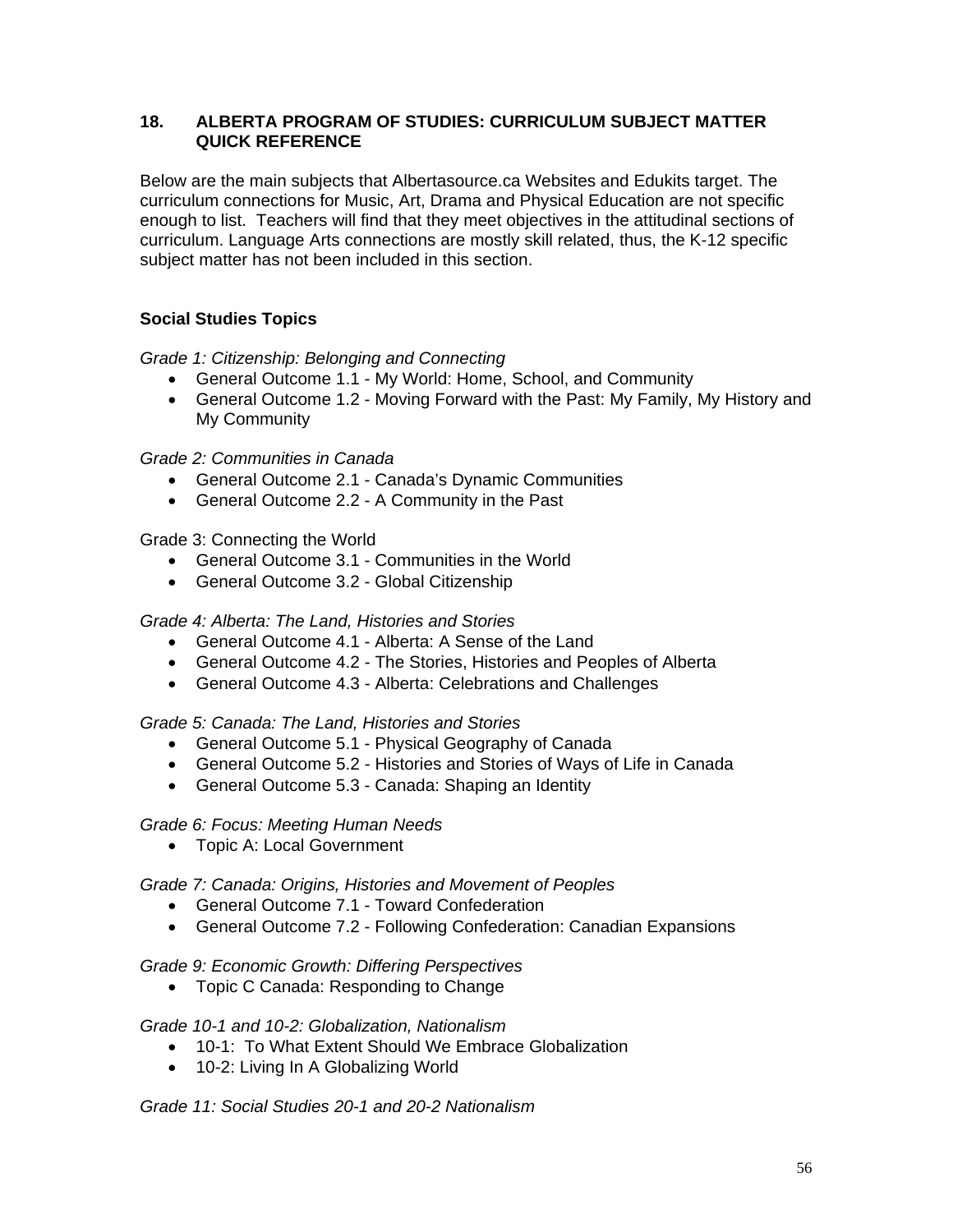## 18. ALBERTA PROGRAM OF STUDIES: CURRICULUM SUBJECT MATTER QUICK REFERENCE

Below are the main subjects that Albertasource.ca Websites and Edukits target. The curriculum connections for Music, Art, Drama and Physical Education are not specific enough to list. Teachers will find that they meet objectives in the attitudinal sections of curriculum. Language Arts connections are mostly skill related, thus, the K-12 specific subject matter has not been included in this section.

### Social Studies Topics

*Grade 1: Citizenship: Belonging and Connecting*

- General Outcome 1.1 - My World: Home, School, and Community
- General Outcome 1.2 - Moving Forward with the Past: My Family, My History and My Community

*Grade 2: Communities in Canada*

- General Outcome 2.1 - Canada's Dynamic Communities
- General Outcome 2.2 - A Community in the Past

Grade 3: Connecting the World

- General Outcome 3.1 - Communities in the World
- General Outcome 3.2 - Global Citizenship

*Grade 4: Alberta: The Land, Histories and Stories*

- General Outcome 4.1 - Alberta: A Sense of the Land
- General Outcome 4.2 - The Stories, Histories and Peoples of Alberta
- General Outcome 4.3 - Alberta: Celebrations and Challenges

*Grade 5: Canada: The Land, Histories and Stories*

- General Outcome 5.1 - Physical Geography of Canada
- General Outcome 5.2 - Histories and Stories of Ways of Life in Canada
- General Outcome 5.3 - Canada: Shaping an Identity

*Grade 6: Focus: Meeting Human Needs*

- Topic A: Local Government

*Grade 7: Canada: Origins, Histories and Movement of Peoples*

- General Outcome 7.1 - Toward Confederation
- General Outcome 7.2 - Following Confederation: Canadian Expansions

*Grade 9: Economic Growth: Differing Perspectives*

- Topic C Canada: Responding to Change

*Grade 10-1 and 10-2: Globalization, Nationalism*

- 10-1: To What Extent Should We Embrace Globalization
- 10-2: Living In A Globalizing World

*Grade 11: Social Studies 20-1 and 20-2 Nationalism*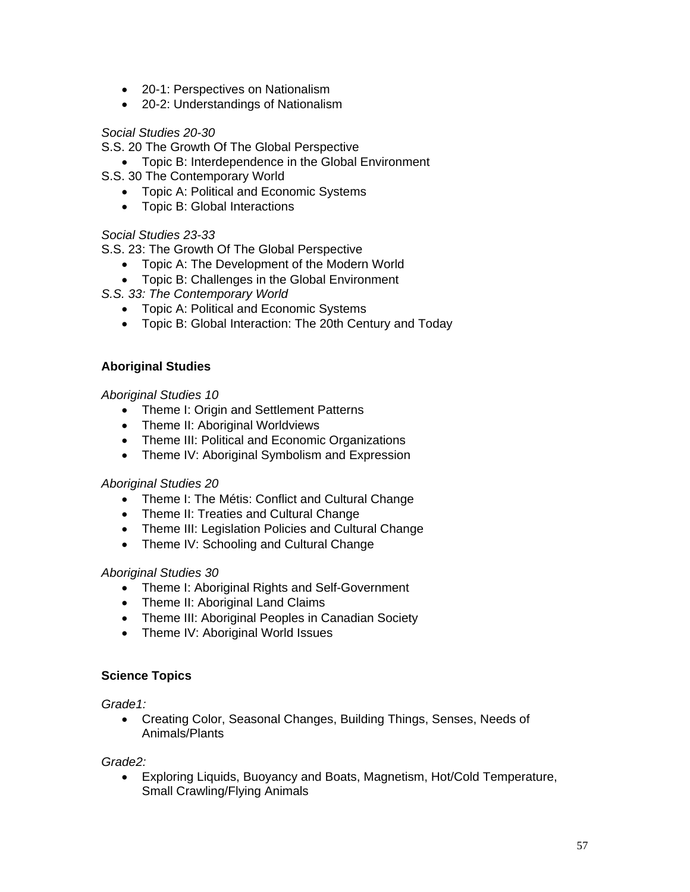- 20-1: Perspectives on Nationalism
- 20-2: Understandings of Nationalism

*Social Studies 20-30*

S.S. 20 The Growth Of The Global Perspective

- Topic B: Interdependence in the Global Environment

S.S. 30 The Contemporary World

- Topic A: Political and Economic Systems
- Topic B: Global Interactions

*Social Studies 23-33*

S.S. 23: The Growth Of The Global Perspective

- Topic A: The Development of the Modern World
- Topic B: Challenges in the Global Environment

*S.S. 33: The Contemporary World*

- Topic A: Political and Economic Systems
- Topic B: Global Interaction: The 20th Century and Today

**Aboriginal Studies**

*Aboriginal Studies 10*

- Theme I: Origin and Settlement Patterns
- Theme II: Aboriginal Worldviews
- Theme III: Political and Economic Organizations
- Theme IV: Aboriginal Symbolism and Expression

*Aboriginal Studies 20*

- Theme I: The Métis: Conflict and Cultural Change
- Theme II: Treaties and Cultural Change
- Theme III: Legislation Policies and Cultural Change
- Theme IV: Schooling and Cultural Change

*Aboriginal Studies 30*

- Theme I: Aboriginal Rights and Self-Government
- Theme II: Aboriginal Land Claims
- Theme III: Aboriginal Peoples in Canadian Society
- Theme IV: Aboriginal World Issues

**Science Topics**

*Grade1:*

- Creating Color, Seasonal Changes, Building Things, Senses, Needs of Animals/Plants

*Grade2:*

- Exploring Liquids, Buoyancy and Boats, Magnetism, Hot/Cold Temperature, Small Crawling/Flying Animals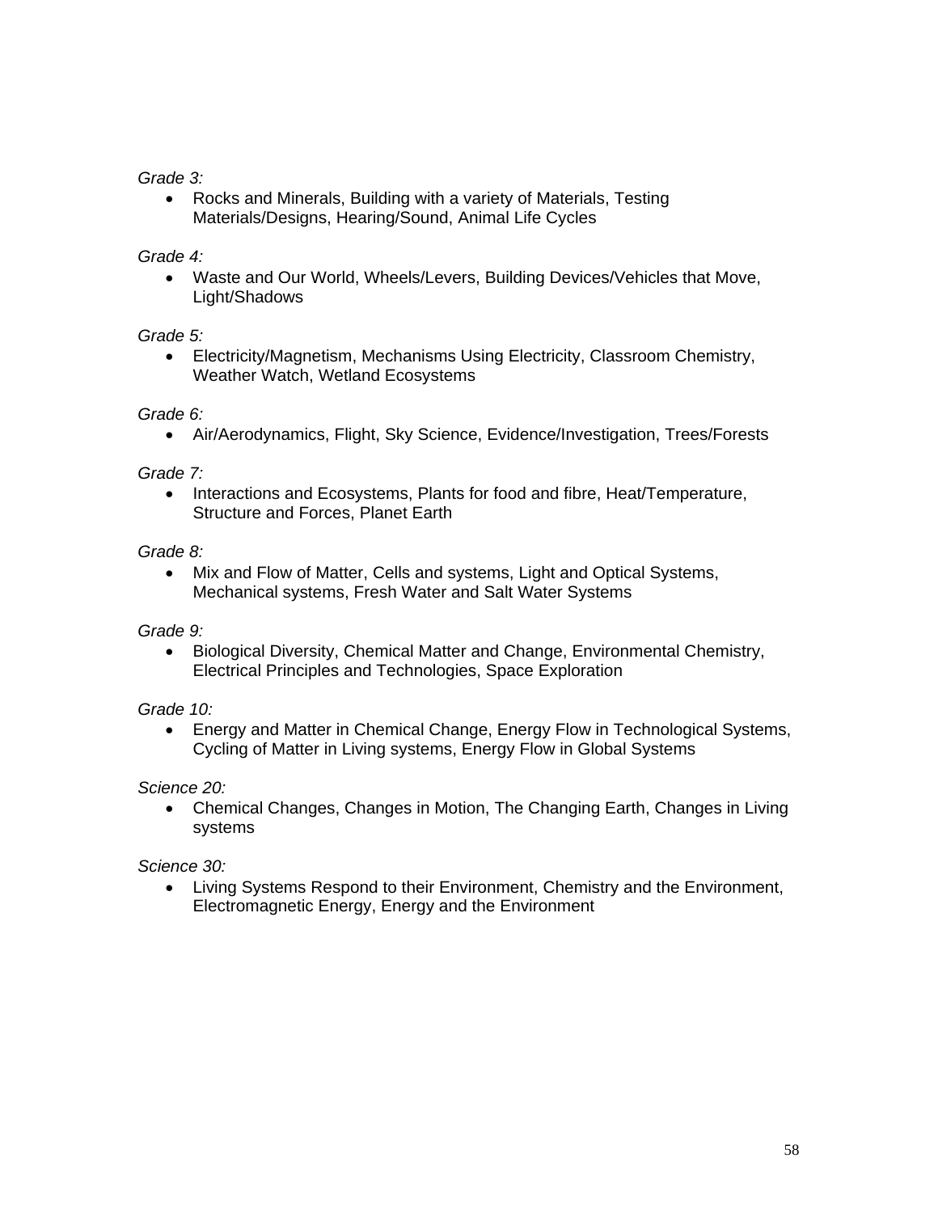*Grade 3:*

- Rocks and Minerals, Building with a variety of Materials, Testing Materials/Designs, Hearing/Sound, Animal Life Cycles

*Grade 4:*

- Waste and Our World, Wheels/Levers, Building Devices/Vehicles that Move, Light/Shadows

*Grade 5:*

- Electricity/Magnetism, Mechanisms Using Electricity, Classroom Chemistry, Weather Watch, Wetland Ecosystems

*Grade 6:*

- Air/Aerodynamics, Flight, Sky Science, Evidence/Investigation, Trees/Forests

*Grade 7:*

- Interactions and Ecosystems, Plants for food and fibre, Heat/Temperature, Structure and Forces, Planet Earth

*Grade 8:*

- Mix and Flow of Matter, Cells and systems, Light and Optical Systems, Mechanical systems, Fresh Water and Salt Water Systems

*Grade 9:*

- Biological Diversity, Chemical Matter and Change, Environmental Chemistry, Electrical Principles and Technologies, Space Exploration

*Grade 10:*

- Energy and Matter in Chemical Change, Energy Flow in Technological Systems, Cycling of Matter in Living systems, Energy Flow in Global Systems

*Science 20:*

- Chemical Changes, Changes in Motion, The Changing Earth, Changes in Living systems

*Science 30:*

- Living Systems Respond to their Environment, Chemistry and the Environment, Electromagnetic Energy, Energy and the Environment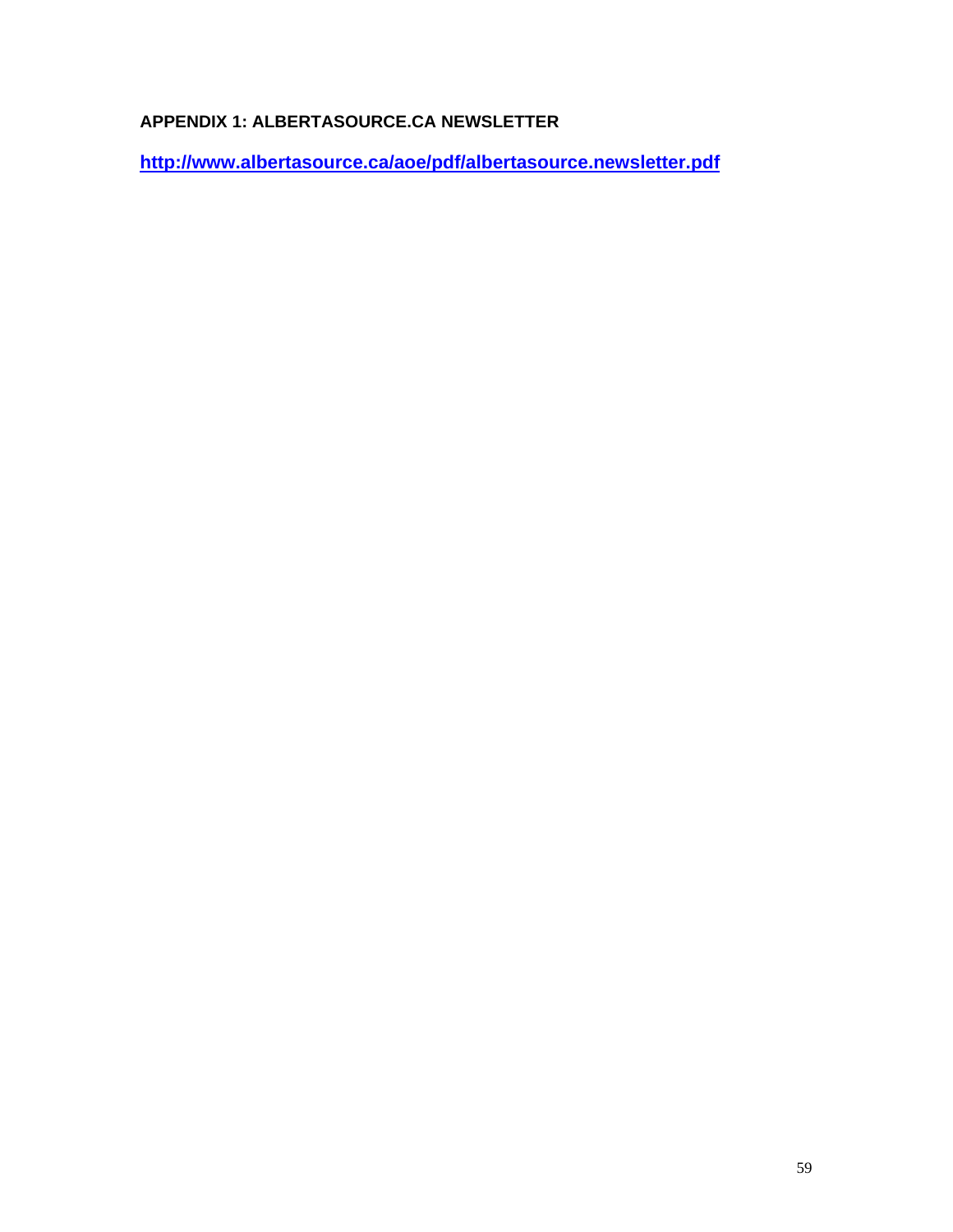**APPENDIX 1: ALBERTASOURCE.CA NEWSLETTER**

http://www.albertasource.ca/aoe/pdf/albertasource.newsletter.pdf